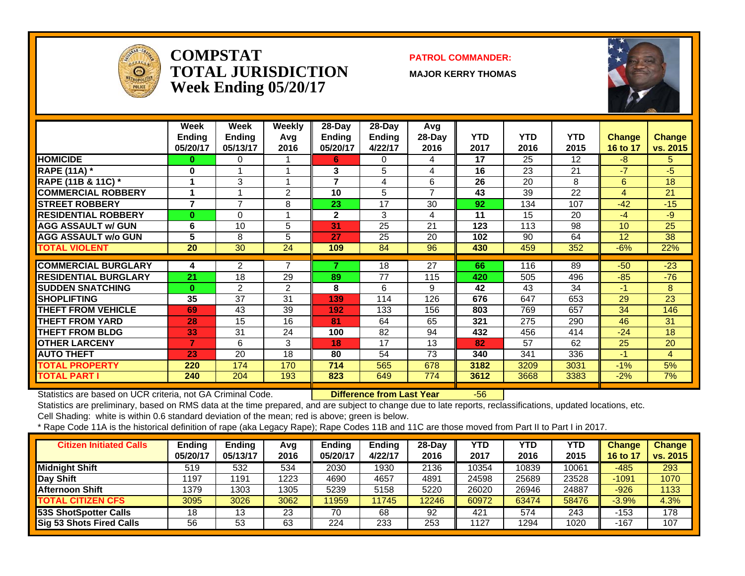# COMPSTAT TOTAL JURISDICTION Week Ending 05/20/17

**PATROL COMMANDER:**

**MAJOR KERRY THOMAS**

| | Week Ending 05/20/17 | Week Ending 05/13/17 | Weekly Avg 2016 | 28-Day Ending 05/20/17 | 28-Day Ending 4/22/17 | Avg 28-Day 2016 | YTD 2017 | YTD 2016 | YTD 2015 | Change 16 to 17 | Change vs. 2015 |
|---|---|---|---|---|---|---|---|---|---|---|---|
| HOMICIDE | 0 | 0 | 1 | 6 | 0 | 4 | 17 | 25 | 12 | -8 | 5 |
| RAPE (11A) * | 0 | 1 | 1 | 3 | 5 | 4 | 16 | 23 | 21 | -7 | -5 |
| RAPE (11B & 11C) * | 1 | 3 | 1 | 7 | 4 | 6 | 26 | 20 | 8 | 6 | 18 |
| COMMERCIAL ROBBERY | 1 | 1 | 2 | 10 | 5 | 7 | 43 | 39 | 22 | 4 | 21 |
| STREET ROBBERY | 7 | 7 | 8 | 23 | 17 | 30 | 92 | 134 | 107 | -42 | -15 |
| RESIDENTIAL ROBBERY | 0 | 0 | 1 | 2 | 3 | 4 | 11 | 15 | 20 | -4 | -9 |
| AGG ASSAULT w/ GUN | 6 | 10 | 5 | 31 | 25 | 21 | 123 | 113 | 98 | 10 | 25 |
| AGG ASSAULT w/o GUN | 5 | 8 | 5 | 27 | 25 | 20 | 102 | 90 | 64 | 12 | 38 |
| TOTAL VIOLENT | 20 | 30 | 24 | 109 | 84 | 96 | 430 | 459 | 352 | -6% | 22% |
| COMMERCIAL BURGLARY | 4 | 2 | 7 | 7 | 18 | 27 | 66 | 116 | 89 | -50 | -23 |
| RESIDENTIAL BURGLARY | 21 | 18 | 29 | 89 | 77 | 115 | 420 | 505 | 496 | -85 | -76 |
| SUDDEN SNATCHING | 0 | 2 | 2 | 8 | 6 | 9 | 42 | 43 | 34 | -1 | 8 |
| SHOPLIFTING | 35 | 37 | 31 | 139 | 114 | 126 | 676 | 647 | 653 | 29 | 23 |
| THEFT FROM VEHICLE | 69 | 43 | 39 | 192 | 133 | 156 | 803 | 769 | 657 | 34 | 146 |
| THEFT FROM YARD | 28 | 15 | 16 | 81 | 64 | 65 | 321 | 275 | 290 | 46 | 31 |
| THEFT FROM BLDG | 33 | 31 | 24 | 100 | 82 | 94 | 432 | 456 | 414 | -24 | 18 |
| OTHER LARCENY | 7 | 6 | 3 | 18 | 17 | 13 | 82 | 57 | 62 | 25 | 20 |
| AUTO THEFT | 23 | 20 | 18 | 80 | 54 | 73 | 340 | 341 | 336 | -1 | 4 |
| TOTAL PROPERTY | 220 | 174 | 170 | 714 | 565 | 678 | 3182 | 3209 | 3031 | -1% | 5% |
| TOTAL PART I | 240 | 204 | 193 | 823 | 649 | 774 | 3612 | 3668 | 3383 | -2% | 7% |

Statistics are based on UCR criteria, not GA Criminal Code. **Difference from Last Year** -56

Statistics are preliminary, based on RMS data at the time prepared, and are subject to change due to late reports, reclassifications, updated locations, etc.

Cell Shading: white is within 0.6 standard deviation of the mean; red is above; green is below.

* Rape Code 11A is the historical definition of rape (aka Legacy Rape); Rape Codes 11B and 11C are those moved from Part II to Part I in 2017.

| Citizen Initiated Calls | Ending 05/20/17 | Ending 05/13/17 | Avg 2016 | Ending 05/20/17 | Ending 4/22/17 | 28-Day 2016 | YTD 2017 | YTD 2016 | YTD 2015 | Change 16 to 17 | Change vs. 2015 |
|---|---|---|---|---|---|---|---|---|---|---|---|
| Midnight Shift | 519 | 532 | 534 | 2030 | 1930 | 2136 | 10354 | 10839 | 10061 | -485 | 293 |
| Day Shift | 1197 | 1191 | 1223 | 4690 | 4657 | 4891 | 24598 | 25689 | 23528 | -1091 | 1070 |
| Afternoon Shift | 1379 | 1303 | 1305 | 5239 | 5158 | 5220 | 26020 | 26946 | 24887 | -926 | 1133 |
| TOTAL CITIZEN CFS | 3095 | 3026 | 3062 | 11959 | 11745 | 12246 | 60972 | 63474 | 58476 | -3.9% | 4.3% |
| 53S ShotSpotter Calls | 18 | 13 | 23 | 70 | 68 | 92 | 421 | 574 | 243 | -153 | 178 |
| Sig 53 Shots Fired Calls | 56 | 53 | 63 | 224 | 233 | 253 | 1127 | 1294 | 1020 | -167 | 107 |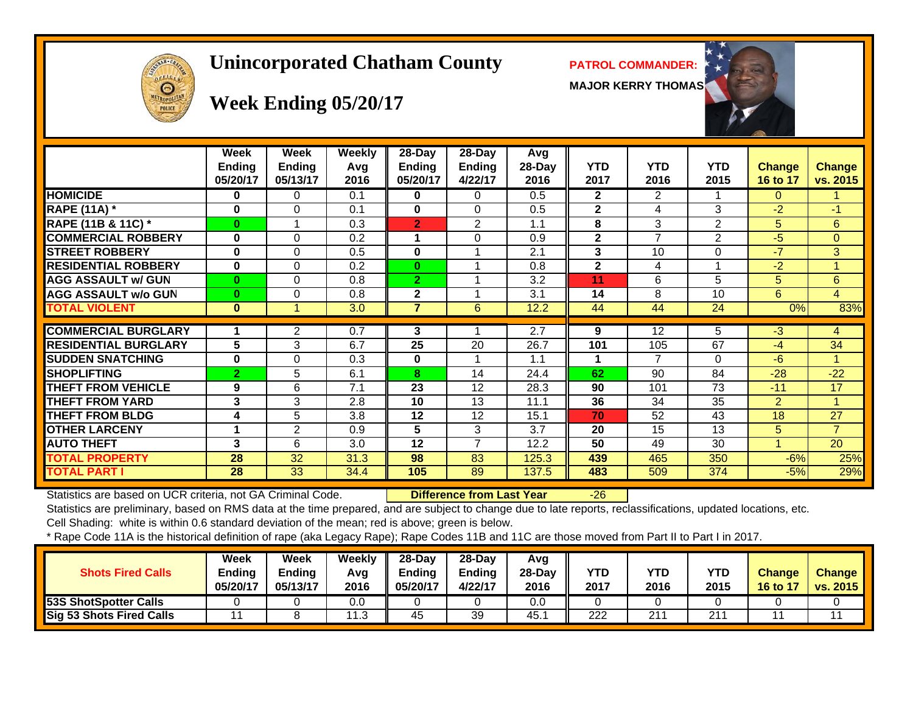# Unincorporated Chatham County

## Week Ending 05/20/17

**PATROL COMMANDER:**

**MAJOR KERRY THOMAS**

| | Week Ending 05/20/17 | Week Ending 05/13/17 | Weekly Avg 2016 | 28-Day Ending 05/20/17 | 28-Day Ending 4/22/17 | Avg 28-Day 2016 | YTD 2017 | YTD 2016 | YTD 2015 | Change 16 to 17 | Change vs. 2015 |
|---|---|---|---|---|---|---|---|---|---|---|---|
| HOMICIDE | 0 | 0 | 0.1 | 0 | 0 | 0.5 | 2 | 2 | 1 | 0 | 1 |
| RAPE (11A) * | 0 | 0 | 0.1 | 0 | 0 | 0.5 | 2 | 4 | 3 | -2 | -1 |
| RAPE (11B & 11C) * | 0 | 1 | 0.3 | 2 | 2 | 1.1 | 8 | 3 | 2 | 5 | 6 |
| COMMERCIAL ROBBERY | 0 | 0 | 0.2 | 1 | 0 | 0.9 | 2 | 7 | 2 | -5 | 0 |
| STREET ROBBERY | 0 | 0 | 0.5 | 0 | 1 | 2.1 | 3 | 10 | 0 | -7 | 3 |
| RESIDENTIAL ROBBERY | 0 | 0 | 0.2 | 0 | 1 | 0.8 | 2 | 4 | 1 | -2 | 1 |
| AGG ASSAULT w/ GUN | 0 | 0 | 0.8 | 2 | 1 | 3.2 | 11 | 6 | 5 | 5 | 6 |
| AGG ASSAULT w/o GUN | 0 | 0 | 0.8 | 2 | 1 | 3.1 | 14 | 8 | 10 | 6 | 4 |
| TOTAL VIOLENT | 0 | 1 | 3.0 | 7 | 6 | 12.2 | 44 | 44 | 24 | 0% | 83% |
| COMMERCIAL BURGLARY | 1 | 2 | 0.7 | 3 | 1 | 2.7 | 9 | 12 | 5 | -3 | 4 |
| RESIDENTIAL BURGLARY | 5 | 3 | 6.7 | 25 | 20 | 26.7 | 101 | 105 | 67 | -4 | 34 |
| SUDDEN SNATCHING | 0 | 0 | 0.3 | 0 | 1 | 1.1 | 1 | 7 | 0 | -6 | 1 |
| SHOPLIFTING | 2 | 5 | 6.1 | 8 | 14 | 24.4 | 62 | 90 | 84 | -28 | -22 |
| THEFT FROM VEHICLE | 9 | 6 | 7.1 | 23 | 12 | 28.3 | 90 | 101 | 73 | -11 | 17 |
| THEFT FROM YARD | 3 | 3 | 2.8 | 10 | 13 | 11.1 | 36 | 34 | 35 | 2 | 1 |
| THEFT FROM BLDG | 4 | 5 | 3.8 | 12 | 12 | 15.1 | 70 | 52 | 43 | 18 | 27 |
| OTHER LARCENY | 1 | 2 | 0.9 | 5 | 3 | 3.7 | 20 | 15 | 13 | 5 | 7 |
| AUTO THEFT | 3 | 6 | 3.0 | 12 | 7 | 12.2 | 50 | 49 | 30 | 1 | 20 |
| TOTAL PROPERTY | 28 | 32 | 31.3 | 98 | 83 | 125.3 | 439 | 465 | 350 | -6% | 25% |
| TOTAL PART I | 28 | 33 | 34.4 | 105 | 89 | 137.5 | 483 | 509 | 374 | -5% | 29% |

Statistics are based on UCR criteria, not GA Criminal Code. **Difference from Last Year** -26

Statistics are preliminary, based on RMS data at the time prepared, and are subject to change due to late reports, reclassifications, updated locations, etc.

Cell Shading: white is within 0.6 standard deviation of the mean; red is above; green is below.

* Rape Code 11A is the historical definition of rape (aka Legacy Rape); Rape Codes 11B and 11C are those moved from Part II to Part I in 2017.

| Shots Fired Calls | Week Ending 05/20/17 | Week Ending 05/13/17 | Weekly Avg 2016 | 28-Day Ending 05/20/17 | 28-Day Ending 4/22/17 | Avg 28-Day 2016 | YTD 2017 | YTD 2016 | YTD 2015 | Change 16 to 17 | Change vs. 2015 |
|---|---|---|---|---|---|---|---|---|---|---|---|
| 53S ShotSpotter Calls | 0 | 0 | 0.0 | 0 | 0 | 0.0 | 0 | 0 | 0 | 0 | 0 |
| Sig 53 Shots Fired Calls | 11 | 8 | 11.3 | 45 | 39 | 45.1 | 222 | 211 | 211 | 11 | 11 |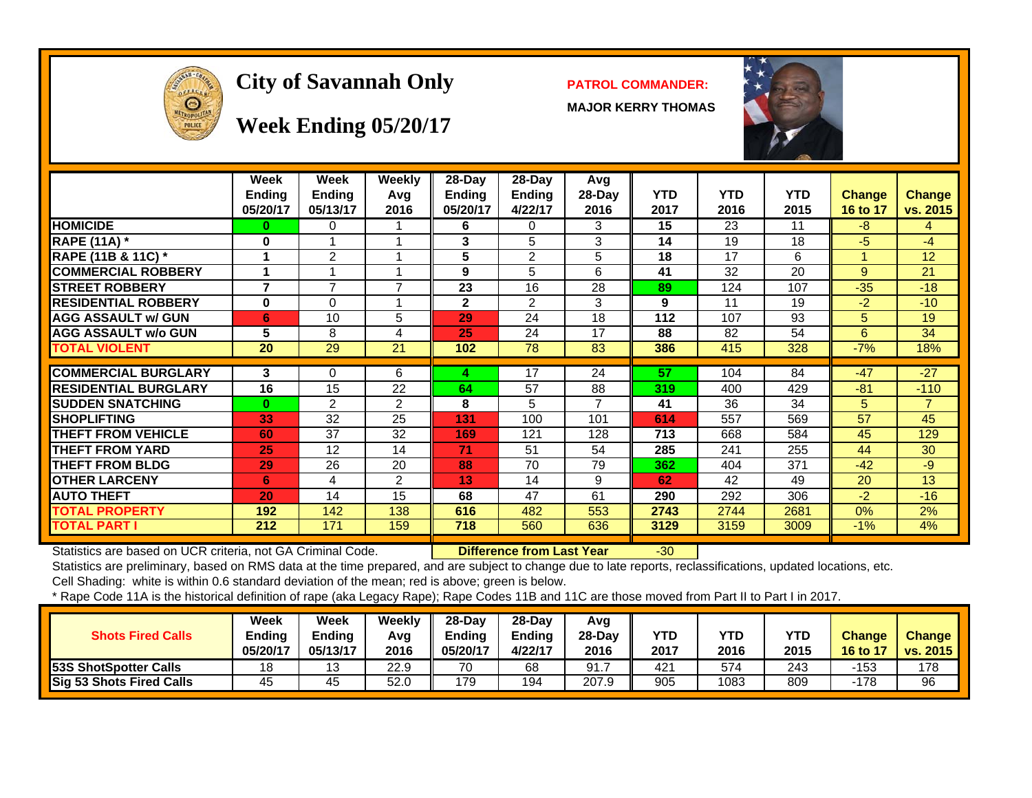# City of Savannah Only

## Week Ending 05/20/17

**PATROL COMMANDER:**

**MAJOR KERRY THOMAS**

| | Week Ending 05/20/17 | Week Ending 05/13/17 | Weekly Avg 2016 | 28-Day Ending 05/20/17 | 28-Day Ending 4/22/17 | Avg 28-Day 2016 | YTD 2017 | YTD 2016 | YTD 2015 | Change 16 to 17 | Change vs. 2015 |
|---|---|---|---|---|---|---|---|---|---|---|---|
| HOMICIDE | 0 | 0 | 1 | 6 | 0 | 3 | 15 | 23 | 11 | -8 | 4 |
| RAPE (11A) * | 0 | 1 | 1 | 3 | 5 | 3 | 14 | 19 | 18 | -5 | -4 |
| RAPE (11B & 11C) * | 1 | 2 | 1 | 5 | 2 | 5 | 18 | 17 | 6 | 1 | 12 |
| COMMERCIAL ROBBERY | 1 | 1 | 1 | 9 | 5 | 6 | 41 | 32 | 20 | 9 | 21 |
| STREET ROBBERY | 7 | 7 | 7 | 23 | 16 | 28 | 89 | 124 | 107 | -35 | -18 |
| RESIDENTIAL ROBBERY | 0 | 0 | 1 | 2 | 2 | 3 | 9 | 11 | 19 | -2 | -10 |
| AGG ASSAULT w/ GUN | 6 | 10 | 5 | 29 | 24 | 18 | 112 | 107 | 93 | 5 | 19 |
| AGG ASSAULT w/o GUN | 5 | 8 | 4 | 25 | 24 | 17 | 88 | 82 | 54 | 6 | 34 |
| TOTAL VIOLENT | 20 | 29 | 21 | 102 | 78 | 83 | 386 | 415 | 328 | -7% | 18% |
| COMMERCIAL BURGLARY | 3 | 0 | 6 | 4 | 17 | 24 | 57 | 104 | 84 | -47 | -27 |
| RESIDENTIAL BURGLARY | 16 | 15 | 22 | 64 | 57 | 88 | 319 | 400 | 429 | -81 | -110 |
| SUDDEN SNATCHING | 0 | 2 | 2 | 8 | 5 | 7 | 41 | 36 | 34 | 5 | 7 |
| SHOPLIFTING | 33 | 32 | 25 | 131 | 100 | 101 | 614 | 557 | 569 | 57 | 45 |
| THEFT FROM VEHICLE | 60 | 37 | 32 | 169 | 121 | 128 | 713 | 668 | 584 | 45 | 129 |
| THEFT FROM YARD | 25 | 12 | 14 | 71 | 51 | 54 | 285 | 241 | 255 | 44 | 30 |
| THEFT FROM BLDG | 29 | 26 | 20 | 88 | 70 | 79 | 362 | 404 | 371 | -42 | -9 |
| OTHER LARCENY | 6 | 4 | 2 | 13 | 14 | 9 | 62 | 42 | 49 | 20 | 13 |
| AUTO THEFT | 20 | 14 | 15 | 68 | 47 | 61 | 290 | 292 | 306 | -2 | -16 |
| TOTAL PROPERTY | 192 | 142 | 138 | 616 | 482 | 553 | 2743 | 2744 | 2681 | 0% | 2% |
| TOTAL PART I | 212 | 171 | 159 | 718 | 560 | 636 | 3129 | 3159 | 3009 | -1% | 4% |

Statistics are based on UCR criteria, not GA Criminal Code. **Difference from Last Year** -30

Statistics are preliminary, based on RMS data at the time prepared, and are subject to change due to late reports, reclassifications, updated locations, etc.

Cell Shading: white is within 0.6 standard deviation of the mean; red is above; green is below.

* Rape Code 11A is the historical definition of rape (aka Legacy Rape); Rape Codes 11B and 11C are those moved from Part II to Part I in 2017.

| Shots Fired Calls | Week Ending 05/20/17 | Week Ending 05/13/17 | Weekly Avg 2016 | 28-Day Ending 05/20/17 | 28-Day Ending 4/22/17 | Avg 28-Day 2016 | YTD 2017 | YTD 2016 | YTD 2015 | Change 16 to 17 | Change vs. 2015 |
|---|---|---|---|---|---|---|---|---|---|---|---|
| 53S ShotSpotter Calls | 18 | 13 | 22.9 | 70 | 68 | 91.7 | 421 | 574 | 243 | -153 | 178 |
| Sig 53 Shots Fired Calls | 45 | 45 | 52.0 | 179 | 194 | 207.9 | 905 | 1083 | 809 | -178 | 96 |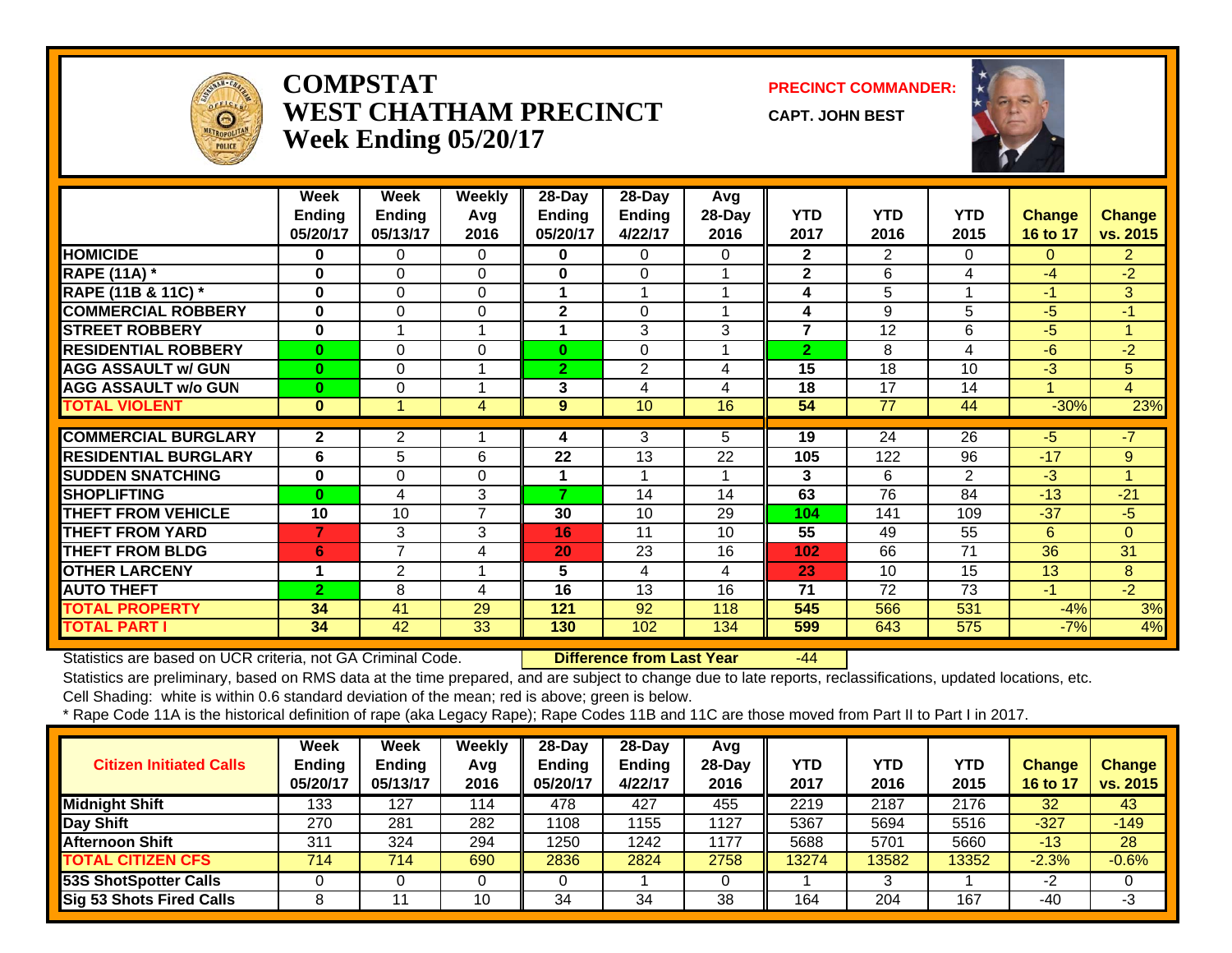# COMPSTAT
# WEST CHATHAM PRECINCT
# Week Ending 05/20/17

**PRECINCT COMMANDER:**

**CAPT. JOHN BEST**

| | Week Ending 05/20/17 | Week Ending 05/13/17 | Weekly Avg 2016 | 28-Day Ending 05/20/17 | 28-Day Ending 4/22/17 | Avg 28-Day 2016 | YTD 2017 | YTD 2016 | YTD 2015 | Change 16 to 17 | Change vs. 2015 |
|---|---|---|---|---|---|---|---|---|---|---|---|
| HOMICIDE | 0 | 0 | 0 | 0 | 0 | 0 | 2 | 2 | 0 | 0 | 2 |
| RAPE (11A) * | 0 | 0 | 0 | 0 | 0 | 1 | 2 | 6 | 4 | -4 | -2 |
| RAPE (11B & 11C) * | 0 | 0 | 0 | 1 | 1 | 1 | 4 | 5 | 1 | -1 | 3 |
| COMMERCIAL ROBBERY | 0 | 0 | 0 | 2 | 0 | 1 | 4 | 9 | 5 | -5 | -1 |
| STREET ROBBERY | 0 | 1 | 1 | 1 | 3 | 3 | 7 | 12 | 6 | -5 | 1 |
| RESIDENTIAL ROBBERY | 0 | 0 | 0 | 0 | 0 | 1 | 2 | 8 | 4 | -6 | -2 |
| AGG ASSAULT w/ GUN | 0 | 0 | 1 | 2 | 2 | 4 | 15 | 18 | 10 | -3 | 5 |
| AGG ASSAULT w/o GUN | 0 | 0 | 1 | 3 | 4 | 4 | 18 | 17 | 14 | 1 | 4 |
| TOTAL VIOLENT | 0 | 1 | 4 | 9 | 10 | 16 | 54 | 77 | 44 | -30% | 23% |
| COMMERCIAL BURGLARY | 2 | 2 | 1 | 4 | 3 | 5 | 19 | 24 | 26 | -5 | -7 |
| RESIDENTIAL BURGLARY | 6 | 5 | 6 | 22 | 13 | 22 | 105 | 122 | 96 | -17 | 9 |
| SUDDEN SNATCHING | 0 | 0 | 0 | 1 | 1 | 1 | 3 | 6 | 2 | -3 | 1 |
| SHOPLIFTING | 0 | 4 | 3 | 7 | 14 | 14 | 63 | 76 | 84 | -13 | -21 |
| THEFT FROM VEHICLE | 10 | 10 | 7 | 30 | 10 | 29 | 104 | 141 | 109 | -37 | -5 |
| THEFT FROM YARD | 7 | 3 | 3 | 16 | 11 | 10 | 55 | 49 | 55 | 6 | 0 |
| THEFT FROM BLDG | 6 | 7 | 4 | 20 | 23 | 16 | 102 | 66 | 71 | 36 | 31 |
| OTHER LARCENY | 1 | 2 | 1 | 5 | 4 | 4 | 23 | 10 | 15 | 13 | 8 |
| AUTO THEFT | 2 | 8 | 4 | 16 | 13 | 16 | 71 | 72 | 73 | -1 | -2 |
| TOTAL PROPERTY | 34 | 41 | 29 | 121 | 92 | 118 | 545 | 566 | 531 | -4% | 3% |
| TOTAL PART I | 34 | 42 | 33 | 130 | 102 | 134 | 599 | 643 | 575 | -7% | 4% |

Statistics are based on UCR criteria, not GA Criminal Code. **Difference from Last Year** -44

Statistics are preliminary, based on RMS data at the time prepared, and are subject to change due to late reports, reclassifications, updated locations, etc.

Cell Shading: white is within 0.6 standard deviation of the mean; red is above; green is below.

* Rape Code 11A is the historical definition of rape (aka Legacy Rape); Rape Codes 11B and 11C are those moved from Part II to Part I in 2017.

| Citizen Initiated Calls | Week Ending 05/20/17 | Week Ending 05/13/17 | Weekly Avg 2016 | 28-Day Ending 05/20/17 | 28-Day Ending 4/22/17 | Avg 28-Day 2016 | YTD 2017 | YTD 2016 | YTD 2015 | Change 16 to 17 | Change vs. 2015 |
|---|---|---|---|---|---|---|---|---|---|---|---|
| Midnight Shift | 133 | 127 | 114 | 478 | 427 | 455 | 2219 | 2187 | 2176 | 32 | 43 |
| Day Shift | 270 | 281 | 282 | 1108 | 1155 | 1127 | 5367 | 5694 | 5516 | -327 | -149 |
| Afternoon Shift | 311 | 324 | 294 | 1250 | 1242 | 1177 | 5688 | 5701 | 5660 | -13 | 28 |
| TOTAL CITIZEN CFS | 714 | 714 | 690 | 2836 | 2824 | 2758 | 13274 | 13582 | 13352 | -2.3% | -0.6% |
| 53S ShotSpotter Calls | 0 | 0 | 0 | 0 | 1 | 0 | 1 | 3 | 1 | -2 | 0 |
| Sig 53 Shots Fired Calls | 8 | 11 | 10 | 34 | 34 | 38 | 164 | 204 | 167 | -40 | -3 |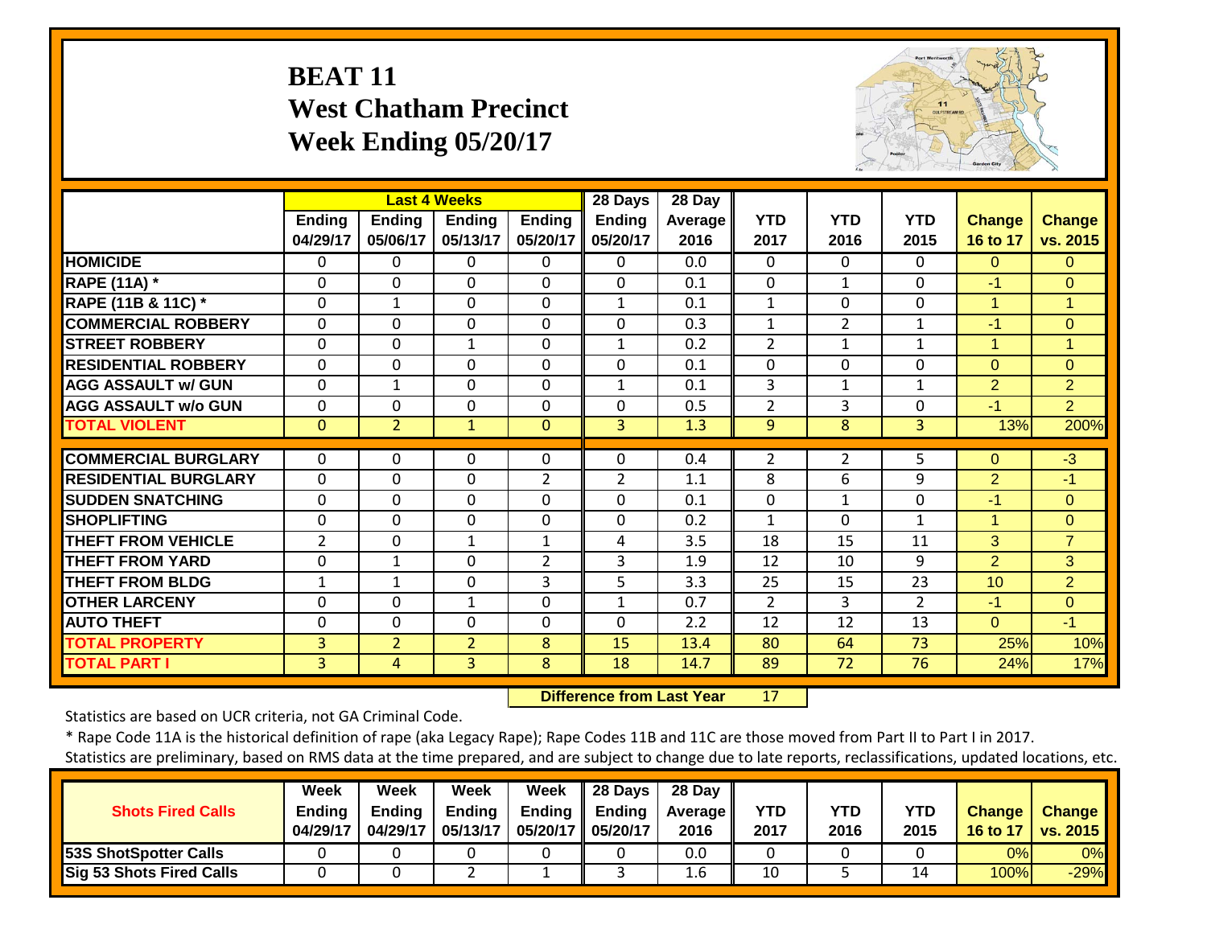# BEAT 11
## West Chatham Precinct
## Week Ending 05/20/17

| | Last 4 Weeks | | | | 28 Days | 28 Day | | | | | |
|---|---|---|---|---|---|---|---|---|---|---|---|
| | Ending 04/29/17 | Ending 05/06/17 | Ending 05/13/17 | Ending 05/20/17 | Ending 05/20/17 | Average 2016 | YTD 2017 | YTD 2016 | YTD 2015 | Change 16 to 17 | Change vs. 2015 |
| HOMICIDE | 0 | 0 | 0 | 0 | 0 | 0.0 | 0 | 0 | 0 | 0 | 0 |
| RAPE (11A) * | 0 | 0 | 0 | 0 | 0 | 0.1 | 0 | 1 | 0 | -1 | 0 |
| RAPE (11B & 11C) * | 0 | 1 | 0 | 0 | 1 | 0.1 | 1 | 0 | 0 | 1 | 1 |
| COMMERCIAL ROBBERY | 0 | 0 | 0 | 0 | 0 | 0.3 | 1 | 2 | 1 | -1 | 0 |
| STREET ROBBERY | 0 | 0 | 1 | 0 | 1 | 0.2 | 2 | 1 | 1 | 1 | 1 |
| RESIDENTIAL ROBBERY | 0 | 0 | 0 | 0 | 0 | 0.1 | 0 | 0 | 0 | 0 | 0 |
| AGG ASSAULT w/ GUN | 0 | 1 | 0 | 0 | 1 | 0.1 | 3 | 1 | 1 | 2 | 2 |
| AGG ASSAULT w/o GUN | 0 | 0 | 0 | 0 | 0 | 0.5 | 2 | 3 | 0 | -1 | 2 |
| TOTAL VIOLENT | 0 | 2 | 1 | 0 | 3 | 1.3 | 9 | 8 | 3 | 13% | 200% |
| COMMERCIAL BURGLARY | 0 | 0 | 0 | 0 | 0 | 0.4 | 2 | 2 | 5 | 0 | -3 |
| RESIDENTIAL BURGLARY | 0 | 0 | 0 | 2 | 2 | 1.1 | 8 | 6 | 9 | 2 | -1 |
| SUDDEN SNATCHING | 0 | 0 | 0 | 0 | 0 | 0.1 | 0 | 1 | 0 | -1 | 0 |
| SHOPLIFTING | 0 | 0 | 0 | 0 | 0 | 0.2 | 1 | 0 | 1 | 1 | 0 |
| THEFT FROM VEHICLE | 2 | 0 | 1 | 1 | 4 | 3.5 | 18 | 15 | 11 | 3 | 7 |
| THEFT FROM YARD | 0 | 1 | 0 | 2 | 3 | 1.9 | 12 | 10 | 9 | 2 | 3 |
| THEFT FROM BLDG | 1 | 1 | 0 | 3 | 5 | 3.3 | 25 | 15 | 23 | 10 | 2 |
| OTHER LARCENY | 0 | 0 | 1 | 0 | 1 | 0.7 | 2 | 3 | 2 | -1 | 0 |
| AUTO THEFT | 0 | 0 | 0 | 0 | 0 | 2.2 | 12 | 12 | 13 | 0 | -1 |
| TOTAL PROPERTY | 3 | 2 | 2 | 8 | 15 | 13.4 | 80 | 64 | 73 | 25% | 10% |
| TOTAL PART I | 3 | 4 | 3 | 8 | 18 | 14.7 | 89 | 72 | 76 | 24% | 17% |

**Difference from Last Year** 17

Statistics are based on UCR criteria, not GA Criminal Code.

* Rape Code 11A is the historical definition of rape (aka Legacy Rape); Rape Codes 11B and 11C are those moved from Part II to Part I in 2017.

Statistics are preliminary, based on RMS data at the time prepared, and are subject to change due to late reports, reclassifications, updated locations, etc.

| Shots Fired Calls | Week Ending 04/29/17 | Week Ending 04/29/17 | Week Ending 05/13/17 | Week Ending 05/20/17 | 28 Days Ending 05/20/17 | 28 Day Average 2016 | YTD 2017 | YTD 2016 | YTD 2015 | Change 16 to 17 | Change vs. 2015 |
|---|---|---|---|---|---|---|---|---|---|---|---|
| 53S ShotSpotter Calls | 0 | 0 | 0 | 0 | 0 | 0.0 | 0 | 0 | 0 | 0% | 0% |
| Sig 53 Shots Fired Calls | 0 | 0 | 2 | 1 | 3 | 1.6 | 10 | 5 | 14 | 100% | -29% |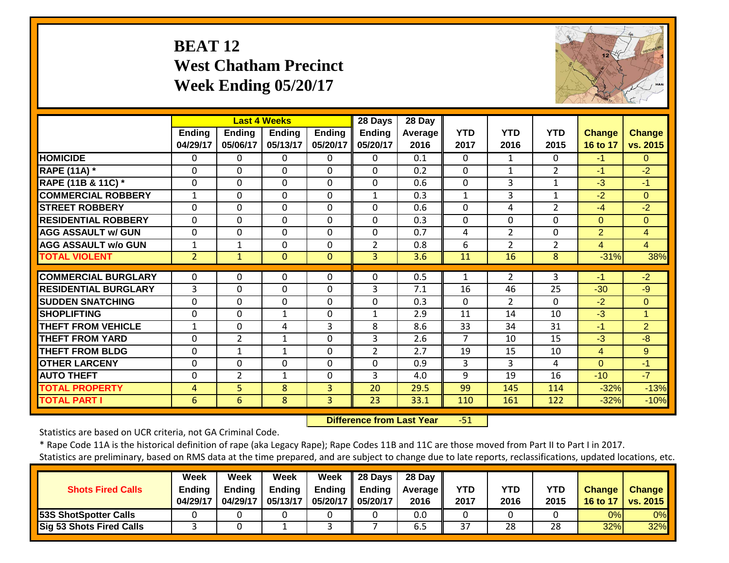# BEAT 12
## West Chatham Precinct
## Week Ending 05/20/17

| | Last 4 Weeks | | | | 28 Days | 28 Day | | | | | |
|---|---|---|---|---|---|---|---|---|---|---|---|
| | Ending 04/29/17 | Ending 05/06/17 | Ending 05/13/17 | Ending 05/20/17 | Ending 05/20/17 | Average 2016 | YTD 2017 | YTD 2016 | YTD 2015 | Change 16 to 17 | Change vs. 2015 |
| HOMICIDE | 0 | 0 | 0 | 0 | 0 | 0.1 | 0 | 1 | 0 | -1 | 0 |
| RAPE (11A) * | 0 | 0 | 0 | 0 | 0 | 0.2 | 0 | 1 | 2 | -1 | -2 |
| RAPE (11B & 11C) * | 0 | 0 | 0 | 0 | 0 | 0.6 | 0 | 3 | 1 | -3 | -1 |
| COMMERCIAL ROBBERY | 1 | 0 | 0 | 0 | 1 | 0.3 | 1 | 3 | 1 | -2 | 0 |
| STREET ROBBERY | 0 | 0 | 0 | 0 | 0 | 0.6 | 0 | 4 | 2 | -4 | -2 |
| RESIDENTIAL ROBBERY | 0 | 0 | 0 | 0 | 0 | 0.3 | 0 | 0 | 0 | 0 | 0 |
| AGG ASSAULT w/ GUN | 0 | 0 | 0 | 0 | 0 | 0.7 | 4 | 2 | 0 | 2 | 4 |
| AGG ASSAULT w/o GUN | 1 | 1 | 0 | 0 | 2 | 0.8 | 6 | 2 | 2 | 4 | 4 |
| TOTAL VIOLENT | 2 | 1 | 0 | 0 | 3 | 3.6 | 11 | 16 | 8 | -31% | 38% |
| COMMERCIAL BURGLARY | 0 | 0 | 0 | 0 | 0 | 0.5 | 1 | 2 | 3 | -1 | -2 |
| RESIDENTIAL BURGLARY | 3 | 0 | 0 | 0 | 3 | 7.1 | 16 | 46 | 25 | -30 | -9 |
| SUDDEN SNATCHING | 0 | 0 | 0 | 0 | 0 | 0.3 | 0 | 2 | 0 | -2 | 0 |
| SHOPLIFTING | 0 | 0 | 1 | 0 | 1 | 2.9 | 11 | 14 | 10 | -3 | 1 |
| THEFT FROM VEHICLE | 1 | 0 | 4 | 3 | 8 | 8.6 | 33 | 34 | 31 | -1 | 2 |
| THEFT FROM YARD | 0 | 2 | 1 | 0 | 3 | 2.6 | 7 | 10 | 15 | -3 | -8 |
| THEFT FROM BLDG | 0 | 1 | 1 | 0 | 2 | 2.7 | 19 | 15 | 10 | 4 | 9 |
| OTHER LARCENY | 0 | 0 | 0 | 0 | 0 | 0.9 | 3 | 3 | 4 | 0 | -1 |
| AUTO THEFT | 0 | 2 | 1 | 0 | 3 | 4.0 | 9 | 19 | 16 | -10 | -7 |
| TOTAL PROPERTY | 4 | 5 | 8 | 3 | 20 | 29.5 | 99 | 145 | 114 | -32% | -13% |
| TOTAL PART I | 6 | 6 | 8 | 3 | 23 | 33.1 | 110 | 161 | 122 | -32% | -10% |

**Difference from Last Year** -51

Statistics are based on UCR criteria, not GA Criminal Code.

* Rape Code 11A is the historical definition of rape (aka Legacy Rape); Rape Codes 11B and 11C are those moved from Part II to Part I in 2017.

Statistics are preliminary, based on RMS data at the time prepared, and are subject to change due to late reports, reclassifications, updated locations, etc.

| Shots Fired Calls | Week Ending 04/29/17 | Week Ending 04/29/17 | Week Ending 05/13/17 | Week Ending 05/20/17 | 28 Days Ending 05/20/17 | 28 Day Average 2016 | YTD 2017 | YTD 2016 | YTD 2015 | Change 16 to 17 | Change vs. 2015 |
|---|---|---|---|---|---|---|---|---|---|---|---|
| 53S ShotSpotter Calls | 0 | 0 | 0 | 0 | 0 | 0.0 | 0 | 0 | 0 | 0% | 0% |
| Sig 53 Shots Fired Calls | 3 | 0 | 1 | 3 | 7 | 6.5 | 37 | 28 | 28 | 32% | 32% |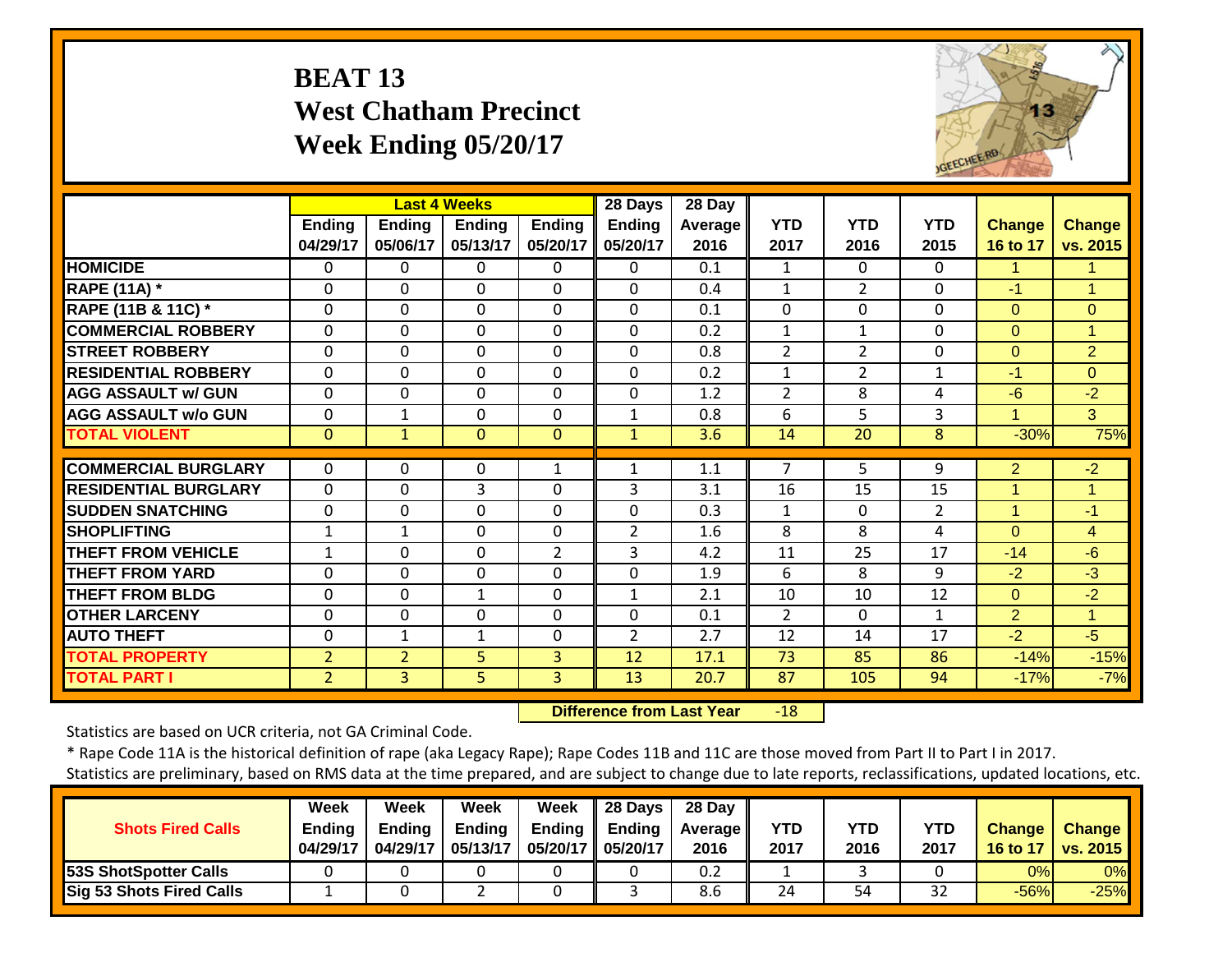# BEAT 13
## West Chatham Precinct
## Week Ending 05/20/17

| | Last 4 Weeks | | | | 28 Days | 28 Day | | | | | |
|---|---|---|---|---|---|---|---|---|---|---|---|
| | Ending 04/29/17 | Ending 05/06/17 | Ending 05/13/17 | Ending 05/20/17 | Ending 05/20/17 | Average 2016 | YTD 2017 | YTD 2016 | YTD 2015 | Change 16 to 17 | Change vs. 2015 |
| HOMICIDE | 0 | 0 | 0 | 0 | 0 | 0.1 | 1 | 0 | 0 | 1 | 1 |
| RAPE (11A) * | 0 | 0 | 0 | 0 | 0 | 0.4 | 1 | 2 | 0 | -1 | 1 |
| RAPE (11B & 11C) * | 0 | 0 | 0 | 0 | 0 | 0.1 | 0 | 0 | 0 | 0 | 0 |
| COMMERCIAL ROBBERY | 0 | 0 | 0 | 0 | 0 | 0.2 | 1 | 1 | 0 | 0 | 1 |
| STREET ROBBERY | 0 | 0 | 0 | 0 | 0 | 0.8 | 2 | 2 | 0 | 0 | 2 |
| RESIDENTIAL ROBBERY | 0 | 0 | 0 | 0 | 0 | 0.2 | 1 | 2 | 1 | -1 | 0 |
| AGG ASSAULT w/ GUN | 0 | 0 | 0 | 0 | 0 | 1.2 | 2 | 8 | 4 | -6 | -2 |
| AGG ASSAULT w/o GUN | 0 | 1 | 0 | 0 | 1 | 0.8 | 6 | 5 | 3 | 1 | 3 |
| TOTAL VIOLENT | 0 | 1 | 0 | 0 | 1 | 3.6 | 14 | 20 | 8 | -30% | 75% |
| COMMERCIAL BURGLARY | 0 | 0 | 0 | 1 | 1 | 1.1 | 7 | 5 | 9 | 2 | -2 |
| RESIDENTIAL BURGLARY | 0 | 0 | 3 | 0 | 3 | 3.1 | 16 | 15 | 15 | 1 | 1 |
| SUDDEN SNATCHING | 0 | 0 | 0 | 0 | 0 | 0.3 | 1 | 0 | 2 | 1 | -1 |
| SHOPLIFTING | 1 | 1 | 0 | 0 | 2 | 1.6 | 8 | 8 | 4 | 0 | 4 |
| THEFT FROM VEHICLE | 1 | 0 | 0 | 2 | 3 | 4.2 | 11 | 25 | 17 | -14 | -6 |
| THEFT FROM YARD | 0 | 0 | 0 | 0 | 0 | 1.9 | 6 | 8 | 9 | -2 | -3 |
| THEFT FROM BLDG | 0 | 0 | 1 | 0 | 1 | 2.1 | 10 | 10 | 12 | 0 | -2 |
| OTHER LARCENY | 0 | 0 | 0 | 0 | 0 | 0.1 | 2 | 0 | 1 | 2 | 1 |
| AUTO THEFT | 0 | 1 | 1 | 0 | 2 | 2.7 | 12 | 14 | 17 | -2 | -5 |
| TOTAL PROPERTY | 2 | 2 | 5 | 3 | 12 | 17.1 | 73 | 85 | 86 | -14% | -15% |
| TOTAL PART I | 2 | 3 | 5 | 3 | 13 | 20.7 | 87 | 105 | 94 | -17% | -7% |

**Difference from Last Year** -18

Statistics are based on UCR criteria, not GA Criminal Code.

* Rape Code 11A is the historical definition of rape (aka Legacy Rape); Rape Codes 11B and 11C are those moved from Part II to Part I in 2017.

Statistics are preliminary, based on RMS data at the time prepared, and are subject to change due to late reports, reclassifications, updated locations, etc.

| Shots Fired Calls | Week Ending 04/29/17 | Week Ending 04/29/17 | Week Ending 05/13/17 | Week Ending 05/20/17 | 28 Days Ending 05/20/17 | 28 Day Average 2016 | YTD 2017 | YTD 2016 | YTD 2017 | Change 16 to 17 | Change vs. 2015 |
|---|---|---|---|---|---|---|---|---|---|---|---|
| 53S ShotSpotter Calls | 0 | 0 | 0 | 0 | 0 | 0.2 | 1 | 3 | 0 | 0% | 0% |
| Sig 53 Shots Fired Calls | 1 | 0 | 2 | 0 | 3 | 8.6 | 24 | 54 | 32 | -56% | -25% |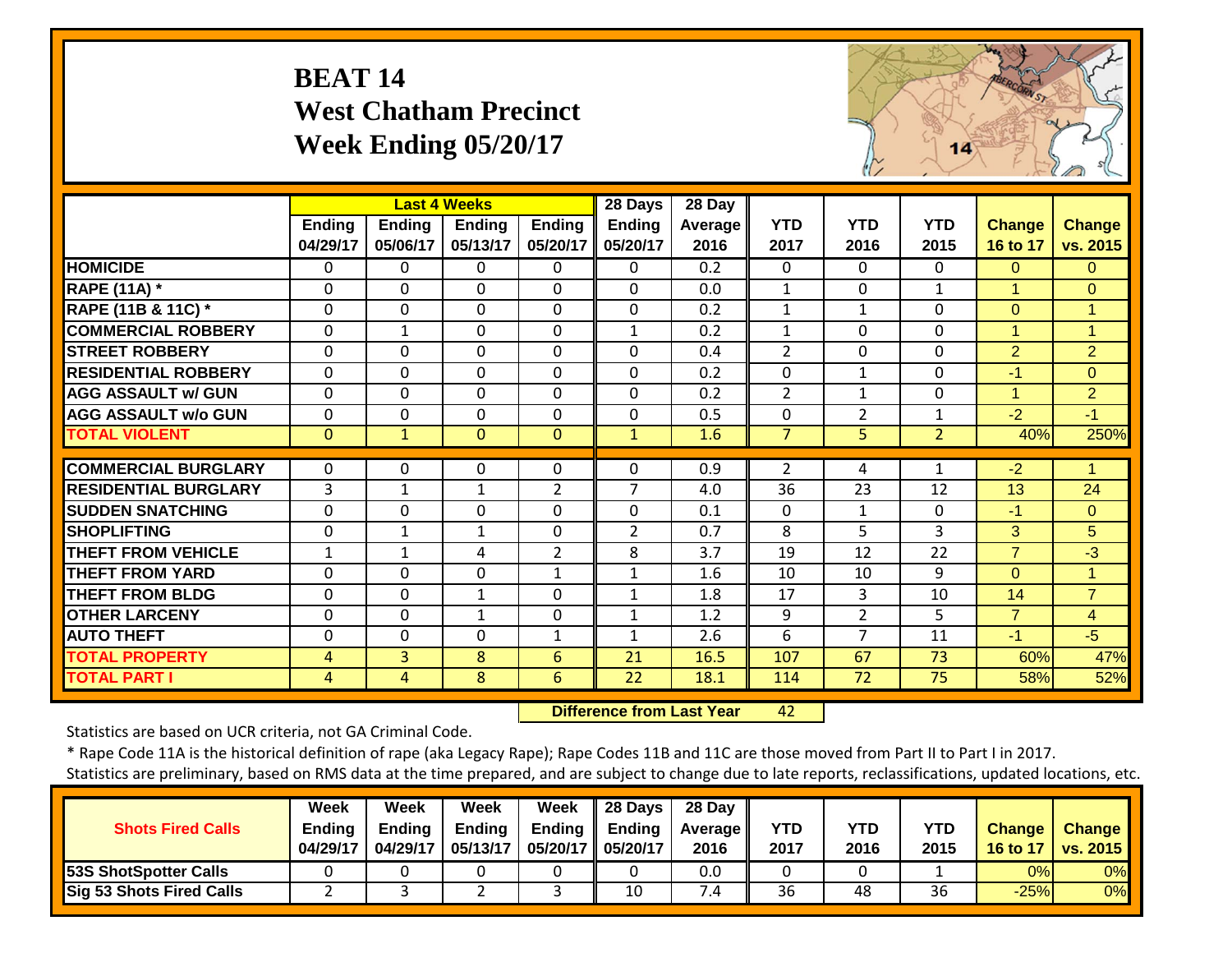# BEAT 14
## West Chatham Precinct
## Week Ending 05/20/17

| | Last 4 Weeks | | | | 28 Days | 28 Day | | | | | |
|---|---|---|---|---|---|---|---|---|---|---|---|
| | Ending 04/29/17 | Ending 05/06/17 | Ending 05/13/17 | Ending 05/20/17 | Ending 05/20/17 | Average 2016 | YTD 2017 | YTD 2016 | YTD 2015 | Change 16 to 17 | Change vs. 2015 |
| HOMICIDE | 0 | 0 | 0 | 0 | 0 | 0.2 | 0 | 0 | 0 | 0 | 0 |
| RAPE (11A) * | 0 | 0 | 0 | 0 | 0 | 0.0 | 1 | 0 | 1 | 1 | 0 |
| RAPE (11B & 11C) * | 0 | 0 | 0 | 0 | 0 | 0.2 | 1 | 1 | 0 | 0 | 1 |
| COMMERCIAL ROBBERY | 0 | 1 | 0 | 0 | 1 | 0.2 | 1 | 0 | 0 | 1 | 1 |
| STREET ROBBERY | 0 | 0 | 0 | 0 | 0 | 0.4 | 2 | 0 | 0 | 2 | 2 |
| RESIDENTIAL ROBBERY | 0 | 0 | 0 | 0 | 0 | 0.2 | 0 | 1 | 0 | -1 | 0 |
| AGG ASSAULT w/ GUN | 0 | 0 | 0 | 0 | 0 | 0.2 | 2 | 1 | 0 | 1 | 2 |
| AGG ASSAULT w/o GUN | 0 | 0 | 0 | 0 | 0 | 0.5 | 0 | 2 | 1 | -2 | -1 |
| TOTAL VIOLENT | 0 | 1 | 0 | 0 | 1 | 1.6 | 7 | 5 | 2 | 40% | 250% |
| COMMERCIAL BURGLARY | 0 | 0 | 0 | 0 | 0 | 0.9 | 2 | 4 | 1 | -2 | 1 |
| RESIDENTIAL BURGLARY | 3 | 1 | 1 | 2 | 7 | 4.0 | 36 | 23 | 12 | 13 | 24 |
| SUDDEN SNATCHING | 0 | 0 | 0 | 0 | 0 | 0.1 | 0 | 1 | 0 | -1 | 0 |
| SHOPLIFTING | 0 | 1 | 1 | 0 | 2 | 0.7 | 8 | 5 | 3 | 3 | 5 |
| THEFT FROM VEHICLE | 1 | 1 | 4 | 2 | 8 | 3.7 | 19 | 12 | 22 | 7 | -3 |
| THEFT FROM YARD | 0 | 0 | 0 | 1 | 1 | 1.6 | 10 | 10 | 9 | 0 | 1 |
| THEFT FROM BLDG | 0 | 0 | 1 | 0 | 1 | 1.8 | 17 | 3 | 10 | 14 | 7 |
| OTHER LARCENY | 0 | 0 | 1 | 0 | 1 | 1.2 | 9 | 2 | 5 | 7 | 4 |
| AUTO THEFT | 0 | 0 | 0 | 1 | 1 | 2.6 | 6 | 7 | 11 | -1 | -5 |
| TOTAL PROPERTY | 4 | 3 | 8 | 6 | 21 | 16.5 | 107 | 67 | 73 | 60% | 47% |
| TOTAL PART I | 4 | 4 | 8 | 6 | 22 | 18.1 | 114 | 72 | 75 | 58% | 52% |

**Difference from Last Year** 42

Statistics are based on UCR criteria, not GA Criminal Code.

* Rape Code 11A is the historical definition of rape (aka Legacy Rape); Rape Codes 11B and 11C are those moved from Part II to Part I in 2017.

Statistics are preliminary, based on RMS data at the time prepared, and are subject to change due to late reports, reclassifications, updated locations, etc.

| Shots Fired Calls | Week Ending 04/29/17 | Week Ending 04/29/17 | Week Ending 05/13/17 | Week Ending 05/20/17 | 28 Days Ending 05/20/17 | 28 Day Average 2016 | YTD 2017 | YTD 2016 | YTD 2015 | Change 16 to 17 | Change vs. 2015 |
|---|---|---|---|---|---|---|---|---|---|---|---|
| 53S ShotSpotter Calls | 0 | 0 | 0 | 0 | 0 | 0.0 | 0 | 0 | 1 | 0% | 0% |
| Sig 53 Shots Fired Calls | 2 | 3 | 2 | 3 | 10 | 7.4 | 36 | 48 | 36 | -25% | 0% |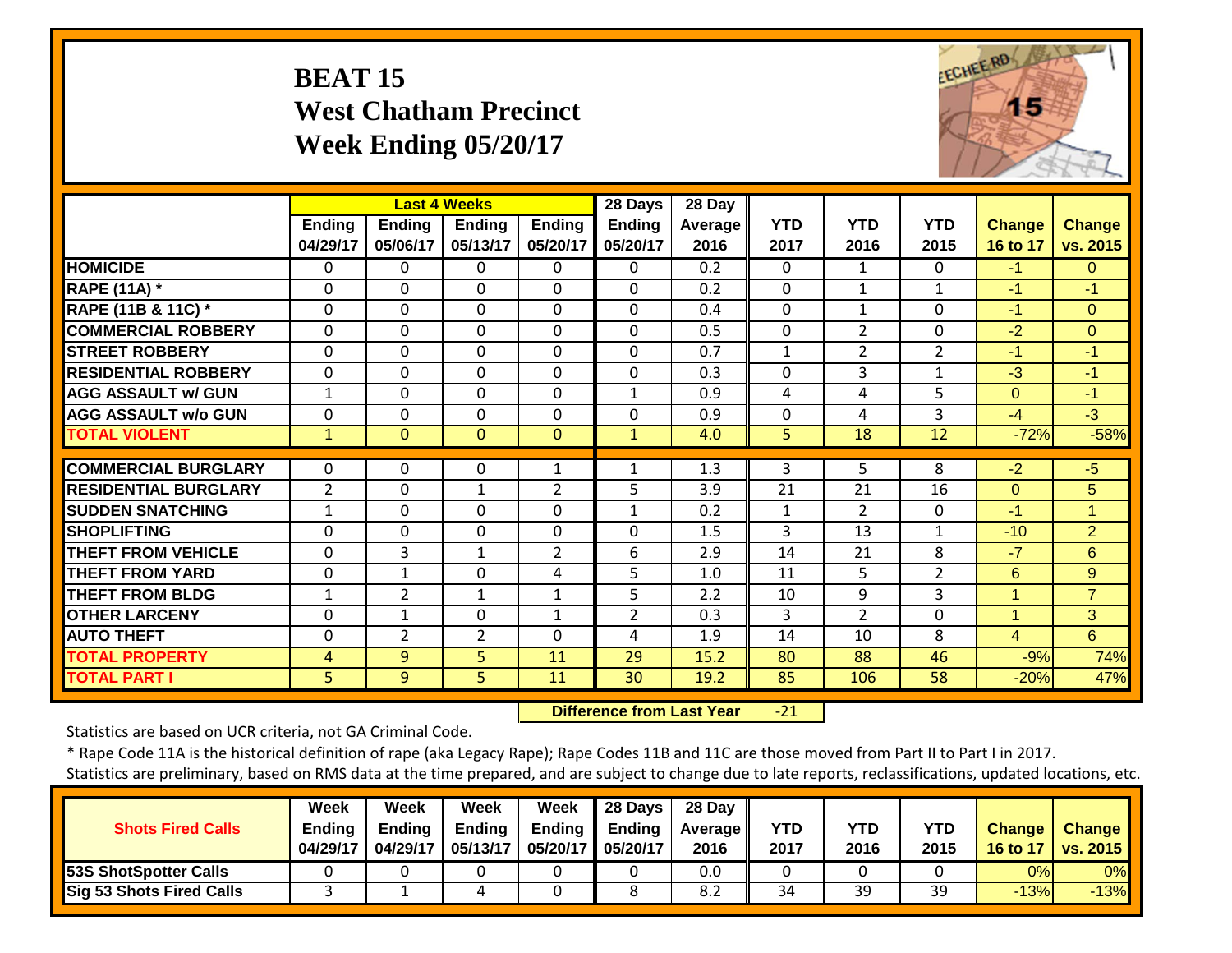# BEAT 15
# West Chatham Precinct
# Week Ending 05/20/17

| | Last 4 Weeks | | | | 28 Days | 28 Day | | | | | |
|---|---|---|---|---|---|---|---|---|---|---|---|
| | Ending 04/29/17 | Ending 05/06/17 | Ending 05/13/17 | Ending 05/20/17 | Ending 05/20/17 | Average 2016 | YTD 2017 | YTD 2016 | YTD 2015 | Change 16 to 17 | Change vs. 2015 |
| HOMICIDE | 0 | 0 | 0 | 0 | 0 | 0.2 | 0 | 1 | 0 | -1 | 0 |
| RAPE (11A) * | 0 | 0 | 0 | 0 | 0 | 0.2 | 0 | 1 | 1 | -1 | -1 |
| RAPE (11B & 11C) * | 0 | 0 | 0 | 0 | 0 | 0.4 | 0 | 1 | 0 | -1 | 0 |
| COMMERCIAL ROBBERY | 0 | 0 | 0 | 0 | 0 | 0.5 | 0 | 2 | 0 | -2 | 0 |
| STREET ROBBERY | 0 | 0 | 0 | 0 | 0 | 0.7 | 1 | 2 | 2 | -1 | -1 |
| RESIDENTIAL ROBBERY | 0 | 0 | 0 | 0 | 0 | 0.3 | 0 | 3 | 1 | -3 | -1 |
| AGG ASSAULT w/ GUN | 1 | 0 | 0 | 0 | 1 | 0.9 | 4 | 4 | 5 | 0 | -1 |
| AGG ASSAULT w/o GUN | 0 | 0 | 0 | 0 | 0 | 0.9 | 0 | 4 | 3 | -4 | -3 |
| TOTAL VIOLENT | 1 | 0 | 0 | 0 | 1 | 4.0 | 5 | 18 | 12 | -72% | -58% |
| COMMERCIAL BURGLARY | 0 | 0 | 0 | 1 | 1 | 1.3 | 3 | 5 | 8 | -2 | -5 |
| RESIDENTIAL BURGLARY | 2 | 0 | 1 | 2 | 5 | 3.9 | 21 | 21 | 16 | 0 | 5 |
| SUDDEN SNATCHING | 1 | 0 | 0 | 0 | 1 | 0.2 | 1 | 2 | 0 | -1 | 1 |
| SHOPLIFTING | 0 | 0 | 0 | 0 | 0 | 1.5 | 3 | 13 | 1 | -10 | 2 |
| THEFT FROM VEHICLE | 0 | 3 | 1 | 2 | 6 | 2.9 | 14 | 21 | 8 | -7 | 6 |
| THEFT FROM YARD | 0 | 1 | 0 | 4 | 5 | 1.0 | 11 | 5 | 2 | 6 | 9 |
| THEFT FROM BLDG | 1 | 2 | 1 | 1 | 5 | 2.2 | 10 | 9 | 3 | 1 | 7 |
| OTHER LARCENY | 0 | 1 | 0 | 1 | 2 | 0.3 | 3 | 2 | 0 | 1 | 3 |
| AUTO THEFT | 0 | 2 | 2 | 0 | 4 | 1.9 | 14 | 10 | 8 | 4 | 6 |
| TOTAL PROPERTY | 4 | 9 | 5 | 11 | 29 | 15.2 | 80 | 88 | 46 | -9% | 74% |
| TOTAL PART I | 5 | 9 | 5 | 11 | 30 | 19.2 | 85 | 106 | 58 | -20% | 47% |

**Difference from Last Year** -21

Statistics are based on UCR criteria, not GA Criminal Code.

* Rape Code 11A is the historical definition of rape (aka Legacy Rape); Rape Codes 11B and 11C are those moved from Part II to Part I in 2017.

Statistics are preliminary, based on RMS data at the time prepared, and are subject to change due to late reports, reclassifications, updated locations, etc.

| Shots Fired Calls | Week Ending 04/29/17 | Week Ending 04/29/17 | Week Ending 05/13/17 | Week Ending 05/20/17 | 28 Days Ending 05/20/17 | 28 Day Average 2016 | YTD 2017 | YTD 2016 | YTD 2015 | Change 16 to 17 | Change vs. 2015 |
|---|---|---|---|---|---|---|---|---|---|---|---|
| 53S ShotSpotter Calls | 0 | 0 | 0 | 0 | 0 | 0.0 | 0 | 0 | 0 | 0% | 0% |
| Sig 53 Shots Fired Calls | 3 | 1 | 4 | 0 | 8 | 8.2 | 34 | 39 | 39 | -13% | -13% |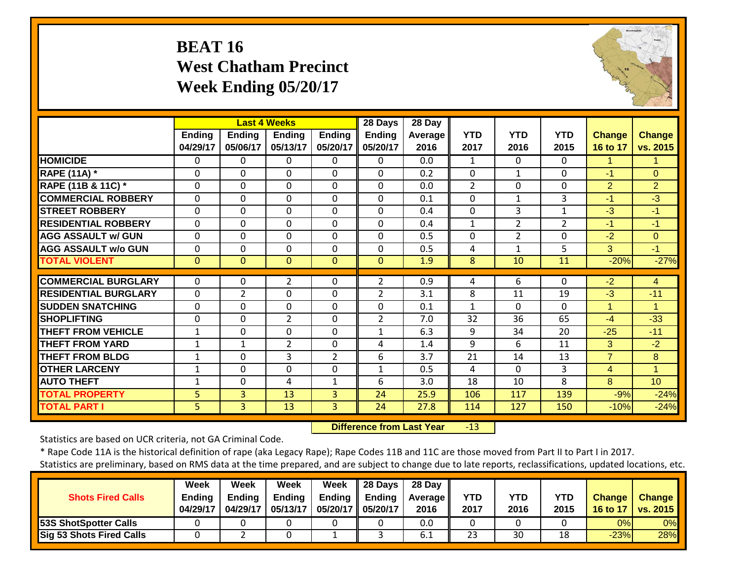# BEAT 16
## West Chatham Precinct
## Week Ending 05/20/17

| | Last 4 Weeks | | | | 28 Days | 28 Day | | | | | |
|---|---|---|---|---|---|---|---|---|---|---|---|
| | Ending 04/29/17 | Ending 05/06/17 | Ending 05/13/17 | Ending 05/20/17 | Ending 05/20/17 | Average 2016 | YTD 2017 | YTD 2016 | YTD 2015 | Change 16 to 17 | Change vs. 2015 |
| HOMICIDE | 0 | 0 | 0 | 0 | 0 | 0.0 | 1 | 0 | 0 | 1 | 1 |
| RAPE (11A) * | 0 | 0 | 0 | 0 | 0 | 0.2 | 0 | 1 | 0 | -1 | 0 |
| RAPE (11B & 11C) * | 0 | 0 | 0 | 0 | 0 | 0.0 | 2 | 0 | 0 | 2 | 2 |
| COMMERCIAL ROBBERY | 0 | 0 | 0 | 0 | 0 | 0.1 | 0 | 1 | 3 | -1 | -3 |
| STREET ROBBERY | 0 | 0 | 0 | 0 | 0 | 0.4 | 0 | 3 | 1 | -3 | -1 |
| RESIDENTIAL ROBBERY | 0 | 0 | 0 | 0 | 0 | 0.4 | 1 | 2 | 2 | -1 | -1 |
| AGG ASSAULT w/ GUN | 0 | 0 | 0 | 0 | 0 | 0.5 | 0 | 2 | 0 | -2 | 0 |
| AGG ASSAULT w/o GUN | 0 | 0 | 0 | 0 | 0 | 0.5 | 4 | 1 | 5 | 3 | -1 |
| TOTAL VIOLENT | 0 | 0 | 0 | 0 | 0 | 1.9 | 8 | 10 | 11 | -20% | -27% |
| COMMERCIAL BURGLARY | 0 | 0 | 2 | 0 | 2 | 0.9 | 4 | 6 | 0 | -2 | 4 |
| RESIDENTIAL BURGLARY | 0 | 2 | 0 | 0 | 2 | 3.1 | 8 | 11 | 19 | -3 | -11 |
| SUDDEN SNATCHING | 0 | 0 | 0 | 0 | 0 | 0.1 | 1 | 0 | 0 | 1 | 1 |
| SHOPLIFTING | 0 | 0 | 2 | 0 | 2 | 7.0 | 32 | 36 | 65 | -4 | -33 |
| THEFT FROM VEHICLE | 1 | 0 | 0 | 0 | 1 | 6.3 | 9 | 34 | 20 | -25 | -11 |
| THEFT FROM YARD | 1 | 1 | 2 | 0 | 4 | 1.4 | 9 | 6 | 11 | 3 | -2 |
| THEFT FROM BLDG | 1 | 0 | 3 | 2 | 6 | 3.7 | 21 | 14 | 13 | 7 | 8 |
| OTHER LARCENY | 1 | 0 | 0 | 0 | 1 | 0.5 | 4 | 0 | 3 | 4 | 1 |
| AUTO THEFT | 1 | 0 | 4 | 1 | 6 | 3.0 | 18 | 10 | 8 | 8 | 10 |
| TOTAL PROPERTY | 5 | 3 | 13 | 3 | 24 | 25.9 | 106 | 117 | 139 | -9% | -24% |
| TOTAL PART I | 5 | 3 | 13 | 3 | 24 | 27.8 | 114 | 127 | 150 | -10% | -24% |

**Difference from Last Year** -13

Statistics are based on UCR criteria, not GA Criminal Code.

\* Rape Code 11A is the historical definition of rape (aka Legacy Rape); Rape Codes 11B and 11C are those moved from Part II to Part I in 2017.

Statistics are preliminary, based on RMS data at the time prepared, and are subject to change due to late reports, reclassifications, updated locations, etc.

| Shots Fired Calls | Week Ending 04/29/17 | Week Ending 04/29/17 | Week Ending 05/13/17 | Week Ending 05/20/17 | 28 Days Ending 05/20/17 | 28 Day Average 2016 | YTD 2017 | YTD 2016 | YTD 2015 | Change 16 to 17 | Change vs. 2015 |
|---|---|---|---|---|---|---|---|---|---|---|---|
| 53S ShotSpotter Calls | 0 | 0 | 0 | 0 | 0 | 0.0 | 0 | 0 | 0 | 0% | 0% |
| Sig 53 Shots Fired Calls | 0 | 2 | 0 | 1 | 3 | 6.1 | 23 | 30 | 18 | -23% | 28% |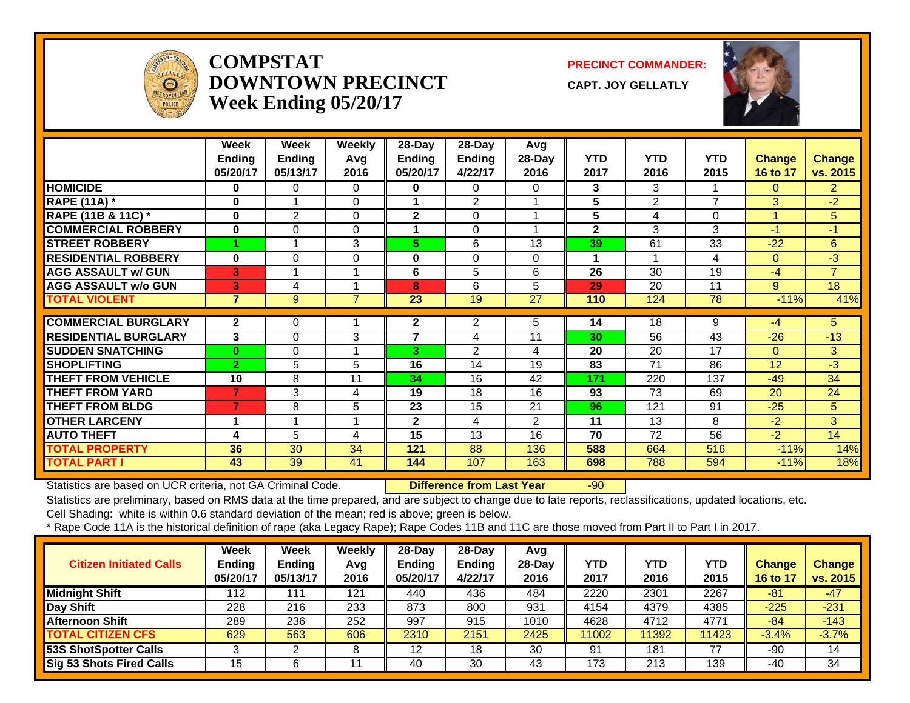# COMPSTAT DOWNTOWN PRECINCT

## Week Ending 05/20/17

**PRECINCT COMMANDER:**

**CAPT. JOY GELLATLY**

| | Week Ending 05/20/17 | Week Ending 05/13/17 | Weekly Avg 2016 | 28-Day Ending 05/20/17 | 28-Day Ending 4/22/17 | Avg 28-Day 2016 | YTD 2017 | YTD 2016 | YTD 2015 | Change 16 to 17 | Change vs. 2015 |
|---|---|---|---|---|---|---|---|---|---|---|---|
| HOMICIDE | 0 | 0 | 0 | 0 | 0 | 0 | 3 | 3 | 1 | 0 | 2 |
| RAPE (11A) * | 0 | 1 | 0 | 1 | 2 | 1 | 5 | 2 | 7 | 3 | -2 |
| RAPE (11B & 11C) * | 0 | 2 | 0 | 2 | 0 | 1 | 5 | 4 | 0 | 1 | 5 |
| COMMERCIAL ROBBERY | 0 | 0 | 0 | 1 | 0 | 1 | 2 | 3 | 3 | -1 | -1 |
| STREET ROBBERY | 1 | 1 | 3 | 5 | 6 | 13 | 39 | 61 | 33 | -22 | 6 |
| RESIDENTIAL ROBBERY | 0 | 0 | 0 | 0 | 0 | 0 | 1 | 1 | 4 | 0 | -3 |
| AGG ASSAULT w/ GUN | 3 | 1 | 1 | 6 | 5 | 6 | 26 | 30 | 19 | -4 | 7 |
| AGG ASSAULT w/o GUN | 3 | 4 | 1 | 8 | 6 | 5 | 29 | 20 | 11 | 9 | 18 |
| TOTAL VIOLENT | 7 | 9 | 7 | 23 | 19 | 27 | 110 | 124 | 78 | -11% | 41% |
| COMMERCIAL BURGLARY | 2 | 0 | 1 | 2 | 2 | 5 | 14 | 18 | 9 | -4 | 5 |
| RESIDENTIAL BURGLARY | 3 | 0 | 3 | 7 | 4 | 11 | 30 | 56 | 43 | -26 | -13 |
| SUDDEN SNATCHING | 0 | 0 | 1 | 3 | 2 | 4 | 20 | 20 | 17 | 0 | 3 |
| SHOPLIFTING | 2 | 5 | 5 | 16 | 14 | 19 | 83 | 71 | 86 | 12 | -3 |
| THEFT FROM VEHICLE | 10 | 8 | 11 | 34 | 16 | 42 | 171 | 220 | 137 | -49 | 34 |
| THEFT FROM YARD | 7 | 3 | 4 | 19 | 18 | 16 | 93 | 73 | 69 | 20 | 24 |
| THEFT FROM BLDG | 7 | 8 | 5 | 23 | 15 | 21 | 96 | 121 | 91 | -25 | 5 |
| OTHER LARCENY | 1 | 1 | 1 | 2 | 4 | 2 | 11 | 13 | 8 | -2 | 3 |
| AUTO THEFT | 4 | 5 | 4 | 15 | 13 | 16 | 70 | 72 | 56 | -2 | 14 |
| TOTAL PROPERTY | 36 | 30 | 34 | 121 | 88 | 136 | 588 | 664 | 516 | -11% | 14% |
| TOTAL PART I | 43 | 39 | 41 | 144 | 107 | 163 | 698 | 788 | 594 | -11% | 18% |

Statistics are based on UCR criteria, not GA Criminal Code. **Difference from Last Year** -90

Statistics are preliminary, based on RMS data at the time prepared, and are subject to change due to late reports, reclassifications, updated locations, etc.

Cell Shading: white is within 0.6 standard deviation of the mean; red is above; green is below.

* Rape Code 11A is the historical definition of rape (aka Legacy Rape); Rape Codes 11B and 11C are those moved from Part II to Part I in 2017.

| Citizen Initiated Calls | Week Ending 05/20/17 | Week Ending 05/13/17 | Weekly Avg 2016 | 28-Day Ending 05/20/17 | 28-Day Ending 4/22/17 | Avg 28-Day 2016 | YTD 2017 | YTD 2016 | YTD 2015 | Change 16 to 17 | Change vs. 2015 |
|---|---|---|---|---|---|---|---|---|---|---|---|
| Midnight Shift | 112 | 111 | 121 | 440 | 436 | 484 | 2220 | 2301 | 2267 | -81 | -47 |
| Day Shift | 228 | 216 | 233 | 873 | 800 | 931 | 4154 | 4379 | 4385 | -225 | -231 |
| Afternoon Shift | 289 | 236 | 252 | 997 | 915 | 1010 | 4628 | 4712 | 4771 | -84 | -143 |
| TOTAL CITIZEN CFS | 629 | 563 | 606 | 2310 | 2151 | 2425 | 11002 | 11392 | 11423 | -3.4% | -3.7% |
| 53S ShotSpotter Calls | 3 | 2 | 8 | 12 | 18 | 30 | 91 | 181 | 77 | -90 | 14 |
| Sig 53 Shots Fired Calls | 15 | 6 | 11 | 40 | 30 | 43 | 173 | 213 | 139 | -40 | 34 |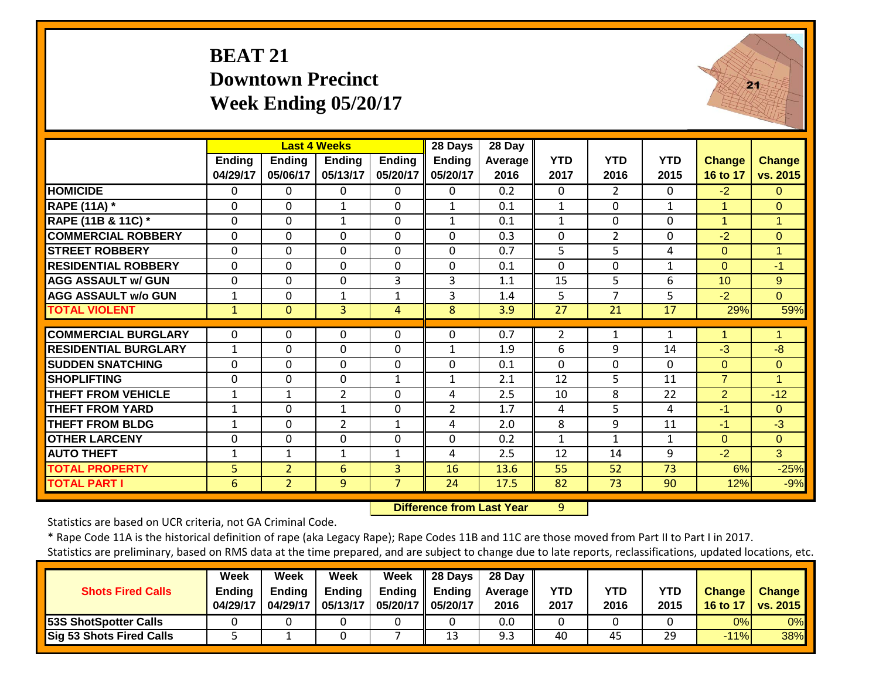# BEAT 21
## Downtown Precinct
## Week Ending 05/20/17

| | Last 4 Weeks | | | | 28 Days | 28 Day | | | | | |
|---|---|---|---|---|---|---|---|---|---|---|---|
| | Ending 04/29/17 | Ending 05/06/17 | Ending 05/13/17 | Ending 05/20/17 | Ending 05/20/17 | Average 2016 | YTD 2017 | YTD 2016 | YTD 2015 | Change 16 to 17 | Change vs. 2015 |
| HOMICIDE | 0 | 0 | 0 | 0 | 0 | 0.2 | 0 | 2 | 0 | -2 | 0 |
| RAPE (11A) * | 0 | 0 | 1 | 0 | 1 | 0.1 | 1 | 0 | 1 | 1 | 0 |
| RAPE (11B & 11C) * | 0 | 0 | 1 | 0 | 1 | 0.1 | 1 | 0 | 0 | 1 | 1 |
| COMMERCIAL ROBBERY | 0 | 0 | 0 | 0 | 0 | 0.3 | 0 | 2 | 0 | -2 | 0 |
| STREET ROBBERY | 0 | 0 | 0 | 0 | 0 | 0.7 | 5 | 5 | 4 | 0 | 1 |
| RESIDENTIAL ROBBERY | 0 | 0 | 0 | 0 | 0 | 0.1 | 0 | 0 | 1 | 0 | -1 |
| AGG ASSAULT w/ GUN | 0 | 0 | 0 | 3 | 3 | 1.1 | 15 | 5 | 6 | 10 | 9 |
| AGG ASSAULT w/o GUN | 1 | 0 | 1 | 1 | 3 | 1.4 | 5 | 7 | 5 | -2 | 0 |
| TOTAL VIOLENT | 1 | 0 | 3 | 4 | 8 | 3.9 | 27 | 21 | 17 | 29% | 59% |
| COMMERCIAL BURGLARY | 0 | 0 | 0 | 0 | 0 | 0.7 | 2 | 1 | 1 | 1 | 1 |
| RESIDENTIAL BURGLARY | 1 | 0 | 0 | 0 | 1 | 1.9 | 6 | 9 | 14 | -3 | -8 |
| SUDDEN SNATCHING | 0 | 0 | 0 | 0 | 0 | 0.1 | 0 | 0 | 0 | 0 | 0 |
| SHOPLIFTING | 0 | 0 | 0 | 1 | 1 | 2.1 | 12 | 5 | 11 | 7 | 1 |
| THEFT FROM VEHICLE | 1 | 1 | 2 | 0 | 4 | 2.5 | 10 | 8 | 22 | 2 | -12 |
| THEFT FROM YARD | 1 | 0 | 1 | 0 | 2 | 1.7 | 4 | 5 | 4 | -1 | 0 |
| THEFT FROM BLDG | 1 | 0 | 2 | 1 | 4 | 2.0 | 8 | 9 | 11 | -1 | -3 |
| OTHER LARCENY | 0 | 0 | 0 | 0 | 0 | 0.2 | 1 | 1 | 1 | 0 | 0 |
| AUTO THEFT | 1 | 1 | 1 | 1 | 4 | 2.5 | 12 | 14 | 9 | -2 | 3 |
| TOTAL PROPERTY | 5 | 2 | 6 | 3 | 16 | 13.6 | 55 | 52 | 73 | 6% | -25% |
| TOTAL PART I | 6 | 2 | 9 | 7 | 24 | 17.5 | 82 | 73 | 90 | 12% | -9% |

**Difference from Last Year** 9

Statistics are based on UCR criteria, not GA Criminal Code.

* Rape Code 11A is the historical definition of rape (aka Legacy Rape); Rape Codes 11B and 11C are those moved from Part II to Part I in 2017.

Statistics are preliminary, based on RMS data at the time prepared, and are subject to change due to late reports, reclassifications, updated locations, etc.

| Shots Fired Calls | Week Ending 04/29/17 | Week Ending 04/29/17 | Week Ending 05/13/17 | Week Ending 05/20/17 | 28 Days Ending 05/20/17 | 28 Day Average 2016 | YTD 2017 | YTD 2016 | YTD 2015 | Change 16 to 17 | Change vs. 2015 |
|---|---|---|---|---|---|---|---|---|---|---|---|
| 53S ShotSpotter Calls | 0 | 0 | 0 | 0 | 0 | 0.0 | 0 | 0 | 0 | 0% | 0% |
| Sig 53 Shots Fired Calls | 5 | 1 | 0 | 7 | 13 | 9.3 | 40 | 45 | 29 | -11% | 38% |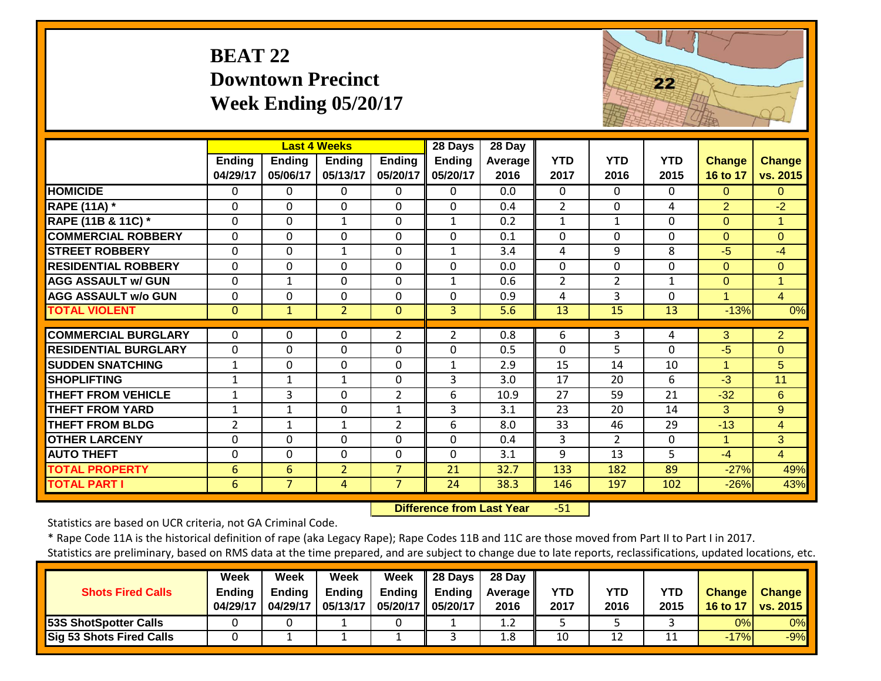# BEAT 22
## Downtown Precinct
## Week Ending 05/20/17

| | Last 4 Weeks | | | | 28 Days | 28 Day | | | | | |
|---|---|---|---|---|---|---|---|---|---|---|---|
| | Ending 04/29/17 | Ending 05/06/17 | Ending 05/13/17 | Ending 05/20/17 | Ending 05/20/17 | Average 2016 | YTD 2017 | YTD 2016 | YTD 2015 | Change 16 to 17 | Change vs. 2015 |
| HOMICIDE | 0 | 0 | 0 | 0 | 0 | 0.0 | 0 | 0 | 0 | 0 | 0 |
| RAPE (11A) * | 0 | 0 | 0 | 0 | 0 | 0.4 | 2 | 0 | 4 | 2 | -2 |
| RAPE (11B & 11C) * | 0 | 0 | 1 | 0 | 1 | 0.2 | 1 | 1 | 0 | 0 | 1 |
| COMMERCIAL ROBBERY | 0 | 0 | 0 | 0 | 0 | 0.1 | 0 | 0 | 0 | 0 | 0 |
| STREET ROBBERY | 0 | 0 | 1 | 0 | 1 | 3.4 | 4 | 9 | 8 | -5 | -4 |
| RESIDENTIAL ROBBERY | 0 | 0 | 0 | 0 | 0 | 0.0 | 0 | 0 | 0 | 0 | 0 |
| AGG ASSAULT w/ GUN | 0 | 1 | 0 | 0 | 1 | 0.6 | 2 | 2 | 1 | 0 | 1 |
| AGG ASSAULT w/o GUN | 0 | 0 | 0 | 0 | 0 | 0.9 | 4 | 3 | 0 | 1 | 4 |
| TOTAL VIOLENT | 0 | 1 | 2 | 0 | 3 | 5.6 | 13 | 15 | 13 | -13% | 0% |
| COMMERCIAL BURGLARY | 0 | 0 | 0 | 2 | 2 | 0.8 | 6 | 3 | 4 | 3 | 2 |
| RESIDENTIAL BURGLARY | 0 | 0 | 0 | 0 | 0 | 0.5 | 0 | 5 | 0 | -5 | 0 |
| SUDDEN SNATCHING | 1 | 0 | 0 | 0 | 1 | 2.9 | 15 | 14 | 10 | 1 | 5 |
| SHOPLIFTING | 1 | 1 | 1 | 0 | 3 | 3.0 | 17 | 20 | 6 | -3 | 11 |
| THEFT FROM VEHICLE | 1 | 3 | 0 | 2 | 6 | 10.9 | 27 | 59 | 21 | -32 | 6 |
| THEFT FROM YARD | 1 | 1 | 0 | 1 | 3 | 3.1 | 23 | 20 | 14 | 3 | 9 |
| THEFT FROM BLDG | 2 | 1 | 1 | 2 | 6 | 8.0 | 33 | 46 | 29 | -13 | 4 |
| OTHER LARCENY | 0 | 0 | 0 | 0 | 0 | 0.4 | 3 | 2 | 0 | 1 | 3 |
| AUTO THEFT | 0 | 0 | 0 | 0 | 0 | 3.1 | 9 | 13 | 5 | -4 | 4 |
| TOTAL PROPERTY | 6 | 6 | 2 | 7 | 21 | 32.7 | 133 | 182 | 89 | -27% | 49% |
| TOTAL PART I | 6 | 7 | 4 | 7 | 24 | 38.3 | 146 | 197 | 102 | -26% | 43% |

**Difference from Last Year** -51

Statistics are based on UCR criteria, not GA Criminal Code.

* Rape Code 11A is the historical definition of rape (aka Legacy Rape); Rape Codes 11B and 11C are those moved from Part II to Part I in 2017.

Statistics are preliminary, based on RMS data at the time prepared, and are subject to change due to late reports, reclassifications, updated locations, etc.

| Shots Fired Calls | Week Ending 04/29/17 | Week Ending 04/29/17 | Week Ending 05/13/17 | Week Ending 05/20/17 | 28 Days Ending 05/20/17 | 28 Day Average 2016 | YTD 2017 | YTD 2016 | YTD 2015 | Change 16 to 17 | Change vs. 2015 |
|---|---|---|---|---|---|---|---|---|---|---|---|
| 53S ShotSpotter Calls | 0 | 0 | 1 | 0 | 1 | 1.2 | 5 | 5 | 3 | 0% | 0% |
| Sig 53 Shots Fired Calls | 0 | 1 | 1 | 1 | 3 | 1.8 | 10 | 12 | 11 | -17% | -9% |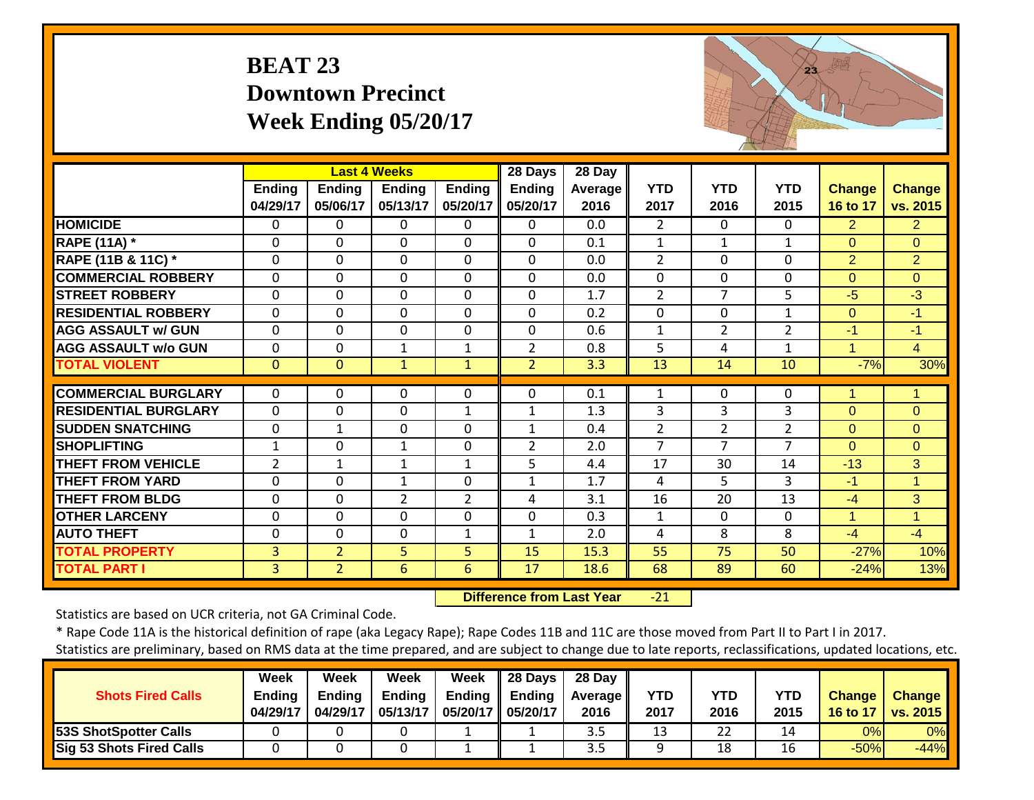# BEAT 23
## Downtown Precinct
## Week Ending 05/20/17

| | Last 4 Weeks | | | | 28 Days | 28 Day | | | | | |
|---|---|---|---|---|---|---|---|---|---|---|---|
| | Ending 04/29/17 | Ending 05/06/17 | Ending 05/13/17 | Ending 05/20/17 | Ending 05/20/17 | Average 2016 | YTD 2017 | YTD 2016 | YTD 2015 | Change 16 to 17 | Change vs. 2015 |
| HOMICIDE | 0 | 0 | 0 | 0 | 0 | 0.0 | 2 | 0 | 0 | 2 | 2 |
| RAPE (11A) * | 0 | 0 | 0 | 0 | 0 | 0.1 | 1 | 1 | 1 | 0 | 0 |
| RAPE (11B & 11C) * | 0 | 0 | 0 | 0 | 0 | 0.0 | 2 | 0 | 0 | 2 | 2 |
| COMMERCIAL ROBBERY | 0 | 0 | 0 | 0 | 0 | 0.0 | 0 | 0 | 0 | 0 | 0 |
| STREET ROBBERY | 0 | 0 | 0 | 0 | 0 | 1.7 | 2 | 7 | 5 | -5 | -3 |
| RESIDENTIAL ROBBERY | 0 | 0 | 0 | 0 | 0 | 0.2 | 0 | 0 | 1 | 0 | -1 |
| AGG ASSAULT w/ GUN | 0 | 0 | 0 | 0 | 0 | 0.6 | 1 | 2 | 2 | -1 | -1 |
| AGG ASSAULT w/o GUN | 0 | 0 | 1 | 1 | 2 | 0.8 | 5 | 4 | 1 | 1 | 4 |
| TOTAL VIOLENT | 0 | 0 | 1 | 1 | 2 | 3.3 | 13 | 14 | 10 | -7% | 30% |
| COMMERCIAL BURGLARY | 0 | 0 | 0 | 0 | 0 | 0.1 | 1 | 0 | 0 | 1 | 1 |
| RESIDENTIAL BURGLARY | 0 | 0 | 0 | 1 | 1 | 1.3 | 3 | 3 | 3 | 0 | 0 |
| SUDDEN SNATCHING | 0 | 1 | 0 | 0 | 1 | 0.4 | 2 | 2 | 2 | 0 | 0 |
| SHOPLIFTING | 1 | 0 | 1 | 0 | 2 | 2.0 | 7 | 7 | 7 | 0 | 0 |
| THEFT FROM VEHICLE | 2 | 1 | 1 | 1 | 5 | 4.4 | 17 | 30 | 14 | -13 | 3 |
| THEFT FROM YARD | 0 | 0 | 1 | 0 | 1 | 1.7 | 4 | 5 | 3 | -1 | 1 |
| THEFT FROM BLDG | 0 | 0 | 2 | 2 | 4 | 3.1 | 16 | 20 | 13 | -4 | 3 |
| OTHER LARCENY | 0 | 0 | 0 | 0 | 0 | 0.3 | 1 | 0 | 0 | 1 | 1 |
| AUTO THEFT | 0 | 0 | 0 | 1 | 1 | 2.0 | 4 | 8 | 8 | -4 | -4 |
| TOTAL PROPERTY | 3 | 2 | 5 | 5 | 15 | 15.3 | 55 | 75 | 50 | -27% | 10% |
| TOTAL PART I | 3 | 2 | 6 | 6 | 17 | 18.6 | 68 | 89 | 60 | -24% | 13% |

**Difference from Last Year** -21

Statistics are based on UCR criteria, not GA Criminal Code.

* Rape Code 11A is the historical definition of rape (aka Legacy Rape); Rape Codes 11B and 11C are those moved from Part II to Part I in 2017.

Statistics are preliminary, based on RMS data at the time prepared, and are subject to change due to late reports, reclassifications, updated locations, etc.

| Shots Fired Calls | Week Ending 04/29/17 | Week Ending 04/29/17 | Week Ending 05/13/17 | Week Ending 05/20/17 | 28 Days Ending 05/20/17 | 28 Day Average 2016 | YTD 2017 | YTD 2016 | YTD 2015 | Change 16 to 17 | Change vs. 2015 |
|---|---|---|---|---|---|---|---|---|---|---|---|
| 53S ShotSpotter Calls | 0 | 0 | 0 | 1 | 1 | 3.5 | 13 | 22 | 14 | 0% | 0% |
| Sig 53 Shots Fired Calls | 0 | 0 | 0 | 1 | 1 | 3.5 | 9 | 18 | 16 | -50% | -44% |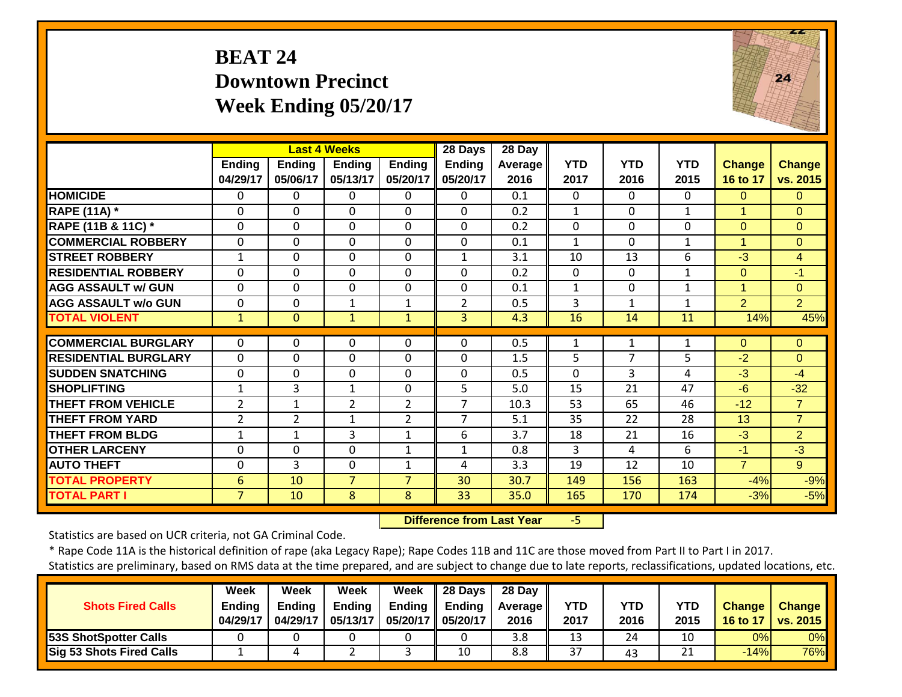# BEAT 24
## Downtown Precinct
## Week Ending 05/20/17

| | Last 4 Weeks | | | | 28 Days | 28 Day | | | | | |
|---|---|---|---|---|---|---|---|---|---|---|---|
| | Ending 04/29/17 | Ending 05/06/17 | Ending 05/13/17 | Ending 05/20/17 | Ending 05/20/17 | Average 2016 | YTD 2017 | YTD 2016 | YTD 2015 | Change 16 to 17 | Change vs. 2015 |
| HOMICIDE | 0 | 0 | 0 | 0 | 0 | 0.1 | 0 | 0 | 0 | 0 | 0 |
| RAPE (11A) * | 0 | 0 | 0 | 0 | 0 | 0.2 | 1 | 0 | 1 | 1 | 0 |
| RAPE (11B & 11C) * | 0 | 0 | 0 | 0 | 0 | 0.2 | 0 | 0 | 0 | 0 | 0 |
| COMMERCIAL ROBBERY | 0 | 0 | 0 | 0 | 0 | 0.1 | 1 | 0 | 1 | 1 | 0 |
| STREET ROBBERY | 1 | 0 | 0 | 0 | 1 | 3.1 | 10 | 13 | 6 | -3 | 4 |
| RESIDENTIAL ROBBERY | 0 | 0 | 0 | 0 | 0 | 0.2 | 0 | 0 | 1 | 0 | -1 |
| AGG ASSAULT w/ GUN | 0 | 0 | 0 | 0 | 0 | 0.1 | 1 | 0 | 1 | 1 | 0 |
| AGG ASSAULT w/o GUN | 0 | 0 | 1 | 1 | 2 | 0.5 | 3 | 1 | 1 | 2 | 2 |
| TOTAL VIOLENT | 1 | 0 | 1 | 1 | 3 | 4.3 | 16 | 14 | 11 | 14% | 45% |
| COMMERCIAL BURGLARY | 0 | 0 | 0 | 0 | 0 | 0.5 | 1 | 1 | 1 | 0 | 0 |
| RESIDENTIAL BURGLARY | 0 | 0 | 0 | 0 | 0 | 1.5 | 5 | 7 | 5 | -2 | 0 |
| SUDDEN SNATCHING | 0 | 0 | 0 | 0 | 0 | 0.5 | 0 | 3 | 4 | -3 | -4 |
| SHOPLIFTING | 1 | 3 | 1 | 0 | 5 | 5.0 | 15 | 21 | 47 | -6 | -32 |
| THEFT FROM VEHICLE | 2 | 1 | 2 | 2 | 7 | 10.3 | 53 | 65 | 46 | -12 | 7 |
| THEFT FROM YARD | 2 | 2 | 1 | 2 | 7 | 5.1 | 35 | 22 | 28 | 13 | 7 |
| THEFT FROM BLDG | 1 | 1 | 3 | 1 | 6 | 3.7 | 18 | 21 | 16 | -3 | 2 |
| OTHER LARCENY | 0 | 0 | 0 | 1 | 1 | 0.8 | 3 | 4 | 6 | -1 | -3 |
| AUTO THEFT | 0 | 3 | 0 | 1 | 4 | 3.3 | 19 | 12 | 10 | 7 | 9 |
| TOTAL PROPERTY | 6 | 10 | 7 | 7 | 30 | 30.7 | 149 | 156 | 163 | -4% | -9% |
| TOTAL PART I | 7 | 10 | 8 | 8 | 33 | 35.0 | 165 | 170 | 174 | -3% | -5% |

**Difference from Last Year** -5

Statistics are based on UCR criteria, not GA Criminal Code.

* Rape Code 11A is the historical definition of rape (aka Legacy Rape); Rape Codes 11B and 11C are those moved from Part II to Part I in 2017.

Statistics are preliminary, based on RMS data at the time prepared, and are subject to change due to late reports, reclassifications, updated locations, etc.

| Shots Fired Calls | Week Ending 04/29/17 | Week Ending 04/29/17 | Week Ending 05/13/17 | Week Ending 05/20/17 | 28 Days Ending 05/20/17 | 28 Day Average 2016 | YTD 2017 | YTD 2016 | YTD 2015 | Change 16 to 17 | Change vs. 2015 |
|---|---|---|---|---|---|---|---|---|---|---|---|
| 53S ShotSpotter Calls | 0 | 0 | 0 | 0 | 0 | 3.8 | 13 | 24 | 10 | 0% | 0% |
| Sig 53 Shots Fired Calls | 1 | 4 | 2 | 3 | 10 | 8.8 | 37 | 43 | 21 | -14% | 76% |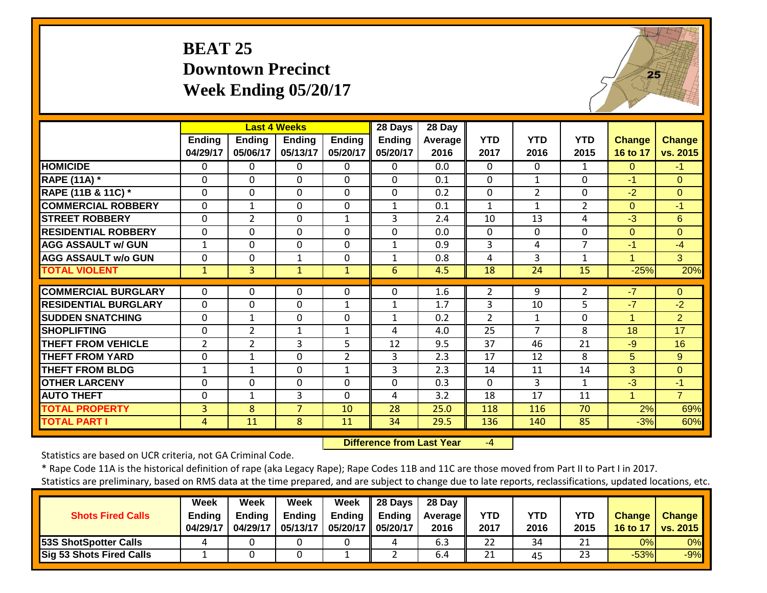# BEAT 25
## Downtown Precinct
## Week Ending 05/20/17

| | Last 4 Weeks | | | | 28 Days | 28 Day | | | | | |
|---|---|---|---|---|---|---|---|---|---|---|---|
| | Ending 04/29/17 | Ending 05/06/17 | Ending 05/13/17 | Ending 05/20/17 | Ending 05/20/17 | Average 2016 | YTD 2017 | YTD 2016 | YTD 2015 | Change 16 to 17 | Change vs. 2015 |
| HOMICIDE | 0 | 0 | 0 | 0 | 0 | 0.0 | 0 | 0 | 1 | 0 | -1 |
| RAPE (11A) * | 0 | 0 | 0 | 0 | 0 | 0.1 | 0 | 1 | 0 | -1 | 0 |
| RAPE (11B & 11C) * | 0 | 0 | 0 | 0 | 0 | 0.2 | 0 | 2 | 0 | -2 | 0 |
| COMMERCIAL ROBBERY | 0 | 1 | 0 | 0 | 1 | 0.1 | 1 | 1 | 2 | 0 | -1 |
| STREET ROBBERY | 0 | 2 | 0 | 1 | 3 | 2.4 | 10 | 13 | 4 | -3 | 6 |
| RESIDENTIAL ROBBERY | 0 | 0 | 0 | 0 | 0 | 0.0 | 0 | 0 | 0 | 0 | 0 |
| AGG ASSAULT w/ GUN | 1 | 0 | 0 | 0 | 1 | 0.9 | 3 | 4 | 7 | -1 | -4 |
| AGG ASSAULT w/o GUN | 0 | 0 | 1 | 0 | 1 | 0.8 | 4 | 3 | 1 | 1 | 3 |
| TOTAL VIOLENT | 1 | 3 | 1 | 1 | 6 | 4.5 | 18 | 24 | 15 | -25% | 20% |
| COMMERCIAL BURGLARY | 0 | 0 | 0 | 0 | 0 | 1.6 | 2 | 9 | 2 | -7 | 0 |
| RESIDENTIAL BURGLARY | 0 | 0 | 0 | 1 | 1 | 1.7 | 3 | 10 | 5 | -7 | -2 |
| SUDDEN SNATCHING | 0 | 1 | 0 | 0 | 1 | 0.2 | 2 | 1 | 0 | 1 | 2 |
| SHOPLIFTING | 0 | 2 | 1 | 1 | 4 | 4.0 | 25 | 7 | 8 | 18 | 17 |
| THEFT FROM VEHICLE | 2 | 2 | 3 | 5 | 12 | 9.5 | 37 | 46 | 21 | -9 | 16 |
| THEFT FROM YARD | 0 | 1 | 0 | 2 | 3 | 2.3 | 17 | 12 | 8 | 5 | 9 |
| THEFT FROM BLDG | 1 | 1 | 0 | 1 | 3 | 2.3 | 14 | 11 | 14 | 3 | 0 |
| OTHER LARCENY | 0 | 0 | 0 | 0 | 0 | 0.3 | 0 | 3 | 1 | -3 | -1 |
| AUTO THEFT | 0 | 1 | 3 | 0 | 4 | 3.2 | 18 | 17 | 11 | 1 | 7 |
| TOTAL PROPERTY | 3 | 8 | 7 | 10 | 28 | 25.0 | 118 | 116 | 70 | 2% | 69% |
| TOTAL PART I | 4 | 11 | 8 | 11 | 34 | 29.5 | 136 | 140 | 85 | -3% | 60% |

**Difference from Last Year** -4

Statistics are based on UCR criteria, not GA Criminal Code.

* Rape Code 11A is the historical definition of rape (aka Legacy Rape); Rape Codes 11B and 11C are those moved from Part II to Part I in 2017.

Statistics are preliminary, based on RMS data at the time prepared, and are subject to change due to late reports, reclassifications, updated locations, etc.

| Shots Fired Calls | Week Ending 04/29/17 | Week Ending 04/29/17 | Week Ending 05/13/17 | Week Ending 05/20/17 | 28 Days Ending 05/20/17 | 28 Day Average 2016 | YTD 2017 | YTD 2016 | YTD 2015 | Change 16 to 17 | Change vs. 2015 |
|---|---|---|---|---|---|---|---|---|---|---|---|
| 53S ShotSpotter Calls | 4 | 0 | 0 | 0 | 4 | 6.3 | 22 | 34 | 21 | 0% | 0% |
| Sig 53 Shots Fired Calls | 1 | 0 | 0 | 1 | 2 | 6.4 | 21 | 45 | 23 | -53% | -9% |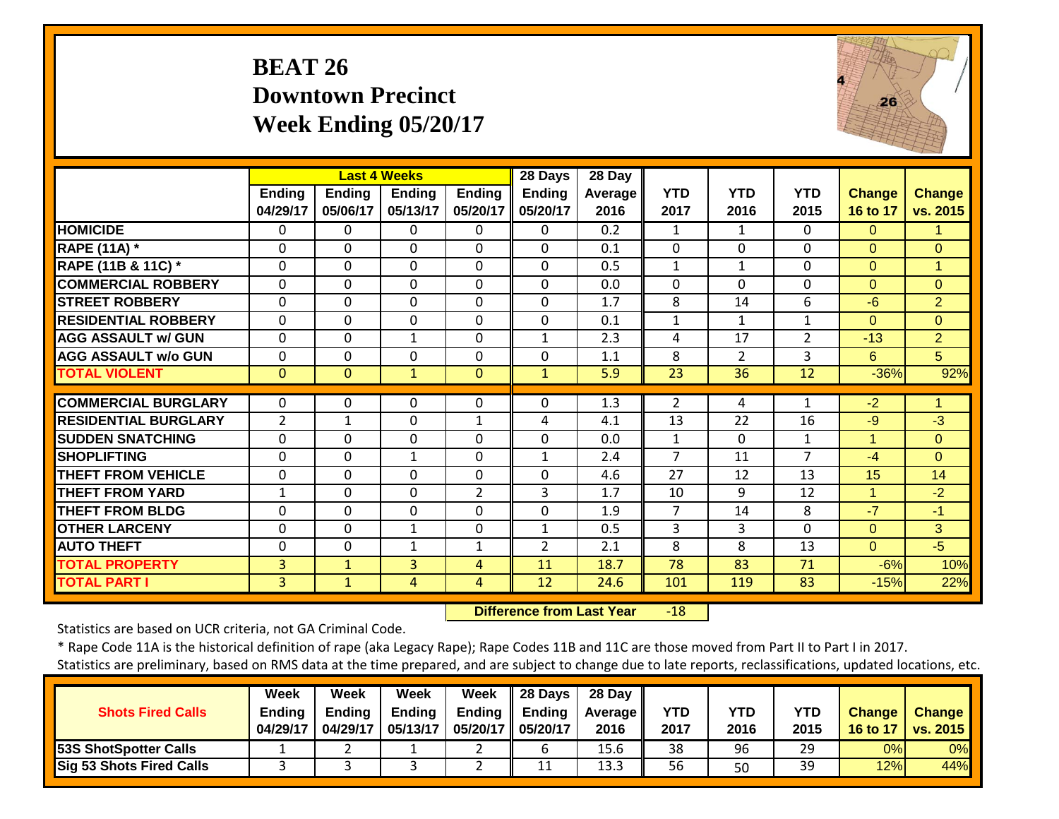# BEAT 26
## Downtown Precinct
## Week Ending 05/20/17

| | Last 4 Weeks | | | | 28 Days | 28 Day | | | | | |
|---|---|---|---|---|---|---|---|---|---|---|---|
| | Ending 04/29/17 | Ending 05/06/17 | Ending 05/13/17 | Ending 05/20/17 | Ending 05/20/17 | Average 2016 | YTD 2017 | YTD 2016 | YTD 2015 | Change 16 to 17 | Change vs. 2015 |
| HOMICIDE | 0 | 0 | 0 | 0 | 0 | 0.2 | 1 | 1 | 0 | 0 | 1 |
| RAPE (11A) * | 0 | 0 | 0 | 0 | 0 | 0.1 | 0 | 0 | 0 | 0 | 0 |
| RAPE (11B & 11C) * | 0 | 0 | 0 | 0 | 0 | 0.5 | 1 | 1 | 0 | 0 | 1 |
| COMMERCIAL ROBBERY | 0 | 0 | 0 | 0 | 0 | 0.0 | 0 | 0 | 0 | 0 | 0 |
| STREET ROBBERY | 0 | 0 | 0 | 0 | 0 | 1.7 | 8 | 14 | 6 | -6 | 2 |
| RESIDENTIAL ROBBERY | 0 | 0 | 0 | 0 | 0 | 0.1 | 1 | 1 | 1 | 0 | 0 |
| AGG ASSAULT w/ GUN | 0 | 0 | 1 | 0 | 1 | 2.3 | 4 | 17 | 2 | -13 | 2 |
| AGG ASSAULT w/o GUN | 0 | 0 | 0 | 0 | 0 | 1.1 | 8 | 2 | 3 | 6 | 5 |
| TOTAL VIOLENT | 0 | 0 | 1 | 0 | 1 | 5.9 | 23 | 36 | 12 | -36% | 92% |
| COMMERCIAL BURGLARY | 0 | 0 | 0 | 0 | 0 | 1.3 | 2 | 4 | 1 | -2 | 1 |
| RESIDENTIAL BURGLARY | 2 | 1 | 0 | 1 | 4 | 4.1 | 13 | 22 | 16 | -9 | -3 |
| SUDDEN SNATCHING | 0 | 0 | 0 | 0 | 0 | 0.0 | 1 | 0 | 1 | 1 | 0 |
| SHOPLIFTING | 0 | 0 | 1 | 0 | 1 | 2.4 | 7 | 11 | 7 | -4 | 0 |
| THEFT FROM VEHICLE | 0 | 0 | 0 | 0 | 0 | 4.6 | 27 | 12 | 13 | 15 | 14 |
| THEFT FROM YARD | 1 | 0 | 0 | 2 | 3 | 1.7 | 10 | 9 | 12 | 1 | -2 |
| THEFT FROM BLDG | 0 | 0 | 0 | 0 | 0 | 1.9 | 7 | 14 | 8 | -7 | -1 |
| OTHER LARCENY | 0 | 0 | 1 | 0 | 1 | 0.5 | 3 | 3 | 0 | 0 | 3 |
| AUTO THEFT | 0 | 0 | 1 | 1 | 2 | 2.1 | 8 | 8 | 13 | 0 | -5 |
| TOTAL PROPERTY | 3 | 1 | 3 | 4 | 11 | 18.7 | 78 | 83 | 71 | -6% | 10% |
| TOTAL PART I | 3 | 1 | 4 | 4 | 12 | 24.6 | 101 | 119 | 83 | -15% | 22% |

**Difference from Last Year** -18

Statistics are based on UCR criteria, not GA Criminal Code.

* Rape Code 11A is the historical definition of rape (aka Legacy Rape); Rape Codes 11B and 11C are those moved from Part II to Part I in 2017.

Statistics are preliminary, based on RMS data at the time prepared, and are subject to change due to late reports, reclassifications, updated locations, etc.

| Shots Fired Calls | Week Ending 04/29/17 | Week Ending 04/29/17 | Week Ending 05/13/17 | Week Ending 05/20/17 | 28 Days Ending 05/20/17 | 28 Day Average 2016 | YTD 2017 | YTD 2016 | YTD 2015 | Change 16 to 17 | Change vs. 2015 |
|---|---|---|---|---|---|---|---|---|---|---|---|
| 53S ShotSpotter Calls | 1 | 2 | 1 | 2 | 6 | 15.6 | 38 | 96 | 29 | 0% | 0% |
| Sig 53 Shots Fired Calls | 3 | 3 | 3 | 2 | 11 | 13.3 | 56 | 50 | 39 | 12% | 44% |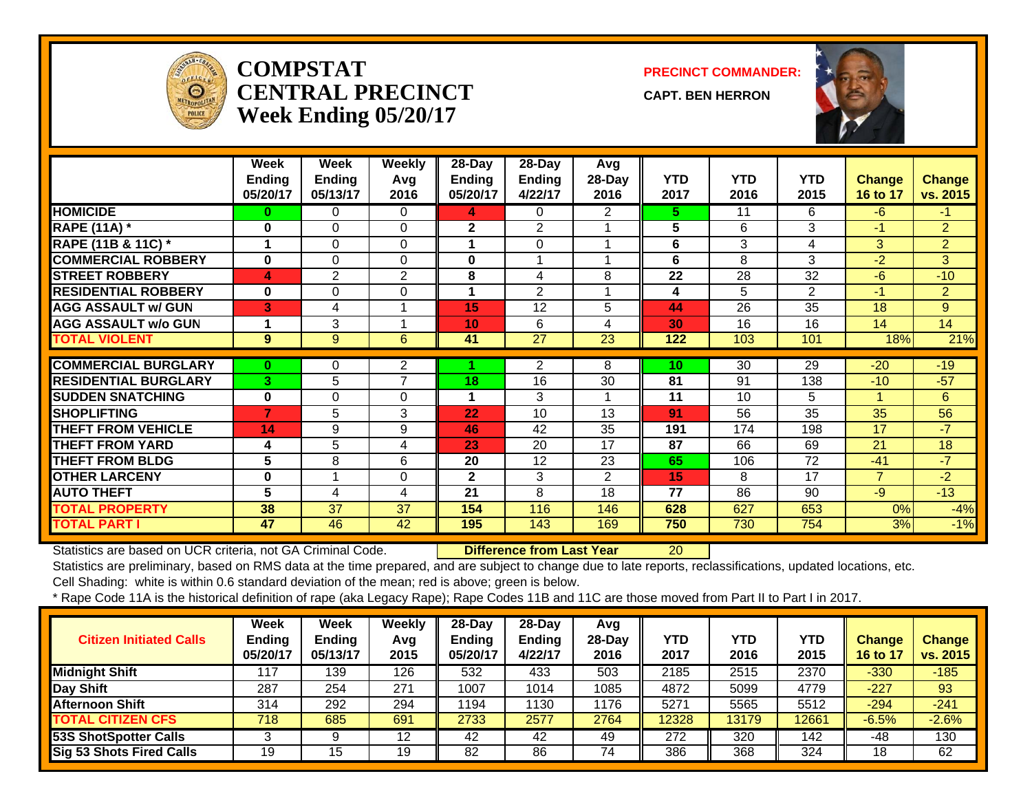# COMPSTAT CENTRAL PRECINCT Week Ending 05/20/17

**PRECINCT COMMANDER:**

**CAPT. BEN HERRON**

| | Week Ending 05/20/17 | Week Ending 05/13/17 | Weekly Avg 2016 | 28-Day Ending 05/20/17 | 28-Day Ending 4/22/17 | Avg 28-Day 2016 | YTD 2017 | YTD 2016 | YTD 2015 | Change 16 to 17 | Change vs. 2015 |
|---|---|---|---|---|---|---|---|---|---|---|---|
| HOMICIDE | 0 | 0 | 0 | 4 | 0 | 2 | 5 | 11 | 6 | -6 | -1 |
| RAPE (11A) * | 0 | 0 | 0 | 2 | 2 | 1 | 5 | 6 | 3 | -1 | 2 |
| RAPE (11B & 11C) * | 1 | 0 | 0 | 1 | 0 | 1 | 6 | 3 | 4 | 3 | 2 |
| COMMERCIAL ROBBERY | 0 | 0 | 0 | 0 | 1 | 1 | 6 | 8 | 3 | -2 | 3 |
| STREET ROBBERY | 4 | 2 | 2 | 8 | 4 | 8 | 22 | 28 | 32 | -6 | -10 |
| RESIDENTIAL ROBBERY | 0 | 0 | 0 | 1 | 2 | 1 | 4 | 5 | 2 | -1 | 2 |
| AGG ASSAULT w/ GUN | 3 | 4 | 1 | 15 | 12 | 5 | 44 | 26 | 35 | 18 | 9 |
| AGG ASSAULT w/o GUN | 1 | 3 | 1 | 10 | 6 | 4 | 30 | 16 | 16 | 14 | 14 |
| TOTAL VIOLENT | 9 | 9 | 6 | 41 | 27 | 23 | 122 | 103 | 101 | 18% | 21% |
| COMMERCIAL BURGLARY | 0 | 0 | 2 | 1 | 2 | 8 | 10 | 30 | 29 | -20 | -19 |
| RESIDENTIAL BURGLARY | 3 | 5 | 7 | 18 | 16 | 30 | 81 | 91 | 138 | -10 | -57 |
| SUDDEN SNATCHING | 0 | 0 | 0 | 1 | 3 | 1 | 11 | 10 | 5 | 1 | 6 |
| SHOPLIFTING | 7 | 5 | 3 | 22 | 10 | 13 | 91 | 56 | 35 | 35 | 56 |
| THEFT FROM VEHICLE | 14 | 9 | 9 | 46 | 42 | 35 | 191 | 174 | 198 | 17 | -7 |
| THEFT FROM YARD | 4 | 5 | 4 | 23 | 20 | 17 | 87 | 66 | 69 | 21 | 18 |
| THEFT FROM BLDG | 5 | 8 | 6 | 20 | 12 | 23 | 65 | 106 | 72 | -41 | -7 |
| OTHER LARCENY | 0 | 1 | 0 | 2 | 3 | 2 | 15 | 8 | 17 | 7 | -2 |
| AUTO THEFT | 5 | 4 | 4 | 21 | 8 | 18 | 77 | 86 | 90 | -9 | -13 |
| TOTAL PROPERTY | 38 | 37 | 37 | 154 | 116 | 146 | 628 | 627 | 653 | 0% | -4% |
| TOTAL PART I | 47 | 46 | 42 | 195 | 143 | 169 | 750 | 730 | 754 | 3% | -1% |

Statistics are based on UCR criteria, not GA Criminal Code. **Difference from Last Year** 20

Statistics are preliminary, based on RMS data at the time prepared, and are subject to change due to late reports, reclassifications, updated locations, etc.

Cell Shading: white is within 0.6 standard deviation of the mean; red is above; green is below.

* Rape Code 11A is the historical definition of rape (aka Legacy Rape); Rape Codes 11B and 11C are those moved from Part II to Part I in 2017.

| Citizen Initiated Calls | Week Ending 05/20/17 | Week Ending 05/13/17 | Weekly Avg 2015 | 28-Day Ending 05/20/17 | 28-Day Ending 4/22/17 | Avg 28-Day 2016 | YTD 2017 | YTD 2016 | YTD 2015 | Change 16 to 17 | Change vs. 2015 |
|---|---|---|---|---|---|---|---|---|---|---|---|
| Midnight Shift | 117 | 139 | 126 | 532 | 433 | 503 | 2185 | 2515 | 2370 | -330 | -185 |
| Day Shift | 287 | 254 | 271 | 1007 | 1014 | 1085 | 4872 | 5099 | 4779 | -227 | 93 |
| Afternoon Shift | 314 | 292 | 294 | 1194 | 1130 | 1176 | 5271 | 5565 | 5512 | -294 | -241 |
| TOTAL CITIZEN CFS | 718 | 685 | 691 | 2733 | 2577 | 2764 | 12328 | 13179 | 12661 | -6.5% | -2.6% |
| 53S ShotSpotter Calls | 3 | 9 | 12 | 42 | 42 | 49 | 272 | 320 | 142 | -48 | 130 |
| Sig 53 Shots Fired Calls | 19 | 15 | 19 | 82 | 86 | 74 | 386 | 368 | 324 | 18 | 62 |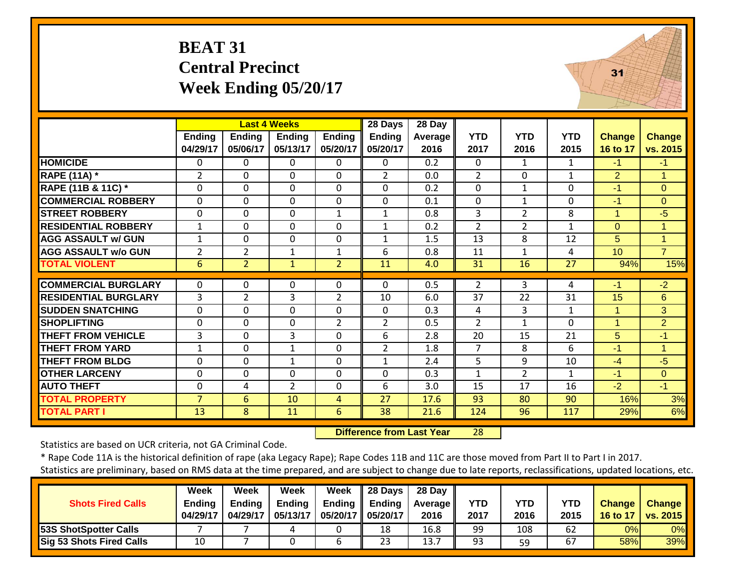# BEAT 31
## Central Precinct
## Week Ending 05/20/17

| | Last 4 Weeks | | | | 28 Days | 28 Day | | | | | |
|---|---|---|---|---|---|---|---|---|---|---|---|
| | Ending 04/29/17 | Ending 05/06/17 | Ending 05/13/17 | Ending 05/20/17 | Ending 05/20/17 | Average 2016 | YTD 2017 | YTD 2016 | YTD 2015 | Change 16 to 17 | Change vs. 2015 |
| HOMICIDE | 0 | 0 | 0 | 0 | 0 | 0.2 | 0 | 1 | 1 | -1 | -1 |
| RAPE (11A) * | 2 | 0 | 0 | 0 | 2 | 0.0 | 2 | 0 | 1 | 2 | 1 |
| RAPE (11B & 11C) * | 0 | 0 | 0 | 0 | 0 | 0.2 | 0 | 1 | 0 | -1 | 0 |
| COMMERCIAL ROBBERY | 0 | 0 | 0 | 0 | 0 | 0.1 | 0 | 1 | 0 | -1 | 0 |
| STREET ROBBERY | 0 | 0 | 0 | 1 | 1 | 0.8 | 3 | 2 | 8 | 1 | -5 |
| RESIDENTIAL ROBBERY | 1 | 0 | 0 | 0 | 1 | 0.2 | 2 | 2 | 1 | 0 | 1 |
| AGG ASSAULT w/ GUN | 1 | 0 | 0 | 0 | 1 | 1.5 | 13 | 8 | 12 | 5 | 1 |
| AGG ASSAULT w/o GUN | 2 | 2 | 1 | 1 | 6 | 0.8 | 11 | 1 | 4 | 10 | 7 |
| TOTAL VIOLENT | 6 | 2 | 1 | 2 | 11 | 4.0 | 31 | 16 | 27 | 94% | 15% |
| COMMERCIAL BURGLARY | 0 | 0 | 0 | 0 | 0 | 0.5 | 2 | 3 | 4 | -1 | -2 |
| RESIDENTIAL BURGLARY | 3 | 2 | 3 | 2 | 10 | 6.0 | 37 | 22 | 31 | 15 | 6 |
| SUDDEN SNATCHING | 0 | 0 | 0 | 0 | 0 | 0.3 | 4 | 3 | 1 | 1 | 3 |
| SHOPLIFTING | 0 | 0 | 0 | 2 | 2 | 0.5 | 2 | 1 | 0 | 1 | 2 |
| THEFT FROM VEHICLE | 3 | 0 | 3 | 0 | 6 | 2.8 | 20 | 15 | 21 | 5 | -1 |
| THEFT FROM YARD | 1 | 0 | 1 | 0 | 2 | 1.8 | 7 | 8 | 6 | -1 | 1 |
| THEFT FROM BLDG | 0 | 0 | 1 | 0 | 1 | 2.4 | 5 | 9 | 10 | -4 | -5 |
| OTHER LARCENY | 0 | 0 | 0 | 0 | 0 | 0.3 | 1 | 2 | 1 | -1 | 0 |
| AUTO THEFT | 0 | 4 | 2 | 0 | 6 | 3.0 | 15 | 17 | 16 | -2 | -1 |
| TOTAL PROPERTY | 7 | 6 | 10 | 4 | 27 | 17.6 | 93 | 80 | 90 | 16% | 3% |
| TOTAL PART I | 13 | 8 | 11 | 6 | 38 | 21.6 | 124 | 96 | 117 | 29% | 6% |

**Difference from Last Year** 28

Statistics are based on UCR criteria, not GA Criminal Code.

* Rape Code 11A is the historical definition of rape (aka Legacy Rape); Rape Codes 11B and 11C are those moved from Part II to Part I in 2017.

Statistics are preliminary, based on RMS data at the time prepared, and are subject to change due to late reports, reclassifications, updated locations, etc.

| Shots Fired Calls | Week Ending 04/29/17 | Week Ending 04/29/17 | Week Ending 05/13/17 | Week Ending 05/20/17 | 28 Days Ending 05/20/17 | 28 Day Average 2016 | YTD 2017 | YTD 2016 | YTD 2015 | Change 16 to 17 | Change vs. 2015 |
|---|---|---|---|---|---|---|---|---|---|---|---|
| 53S ShotSpotter Calls | 7 | 7 | 4 | 0 | 18 | 16.8 | 99 | 108 | 62 | 0% | 0% |
| Sig 53 Shots Fired Calls | 10 | 7 | 0 | 6 | 23 | 13.7 | 93 | 59 | 67 | 58% | 39% |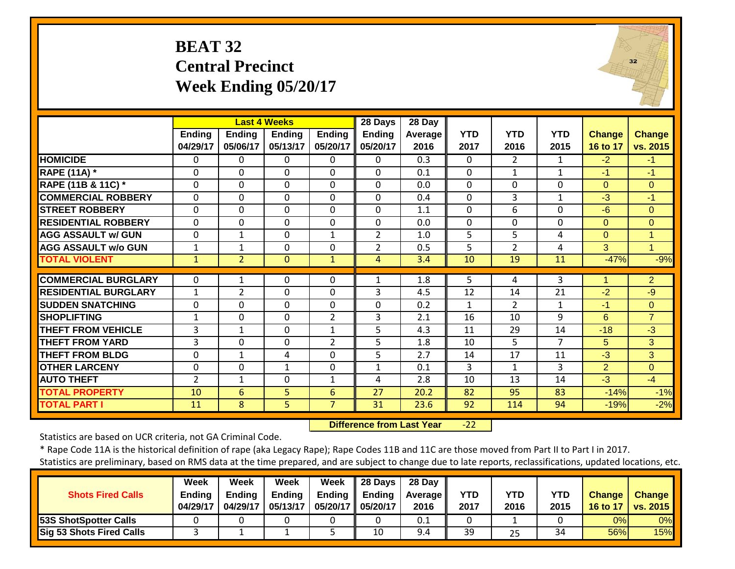# BEAT 32
## Central Precinct
## Week Ending 05/20/17

| | Last 4 Weeks | | | | 28 Days | 28 Day | | | | | |
|---|---|---|---|---|---|---|---|---|---|---|---|
| | Ending 04/29/17 | Ending 05/06/17 | Ending 05/13/17 | Ending 05/20/17 | Ending 05/20/17 | Average 2016 | YTD 2017 | YTD 2016 | YTD 2015 | Change 16 to 17 | Change vs. 2015 |
| HOMICIDE | 0 | 0 | 0 | 0 | 0 | 0.3 | 0 | 2 | 1 | -2 | -1 |
| RAPE (11A) * | 0 | 0 | 0 | 0 | 0 | 0.1 | 0 | 1 | 1 | -1 | -1 |
| RAPE (11B & 11C) * | 0 | 0 | 0 | 0 | 0 | 0.0 | 0 | 0 | 0 | 0 | 0 |
| COMMERCIAL ROBBERY | 0 | 0 | 0 | 0 | 0 | 0.4 | 0 | 3 | 1 | -3 | -1 |
| STREET ROBBERY | 0 | 0 | 0 | 0 | 0 | 1.1 | 0 | 6 | 0 | -6 | 0 |
| RESIDENTIAL ROBBERY | 0 | 0 | 0 | 0 | 0 | 0.0 | 0 | 0 | 0 | 0 | 0 |
| AGG ASSAULT w/ GUN | 0 | 1 | 0 | 1 | 2 | 1.0 | 5 | 5 | 4 | 0 | 1 |
| AGG ASSAULT w/o GUN | 1 | 1 | 0 | 0 | 2 | 0.5 | 5 | 2 | 4 | 3 | 1 |
| TOTAL VIOLENT | 1 | 2 | 0 | 1 | 4 | 3.4 | 10 | 19 | 11 | -47% | -9% |
| COMMERCIAL BURGLARY | 0 | 1 | 0 | 0 | 1 | 1.8 | 5 | 4 | 3 | 1 | 2 |
| RESIDENTIAL BURGLARY | 1 | 2 | 0 | 0 | 3 | 4.5 | 12 | 14 | 21 | -2 | -9 |
| SUDDEN SNATCHING | 0 | 0 | 0 | 0 | 0 | 0.2 | 1 | 2 | 1 | -1 | 0 |
| SHOPLIFTING | 1 | 0 | 0 | 2 | 3 | 2.1 | 16 | 10 | 9 | 6 | 7 |
| THEFT FROM VEHICLE | 3 | 1 | 0 | 1 | 5 | 4.3 | 11 | 29 | 14 | -18 | -3 |
| THEFT FROM YARD | 3 | 0 | 0 | 2 | 5 | 1.8 | 10 | 5 | 7 | 5 | 3 |
| THEFT FROM BLDG | 0 | 1 | 4 | 0 | 5 | 2.7 | 14 | 17 | 11 | -3 | 3 |
| OTHER LARCENY | 0 | 0 | 1 | 0 | 1 | 0.1 | 3 | 1 | 3 | 2 | 0 |
| AUTO THEFT | 2 | 1 | 0 | 1 | 4 | 2.8 | 10 | 13 | 14 | -3 | -4 |
| TOTAL PROPERTY | 10 | 6 | 5 | 6 | 27 | 20.2 | 82 | 95 | 83 | -14% | -1% |
| TOTAL PART I | 11 | 8 | 5 | 7 | 31 | 23.6 | 92 | 114 | 94 | -19% | -2% |

**Difference from Last Year** -22

Statistics are based on UCR criteria, not GA Criminal Code.

* Rape Code 11A is the historical definition of rape (aka Legacy Rape); Rape Codes 11B and 11C are those moved from Part II to Part I in 2017.

Statistics are preliminary, based on RMS data at the time prepared, and are subject to change due to late reports, reclassifications, updated locations, etc.

| Shots Fired Calls | Week Ending 04/29/17 | Week Ending 04/29/17 | Week Ending 05/13/17 | Week Ending 05/20/17 | 28 Days Ending 05/20/17 | 28 Day Average 2016 | YTD 2017 | YTD 2016 | YTD 2015 | Change 16 to 17 | Change vs. 2015 |
|---|---|---|---|---|---|---|---|---|---|---|---|
| 53S ShotSpotter Calls | 0 | 0 | 0 | 0 | 0 | 0.1 | 0 | 1 | 0 | 0% | 0% |
| Sig 53 Shots Fired Calls | 3 | 1 | 1 | 5 | 10 | 9.4 | 39 | 25 | 34 | 56% | 15% |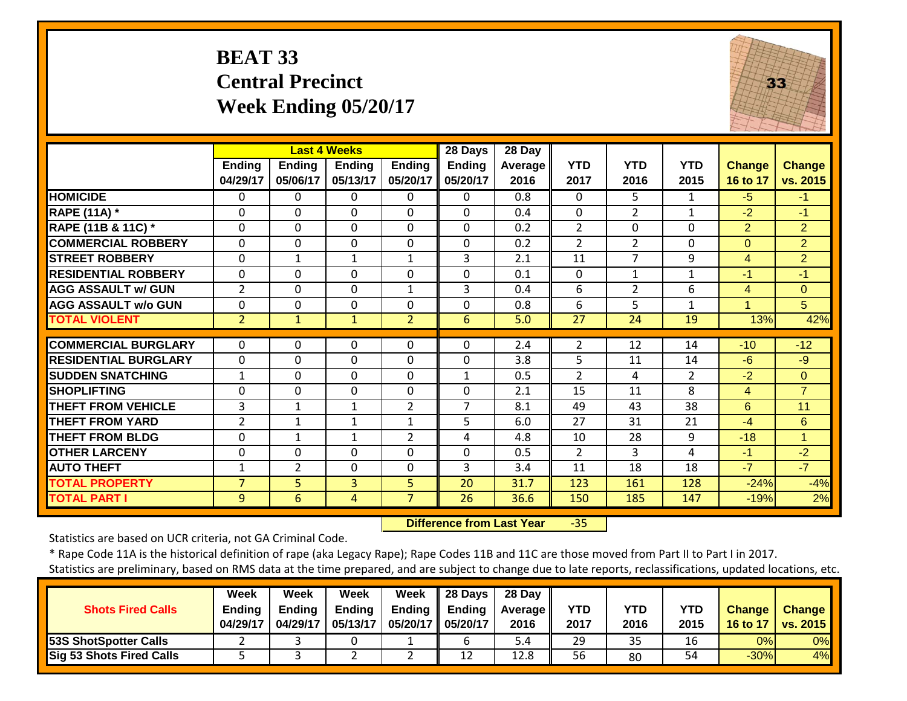# BEAT 33
## Central Precinct
## Week Ending 05/20/17

| | Last 4 Weeks | | | | 28 Days | 28 Day | | | | | |
|---|---|---|---|---|---|---|---|---|---|---|---|
| | Ending 04/29/17 | Ending 05/06/17 | Ending 05/13/17 | Ending 05/20/17 | Ending 05/20/17 | Average 2016 | YTD 2017 | YTD 2016 | YTD 2015 | Change 16 to 17 | Change vs. 2015 |
| HOMICIDE | 0 | 0 | 0 | 0 | 0 | 0.8 | 0 | 5 | 1 | -5 | -1 |
| RAPE (11A) * | 0 | 0 | 0 | 0 | 0 | 0.4 | 0 | 2 | 1 | -2 | -1 |
| RAPE (11B & 11C) * | 0 | 0 | 0 | 0 | 0 | 0.2 | 2 | 0 | 0 | 2 | 2 |
| COMMERCIAL ROBBERY | 0 | 0 | 0 | 0 | 0 | 0.2 | 2 | 2 | 0 | 0 | 2 |
| STREET ROBBERY | 0 | 1 | 1 | 1 | 3 | 2.1 | 11 | 7 | 9 | 4 | 2 |
| RESIDENTIAL ROBBERY | 0 | 0 | 0 | 0 | 0 | 0.1 | 0 | 1 | 1 | -1 | -1 |
| AGG ASSAULT w/ GUN | 2 | 0 | 0 | 1 | 3 | 0.4 | 6 | 2 | 6 | 4 | 0 |
| AGG ASSAULT w/o GUN | 0 | 0 | 0 | 0 | 0 | 0.8 | 6 | 5 | 1 | 1 | 5 |
| TOTAL VIOLENT | 2 | 1 | 1 | 2 | 6 | 5.0 | 27 | 24 | 19 | 13% | 42% |
| COMMERCIAL BURGLARY | 0 | 0 | 0 | 0 | 0 | 2.4 | 2 | 12 | 14 | -10 | -12 |
| RESIDENTIAL BURGLARY | 0 | 0 | 0 | 0 | 0 | 3.8 | 5 | 11 | 14 | -6 | -9 |
| SUDDEN SNATCHING | 1 | 0 | 0 | 0 | 1 | 0.5 | 2 | 4 | 2 | -2 | 0 |
| SHOPLIFTING | 0 | 0 | 0 | 0 | 0 | 2.1 | 15 | 11 | 8 | 4 | 7 |
| THEFT FROM VEHICLE | 3 | 1 | 1 | 2 | 7 | 8.1 | 49 | 43 | 38 | 6 | 11 |
| THEFT FROM YARD | 2 | 1 | 1 | 1 | 5 | 6.0 | 27 | 31 | 21 | -4 | 6 |
| THEFT FROM BLDG | 0 | 1 | 1 | 2 | 4 | 4.8 | 10 | 28 | 9 | -18 | 1 |
| OTHER LARCENY | 0 | 0 | 0 | 0 | 0 | 0.5 | 2 | 3 | 4 | -1 | -2 |
| AUTO THEFT | 1 | 2 | 0 | 0 | 3 | 3.4 | 11 | 18 | 18 | -7 | -7 |
| TOTAL PROPERTY | 7 | 5 | 3 | 5 | 20 | 31.7 | 123 | 161 | 128 | -24% | -4% |
| TOTAL PART I | 9 | 6 | 4 | 7 | 26 | 36.6 | 150 | 185 | 147 | -19% | 2% |

**Difference from Last Year** -35

Statistics are based on UCR criteria, not GA Criminal Code.

* Rape Code 11A is the historical definition of rape (aka Legacy Rape); Rape Codes 11B and 11C are those moved from Part II to Part I in 2017.

Statistics are preliminary, based on RMS data at the time prepared, and are subject to change due to late reports, reclassifications, updated locations, etc.

| Shots Fired Calls | Week Ending 04/29/17 | Week Ending 04/29/17 | Week Ending 05/13/17 | Week Ending 05/20/17 | 28 Days Ending 05/20/17 | 28 Day Average 2016 | YTD 2017 | YTD 2016 | YTD 2015 | Change 16 to 17 | Change vs. 2015 |
|---|---|---|---|---|---|---|---|---|---|---|---|
| 53S ShotSpotter Calls | 2 | 3 | 0 | 1 | 6 | 5.4 | 29 | 35 | 16 | 0% | 0% |
| Sig 53 Shots Fired Calls | 5 | 3 | 2 | 2 | 12 | 12.8 | 56 | 80 | 54 | -30% | 4% |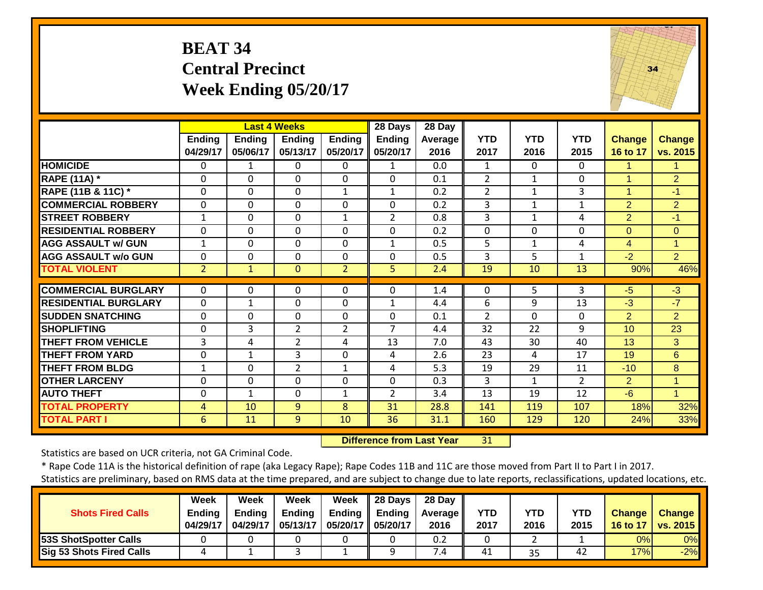# BEAT 34
## Central Precinct
## Week Ending 05/20/17

| | Last 4 Weeks | | | | 28 Days | 28 Day | | | | | |
|---|---|---|---|---|---|---|---|---|---|---|---|
| | Ending 04/29/17 | Ending 05/06/17 | Ending 05/13/17 | Ending 05/20/17 | Ending 05/20/17 | Average 2016 | YTD 2017 | YTD 2016 | YTD 2015 | Change 16 to 17 | Change vs. 2015 |
| HOMICIDE | 0 | 1 | 0 | 0 | 1 | 0.0 | 1 | 0 | 0 | 1 | 1 |
| RAPE (11A) * | 0 | 0 | 0 | 0 | 0 | 0.1 | 2 | 1 | 0 | 1 | 2 |
| RAPE (11B & 11C) * | 0 | 0 | 0 | 1 | 1 | 0.2 | 2 | 1 | 3 | 1 | -1 |
| COMMERCIAL ROBBERY | 0 | 0 | 0 | 0 | 0 | 0.2 | 3 | 1 | 1 | 2 | 2 |
| STREET ROBBERY | 1 | 0 | 0 | 1 | 2 | 0.8 | 3 | 1 | 4 | 2 | -1 |
| RESIDENTIAL ROBBERY | 0 | 0 | 0 | 0 | 0 | 0.2 | 0 | 0 | 0 | 0 | 0 |
| AGG ASSAULT w/ GUN | 1 | 0 | 0 | 0 | 1 | 0.5 | 5 | 1 | 4 | 4 | 1 |
| AGG ASSAULT w/o GUN | 0 | 0 | 0 | 0 | 0 | 0.5 | 3 | 5 | 1 | -2 | 2 |
| TOTAL VIOLENT | 2 | 1 | 0 | 2 | 5 | 2.4 | 19 | 10 | 13 | 90% | 46% |
| COMMERCIAL BURGLARY | 0 | 0 | 0 | 0 | 0 | 1.4 | 0 | 5 | 3 | -5 | -3 |
| RESIDENTIAL BURGLARY | 0 | 1 | 0 | 0 | 1 | 4.4 | 6 | 9 | 13 | -3 | -7 |
| SUDDEN SNATCHING | 0 | 0 | 0 | 0 | 0 | 0.1 | 2 | 0 | 0 | 2 | 2 |
| SHOPLIFTING | 0 | 3 | 2 | 2 | 7 | 4.4 | 32 | 22 | 9 | 10 | 23 |
| THEFT FROM VEHICLE | 3 | 4 | 2 | 4 | 13 | 7.0 | 43 | 30 | 40 | 13 | 3 |
| THEFT FROM YARD | 0 | 1 | 3 | 0 | 4 | 2.6 | 23 | 4 | 17 | 19 | 6 |
| THEFT FROM BLDG | 1 | 0 | 2 | 1 | 4 | 5.3 | 19 | 29 | 11 | -10 | 8 |
| OTHER LARCENY | 0 | 0 | 0 | 0 | 0 | 0.3 | 3 | 1 | 2 | 2 | 1 |
| AUTO THEFT | 0 | 1 | 0 | 1 | 2 | 3.4 | 13 | 19 | 12 | -6 | 1 |
| TOTAL PROPERTY | 4 | 10 | 9 | 8 | 31 | 28.8 | 141 | 119 | 107 | 18% | 32% |
| TOTAL PART I | 6 | 11 | 9 | 10 | 36 | 31.1 | 160 | 129 | 120 | 24% | 33% |

**Difference from Last Year** 31

Statistics are based on UCR criteria, not GA Criminal Code.

* Rape Code 11A is the historical definition of rape (aka Legacy Rape); Rape Codes 11B and 11C are those moved from Part II to Part I in 2017.

Statistics are preliminary, based on RMS data at the time prepared, and are subject to change due to late reports, reclassifications, updated locations, etc.

| Shots Fired Calls | Week Ending 04/29/17 | Week Ending 04/29/17 | Week Ending 05/13/17 | Week Ending 05/20/17 | 28 Days Ending 05/20/17 | 28 Day Average 2016 | YTD 2017 | YTD 2016 | YTD 2015 | Change 16 to 17 | Change vs. 2015 |
|---|---|---|---|---|---|---|---|---|---|---|---|
| 53S ShotSpotter Calls | 0 | 0 | 0 | 0 | 0 | 0.2 | 0 | 2 | 1 | 0% | 0% |
| Sig 53 Shots Fired Calls | 4 | 1 | 3 | 1 | 9 | 7.4 | 41 | 35 | 42 | 17% | -2% |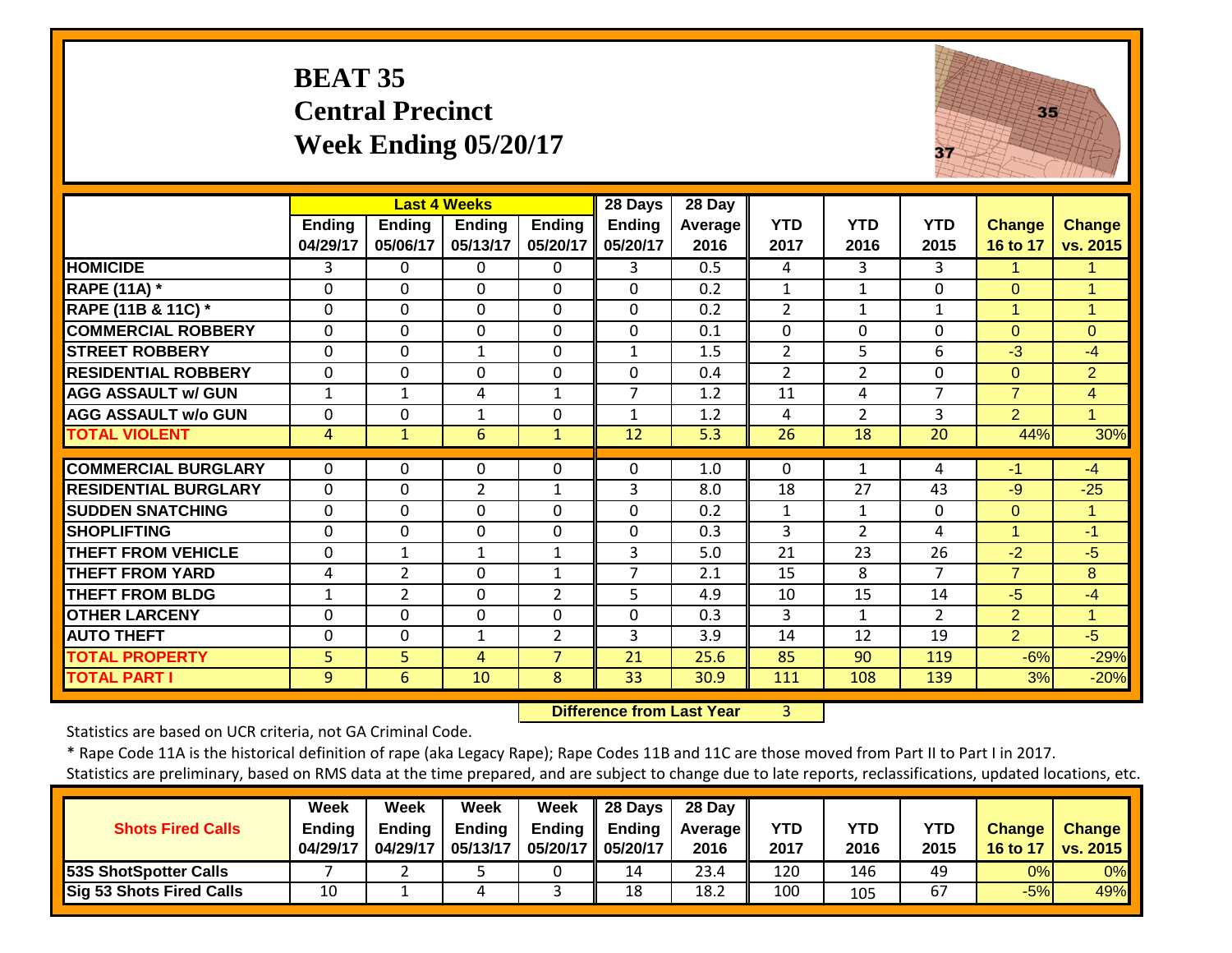# BEAT 35
## Central Precinct
## Week Ending 05/20/17

| | Last 4 Weeks | | | | 28 Days | 28 Day | | | | | |
|---|---|---|---|---|---|---|---|---|---|---|---|
| | Ending 04/29/17 | Ending 05/06/17 | Ending 05/13/17 | Ending 05/20/17 | Ending 05/20/17 | Average 2016 | YTD 2017 | YTD 2016 | YTD 2015 | Change 16 to 17 | Change vs. 2015 |
| HOMICIDE | 3 | 0 | 0 | 0 | 3 | 0.5 | 4 | 3 | 3 | 1 | 1 |
| RAPE (11A) * | 0 | 0 | 0 | 0 | 0 | 0.2 | 1 | 1 | 0 | 0 | 1 |
| RAPE (11B & 11C) * | 0 | 0 | 0 | 0 | 0 | 0.2 | 2 | 1 | 1 | 1 | 1 |
| COMMERCIAL ROBBERY | 0 | 0 | 0 | 0 | 0 | 0.1 | 0 | 0 | 0 | 0 | 0 |
| STREET ROBBERY | 0 | 0 | 1 | 0 | 1 | 1.5 | 2 | 5 | 6 | -3 | -4 |
| RESIDENTIAL ROBBERY | 0 | 0 | 0 | 0 | 0 | 0.4 | 2 | 2 | 0 | 0 | 2 |
| AGG ASSAULT w/ GUN | 1 | 1 | 4 | 1 | 7 | 1.2 | 11 | 4 | 7 | 7 | 4 |
| AGG ASSAULT w/o GUN | 0 | 0 | 1 | 0 | 1 | 1.2 | 4 | 2 | 3 | 2 | 1 |
| TOTAL VIOLENT | 4 | 1 | 6 | 1 | 12 | 5.3 | 26 | 18 | 20 | 44% | 30% |
| COMMERCIAL BURGLARY | 0 | 0 | 0 | 0 | 0 | 1.0 | 0 | 1 | 4 | -1 | -4 |
| RESIDENTIAL BURGLARY | 0 | 0 | 2 | 1 | 3 | 8.0 | 18 | 27 | 43 | -9 | -25 |
| SUDDEN SNATCHING | 0 | 0 | 0 | 0 | 0 | 0.2 | 1 | 1 | 0 | 0 | 1 |
| SHOPLIFTING | 0 | 0 | 0 | 0 | 0 | 0.3 | 3 | 2 | 4 | 1 | -1 |
| THEFT FROM VEHICLE | 0 | 1 | 1 | 1 | 3 | 5.0 | 21 | 23 | 26 | -2 | -5 |
| THEFT FROM YARD | 4 | 2 | 0 | 1 | 7 | 2.1 | 15 | 8 | 7 | 7 | 8 |
| THEFT FROM BLDG | 1 | 2 | 0 | 2 | 5 | 4.9 | 10 | 15 | 14 | -5 | -4 |
| OTHER LARCENY | 0 | 0 | 0 | 0 | 0 | 0.3 | 3 | 1 | 2 | 2 | 1 |
| AUTO THEFT | 0 | 0 | 1 | 2 | 3 | 3.9 | 14 | 12 | 19 | 2 | -5 |
| TOTAL PROPERTY | 5 | 5 | 4 | 7 | 21 | 25.6 | 85 | 90 | 119 | -6% | -29% |
| TOTAL PART I | 9 | 6 | 10 | 8 | 33 | 30.9 | 111 | 108 | 139 | 3% | -20% |

**Difference from Last Year** 3

Statistics are based on UCR criteria, not GA Criminal Code.

* Rape Code 11A is the historical definition of rape (aka Legacy Rape); Rape Codes 11B and 11C are those moved from Part II to Part I in 2017.

Statistics are preliminary, based on RMS data at the time prepared, and are subject to change due to late reports, reclassifications, updated locations, etc.

| Shots Fired Calls | Week Ending 04/29/17 | Week Ending 04/29/17 | Week Ending 05/13/17 | Week Ending 05/20/17 | 28 Days Ending 05/20/17 | 28 Day Average 2016 | YTD 2017 | YTD 2016 | YTD 2015 | Change 16 to 17 | Change vs. 2015 |
|---|---|---|---|---|---|---|---|---|---|---|---|
| 53S ShotSpotter Calls | 7 | 2 | 5 | 0 | 14 | 23.4 | 120 | 146 | 49 | 0% | 0% |
| Sig 53 Shots Fired Calls | 10 | 1 | 4 | 3 | 18 | 18.2 | 100 | 105 | 67 | -5% | 49% |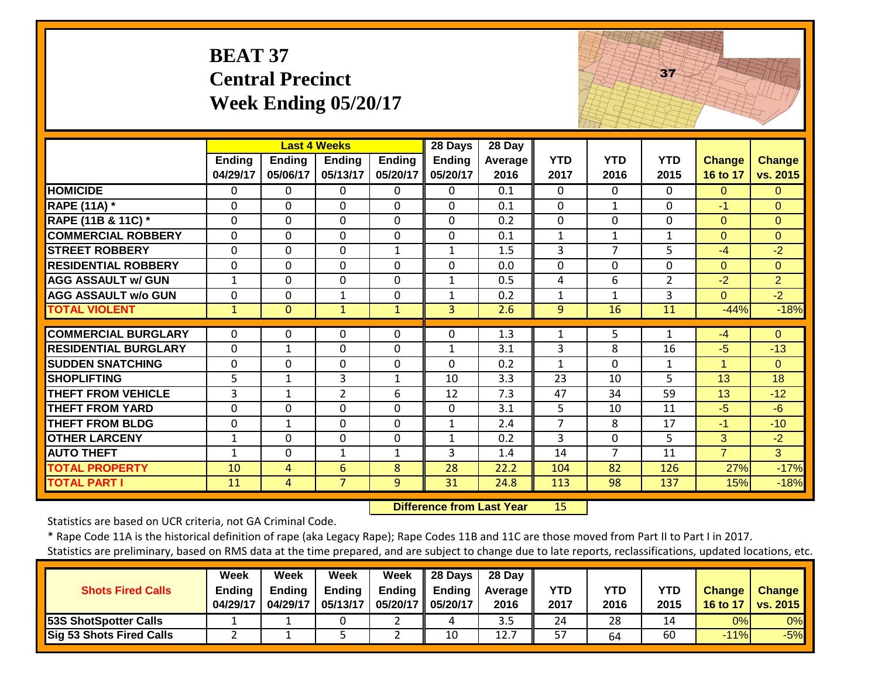# BEAT 37
# Central Precinct
# Week Ending 05/20/17

| | Last 4 Weeks | | | | 28 Days | 28 Day | | | | | |
|---|---|---|---|---|---|---|---|---|---|---|---|
| | Ending 04/29/17 | Ending 05/06/17 | Ending 05/13/17 | Ending 05/20/17 | Ending 05/20/17 | Average 2016 | YTD 2017 | YTD 2016 | YTD 2015 | Change 16 to 17 | Change vs. 2015 |
| HOMICIDE | 0 | 0 | 0 | 0 | 0 | 0.1 | 0 | 0 | 0 | 0 | 0 |
| RAPE (11A) * | 0 | 0 | 0 | 0 | 0 | 0.1 | 0 | 1 | 0 | -1 | 0 |
| RAPE (11B & 11C) * | 0 | 0 | 0 | 0 | 0 | 0.2 | 0 | 0 | 0 | 0 | 0 |
| COMMERCIAL ROBBERY | 0 | 0 | 0 | 0 | 0 | 0.1 | 1 | 1 | 1 | 0 | 0 |
| STREET ROBBERY | 0 | 0 | 0 | 1 | 1 | 1.5 | 3 | 7 | 5 | -4 | -2 |
| RESIDENTIAL ROBBERY | 0 | 0 | 0 | 0 | 0 | 0.0 | 0 | 0 | 0 | 0 | 0 |
| AGG ASSAULT w/ GUN | 1 | 0 | 0 | 0 | 1 | 0.5 | 4 | 6 | 2 | -2 | 2 |
| AGG ASSAULT w/o GUN | 0 | 0 | 1 | 0 | 1 | 0.2 | 1 | 1 | 3 | 0 | -2 |
| TOTAL VIOLENT | 1 | 0 | 1 | 1 | 3 | 2.6 | 9 | 16 | 11 | -44% | -18% |
| COMMERCIAL BURGLARY | 0 | 0 | 0 | 0 | 0 | 1.3 | 1 | 5 | 1 | -4 | 0 |
| RESIDENTIAL BURGLARY | 0 | 1 | 0 | 0 | 1 | 3.1 | 3 | 8 | 16 | -5 | -13 |
| SUDDEN SNATCHING | 0 | 0 | 0 | 0 | 0 | 0.2 | 1 | 0 | 1 | 1 | 0 |
| SHOPLIFTING | 5 | 1 | 3 | 1 | 10 | 3.3 | 23 | 10 | 5 | 13 | 18 |
| THEFT FROM VEHICLE | 3 | 1 | 2 | 6 | 12 | 7.3 | 47 | 34 | 59 | 13 | -12 |
| THEFT FROM YARD | 0 | 0 | 0 | 0 | 0 | 3.1 | 5 | 10 | 11 | -5 | -6 |
| THEFT FROM BLDG | 0 | 1 | 0 | 0 | 1 | 2.4 | 7 | 8 | 17 | -1 | -10 |
| OTHER LARCENY | 1 | 0 | 0 | 0 | 1 | 0.2 | 3 | 0 | 5 | 3 | -2 |
| AUTO THEFT | 1 | 0 | 1 | 1 | 3 | 1.4 | 14 | 7 | 11 | 7 | 3 |
| TOTAL PROPERTY | 10 | 4 | 6 | 8 | 28 | 22.2 | 104 | 82 | 126 | 27% | -17% |
| TOTAL PART I | 11 | 4 | 7 | 9 | 31 | 24.8 | 113 | 98 | 137 | 15% | -18% |

**Difference from Last Year** 15

Statistics are based on UCR criteria, not GA Criminal Code.

* Rape Code 11A is the historical definition of rape (aka Legacy Rape); Rape Codes 11B and 11C are those moved from Part II to Part I in 2017.

Statistics are preliminary, based on RMS data at the time prepared, and are subject to change due to late reports, reclassifications, updated locations, etc.

| Shots Fired Calls | Week Ending 04/29/17 | Week Ending 04/29/17 | Week Ending 05/13/17 | Week Ending 05/20/17 | 28 Days Ending 05/20/17 | 28 Day Average 2016 | YTD 2017 | YTD 2016 | YTD 2015 | Change 16 to 17 | Change vs. 2015 |
|---|---|---|---|---|---|---|---|---|---|---|---|
| 53S ShotSpotter Calls | 1 | 1 | 0 | 2 | 4 | 3.5 | 24 | 28 | 14 | 0% | 0% |
| Sig 53 Shots Fired Calls | 2 | 1 | 5 | 2 | 10 | 12.7 | 57 | 64 | 60 | -11% | -5% |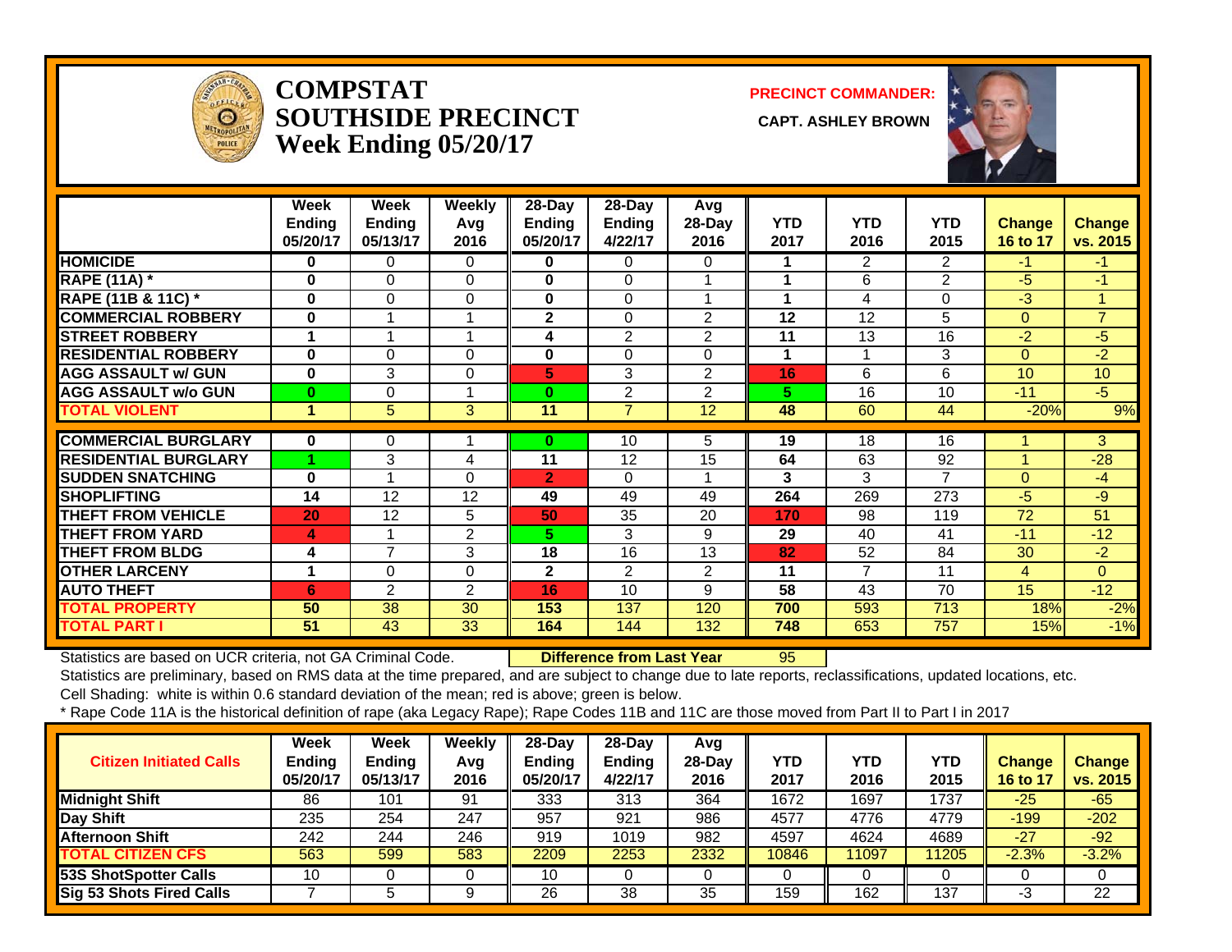# COMPSTAT SOUTHSIDE PRECINCT
## Week Ending 05/20/17

**PRECINCT COMMANDER:** CAPT. ASHLEY BROWN

| | Week Ending 05/20/17 | Week Ending 05/13/17 | Weekly Avg 2016 | 28-Day Ending 05/20/17 | 28-Day Ending 4/22/17 | Avg 28-Day 2016 | YTD 2017 | YTD 2016 | YTD 2015 | Change 16 to 17 | Change vs. 2015 |
|---|---|---|---|---|---|---|---|---|---|---|---|
| HOMICIDE | 0 | 0 | 0 | 0 | 0 | 0 | 1 | 2 | 2 | -1 | -1 |
| RAPE (11A) * | 0 | 0 | 0 | 0 | 0 | 1 | 1 | 6 | 2 | -5 | -1 |
| RAPE (11B & 11C) * | 0 | 0 | 0 | 0 | 0 | 1 | 1 | 4 | 0 | -3 | 1 |
| COMMERCIAL ROBBERY | 0 | 1 | 1 | 2 | 0 | 2 | 12 | 12 | 5 | 0 | 7 |
| STREET ROBBERY | 1 | 1 | 1 | 4 | 2 | 2 | 11 | 13 | 16 | -2 | -5 |
| RESIDENTIAL ROBBERY | 0 | 0 | 0 | 0 | 0 | 0 | 1 | 1 | 3 | 0 | -2 |
| AGG ASSAULT w/ GUN | 0 | 3 | 0 | 5 | 3 | 2 | 16 | 6 | 6 | 10 | 10 |
| AGG ASSAULT w/o GUN | 0 | 0 | 1 | 0 | 2 | 2 | 5 | 16 | 10 | -11 | -5 |
| TOTAL VIOLENT | 1 | 5 | 3 | 11 | 7 | 12 | 48 | 60 | 44 | -20% | 9% |
| COMMERCIAL BURGLARY | 0 | 0 | 1 | 0 | 10 | 5 | 19 | 18 | 16 | 1 | 3 |
| RESIDENTIAL BURGLARY | 1 | 3 | 4 | 11 | 12 | 15 | 64 | 63 | 92 | 1 | -28 |
| SUDDEN SNATCHING | 0 | 1 | 0 | 2 | 0 | 1 | 3 | 3 | 7 | 0 | -4 |
| SHOPLIFTING | 14 | 12 | 12 | 49 | 49 | 49 | 264 | 269 | 273 | -5 | -9 |
| THEFT FROM VEHICLE | 20 | 12 | 5 | 50 | 35 | 20 | 170 | 98 | 119 | 72 | 51 |
| THEFT FROM YARD | 4 | 1 | 2 | 5 | 3 | 9 | 29 | 40 | 41 | -11 | -12 |
| THEFT FROM BLDG | 4 | 7 | 3 | 18 | 16 | 13 | 82 | 52 | 84 | 30 | -2 |
| OTHER LARCENY | 1 | 0 | 0 | 2 | 2 | 2 | 11 | 7 | 11 | 4 | 0 |
| AUTO THEFT | 6 | 2 | 2 | 16 | 10 | 9 | 58 | 43 | 70 | 15 | -12 |
| TOTAL PROPERTY | 50 | 38 | 30 | 153 | 137 | 120 | 700 | 593 | 713 | 18% | -2% |
| TOTAL PART I | 51 | 43 | 33 | 164 | 144 | 132 | 748 | 653 | 757 | 15% | -1% |

Statistics are based on UCR criteria, not GA Criminal Code. **Difference from Last Year** 95

Statistics are preliminary, based on RMS data at the time prepared, and are subject to change due to late reports, reclassifications, updated locations, etc.

Cell Shading: white is within 0.6 standard deviation of the mean; red is above; green is below.

* Rape Code 11A is the historical definition of rape (aka Legacy Rape); Rape Codes 11B and 11C are those moved from Part II to Part I in 2017

| Citizen Initiated Calls | Week Ending 05/20/17 | Week Ending 05/13/17 | Weekly Avg 2016 | 28-Day Ending 05/20/17 | 28-Day Ending 4/22/17 | Avg 28-Day 2016 | YTD 2017 | YTD 2016 | YTD 2015 | Change 16 to 17 | Change vs. 2015 |
|---|---|---|---|---|---|---|---|---|---|---|---|
| Midnight Shift | 86 | 101 | 91 | 333 | 313 | 364 | 1672 | 1697 | 1737 | -25 | -65 |
| Day Shift | 235 | 254 | 247 | 957 | 921 | 986 | 4577 | 4776 | 4779 | -199 | -202 |
| Afternoon Shift | 242 | 244 | 246 | 919 | 1019 | 982 | 4597 | 4624 | 4689 | -27 | -92 |
| TOTAL CITIZEN CFS | 563 | 599 | 583 | 2209 | 2253 | 2332 | 10846 | 11097 | 11205 | -2.3% | -3.2% |
| 53S ShotSpotter Calls | 10 | 0 | 0 | 10 | 0 | 0 | 0 | 0 | 0 | 0 | 0 |
| Sig 53 Shots Fired Calls | 7 | 5 | 9 | 26 | 38 | 35 | 159 | 162 | 137 | -3 | 22 |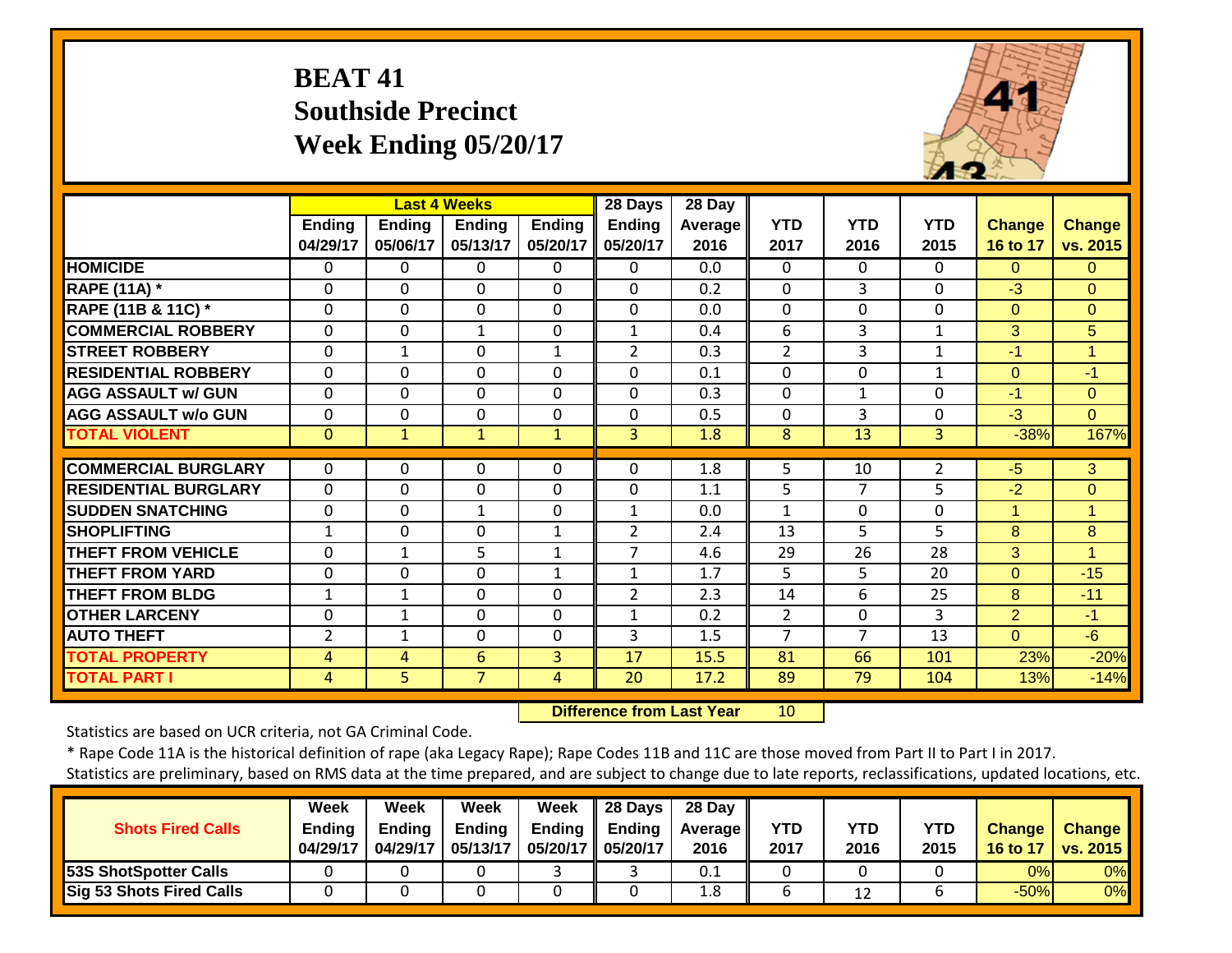# BEAT 41
## Southside Precinct
## Week Ending 05/20/17

| | Last 4 Weeks | | | | 28 Days | 28 Day | | | | | |
|---|---|---|---|---|---|---|---|---|---|---|---|
| | Ending 04/29/17 | Ending 05/06/17 | Ending 05/13/17 | Ending 05/20/17 | Ending 05/20/17 | Average 2016 | YTD 2017 | YTD 2016 | YTD 2015 | Change 16 to 17 | Change vs. 2015 |
| HOMICIDE | 0 | 0 | 0 | 0 | 0 | 0.0 | 0 | 0 | 0 | 0 | 0 |
| RAPE (11A) * | 0 | 0 | 0 | 0 | 0 | 0.2 | 0 | 3 | 0 | -3 | 0 |
| RAPE (11B & 11C) * | 0 | 0 | 0 | 0 | 0 | 0.0 | 0 | 0 | 0 | 0 | 0 |
| COMMERCIAL ROBBERY | 0 | 0 | 1 | 0 | 1 | 0.4 | 6 | 3 | 1 | 3 | 5 |
| STREET ROBBERY | 0 | 1 | 0 | 1 | 2 | 0.3 | 2 | 3 | 1 | -1 | 1 |
| RESIDENTIAL ROBBERY | 0 | 0 | 0 | 0 | 0 | 0.1 | 0 | 0 | 1 | 0 | -1 |
| AGG ASSAULT w/ GUN | 0 | 0 | 0 | 0 | 0 | 0.3 | 0 | 1 | 0 | -1 | 0 |
| AGG ASSAULT w/o GUN | 0 | 0 | 0 | 0 | 0 | 0.5 | 0 | 3 | 0 | -3 | 0 |
| TOTAL VIOLENT | 0 | 1 | 1 | 1 | 3 | 1.8 | 8 | 13 | 3 | -38% | 167% |
| COMMERCIAL BURGLARY | 0 | 0 | 0 | 0 | 0 | 1.8 | 5 | 10 | 2 | -5 | 3 |
| RESIDENTIAL BURGLARY | 0 | 0 | 0 | 0 | 0 | 1.1 | 5 | 7 | 5 | -2 | 0 |
| SUDDEN SNATCHING | 0 | 0 | 1 | 0 | 1 | 0.0 | 1 | 0 | 0 | 1 | 1 |
| SHOPLIFTING | 1 | 0 | 0 | 1 | 2 | 2.4 | 13 | 5 | 5 | 8 | 8 |
| THEFT FROM VEHICLE | 0 | 1 | 5 | 1 | 7 | 4.6 | 29 | 26 | 28 | 3 | 1 |
| THEFT FROM YARD | 0 | 0 | 0 | 1 | 1 | 1.7 | 5 | 5 | 20 | 0 | -15 |
| THEFT FROM BLDG | 1 | 1 | 0 | 0 | 2 | 2.3 | 14 | 6 | 25 | 8 | -11 |
| OTHER LARCENY | 0 | 1 | 0 | 0 | 1 | 0.2 | 2 | 0 | 3 | 2 | -1 |
| AUTO THEFT | 2 | 1 | 0 | 0 | 3 | 1.5 | 7 | 7 | 13 | 0 | -6 |
| TOTAL PROPERTY | 4 | 4 | 6 | 3 | 17 | 15.5 | 81 | 66 | 101 | 23% | -20% |
| TOTAL PART I | 4 | 5 | 7 | 4 | 20 | 17.2 | 89 | 79 | 104 | 13% | -14% |

**Difference from Last Year** 10

Statistics are based on UCR criteria, not GA Criminal Code.

* Rape Code 11A is the historical definition of rape (aka Legacy Rape); Rape Codes 11B and 11C are those moved from Part II to Part I in 2017.

Statistics are preliminary, based on RMS data at the time prepared, and are subject to change due to late reports, reclassifications, updated locations, etc.

| Shots Fired Calls | Week Ending 04/29/17 | Week Ending 04/29/17 | Week Ending 05/13/17 | Week Ending 05/20/17 | 28 Days Ending 05/20/17 | 28 Day Average 2016 | YTD 2017 | YTD 2016 | YTD 2015 | Change 16 to 17 | Change vs. 2015 |
|---|---|---|---|---|---|---|---|---|---|---|---|
| 53S ShotSpotter Calls | 0 | 0 | 0 | 3 | 3 | 0.1 | 0 | 0 | 0 | 0% | 0% |
| Sig 53 Shots Fired Calls | 0 | 0 | 0 | 0 | 0 | 1.8 | 6 | 12 | 6 | -50% | 0% |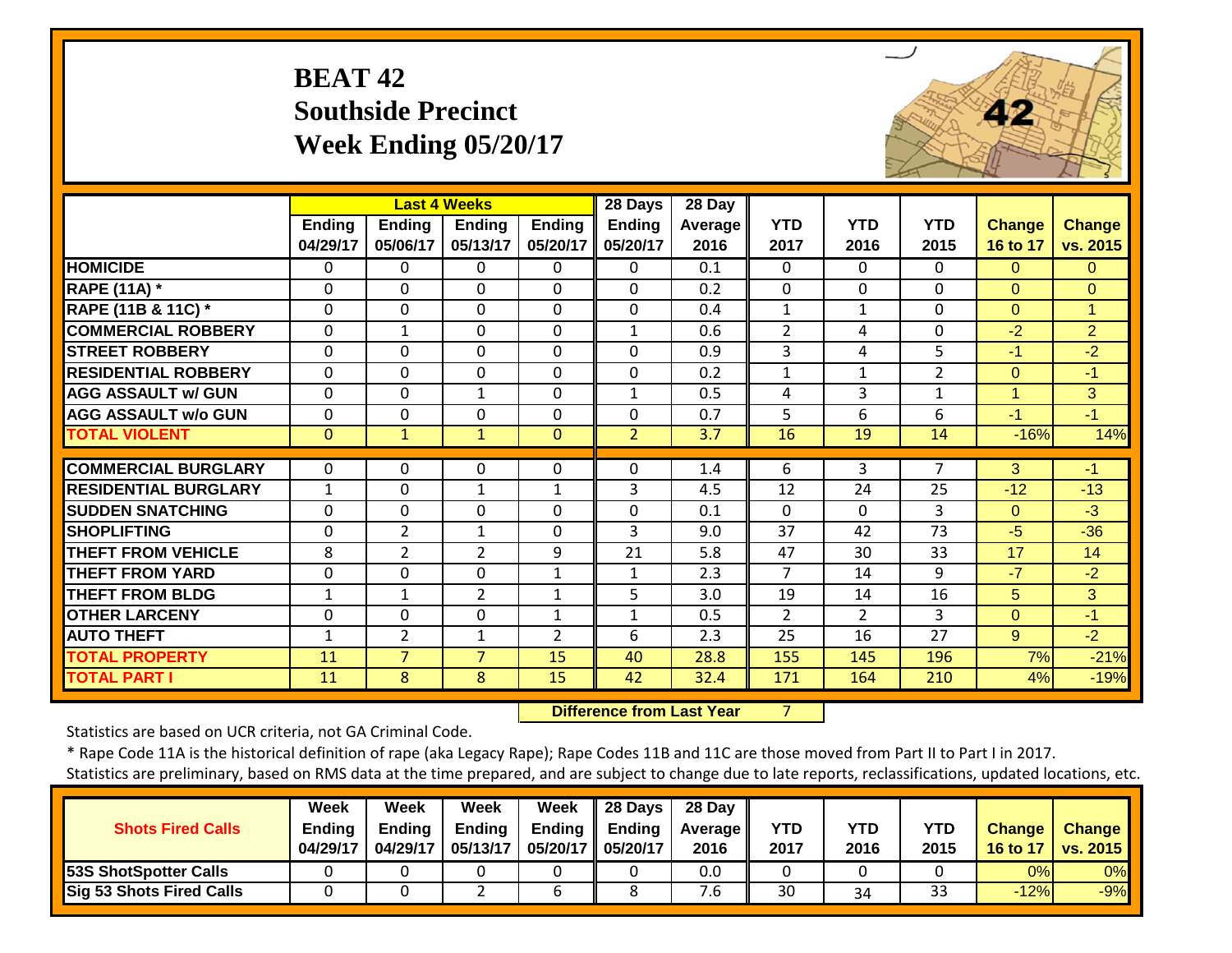# BEAT 42
## Southside Precinct
## Week Ending 05/20/17

| | Last 4 Weeks | | | | 28 Days | 28 Day | | | | | |
|---|---|---|---|---|---|---|---|---|---|---|---|
| | Ending 04/29/17 | Ending 05/06/17 | Ending 05/13/17 | Ending 05/20/17 | Ending 05/20/17 | Average 2016 | YTD 2017 | YTD 2016 | YTD 2015 | Change 16 to 17 | Change vs. 2015 |
| HOMICIDE | 0 | 0 | 0 | 0 | 0 | 0.1 | 0 | 0 | 0 | 0 | 0 |
| RAPE (11A) * | 0 | 0 | 0 | 0 | 0 | 0.2 | 0 | 0 | 0 | 0 | 0 |
| RAPE (11B & 11C) * | 0 | 0 | 0 | 0 | 0 | 0.4 | 1 | 1 | 0 | 0 | 1 |
| COMMERCIAL ROBBERY | 0 | 1 | 0 | 0 | 1 | 0.6 | 2 | 4 | 0 | -2 | 2 |
| STREET ROBBERY | 0 | 0 | 0 | 0 | 0 | 0.9 | 3 | 4 | 5 | -1 | -2 |
| RESIDENTIAL ROBBERY | 0 | 0 | 0 | 0 | 0 | 0.2 | 1 | 1 | 2 | 0 | -1 |
| AGG ASSAULT w/ GUN | 0 | 0 | 1 | 0 | 1 | 0.5 | 4 | 3 | 1 | 1 | 3 |
| AGG ASSAULT w/o GUN | 0 | 0 | 0 | 0 | 0 | 0.7 | 5 | 6 | 6 | -1 | -1 |
| TOTAL VIOLENT | 0 | 1 | 1 | 0 | 2 | 3.7 | 16 | 19 | 14 | -16% | 14% |
| COMMERCIAL BURGLARY | 0 | 0 | 0 | 0 | 0 | 1.4 | 6 | 3 | 7 | 3 | -1 |
| RESIDENTIAL BURGLARY | 1 | 0 | 1 | 1 | 3 | 4.5 | 12 | 24 | 25 | -12 | -13 |
| SUDDEN SNATCHING | 0 | 0 | 0 | 0 | 0 | 0.1 | 0 | 0 | 3 | 0 | -3 |
| SHOPLIFTING | 0 | 2 | 1 | 0 | 3 | 9.0 | 37 | 42 | 73 | -5 | -36 |
| THEFT FROM VEHICLE | 8 | 2 | 2 | 9 | 21 | 5.8 | 47 | 30 | 33 | 17 | 14 |
| THEFT FROM YARD | 0 | 0 | 0 | 1 | 1 | 2.3 | 7 | 14 | 9 | -7 | -2 |
| THEFT FROM BLDG | 1 | 1 | 2 | 1 | 5 | 3.0 | 19 | 14 | 16 | 5 | 3 |
| OTHER LARCENY | 0 | 0 | 0 | 1 | 1 | 0.5 | 2 | 2 | 3 | 0 | -1 |
| AUTO THEFT | 1 | 2 | 1 | 2 | 6 | 2.3 | 25 | 16 | 27 | 9 | -2 |
| TOTAL PROPERTY | 11 | 7 | 7 | 15 | 40 | 28.8 | 155 | 145 | 196 | 7% | -21% |
| TOTAL PART I | 11 | 8 | 8 | 15 | 42 | 32.4 | 171 | 164 | 210 | 4% | -19% |

**Difference from Last Year** 7

Statistics are based on UCR criteria, not GA Criminal Code.

* Rape Code 11A is the historical definition of rape (aka Legacy Rape); Rape Codes 11B and 11C are those moved from Part II to Part I in 2017.

Statistics are preliminary, based on RMS data at the time prepared, and are subject to change due to late reports, reclassifications, updated locations, etc.

| Shots Fired Calls | Week Ending 04/29/17 | Week Ending 04/29/17 | Week Ending 05/13/17 | Week Ending 05/20/17 | 28 Days Ending 05/20/17 | 28 Day Average 2016 | YTD 2017 | YTD 2016 | YTD 2015 | Change 16 to 17 | Change vs. 2015 |
|---|---|---|---|---|---|---|---|---|---|---|---|
| 53S ShotSpotter Calls | 0 | 0 | 0 | 0 | 0 | 0.0 | 0 | 0 | 0 | 0% | 0% |
| Sig 53 Shots Fired Calls | 0 | 0 | 2 | 6 | 8 | 7.6 | 30 | 34 | 33 | -12% | -9% |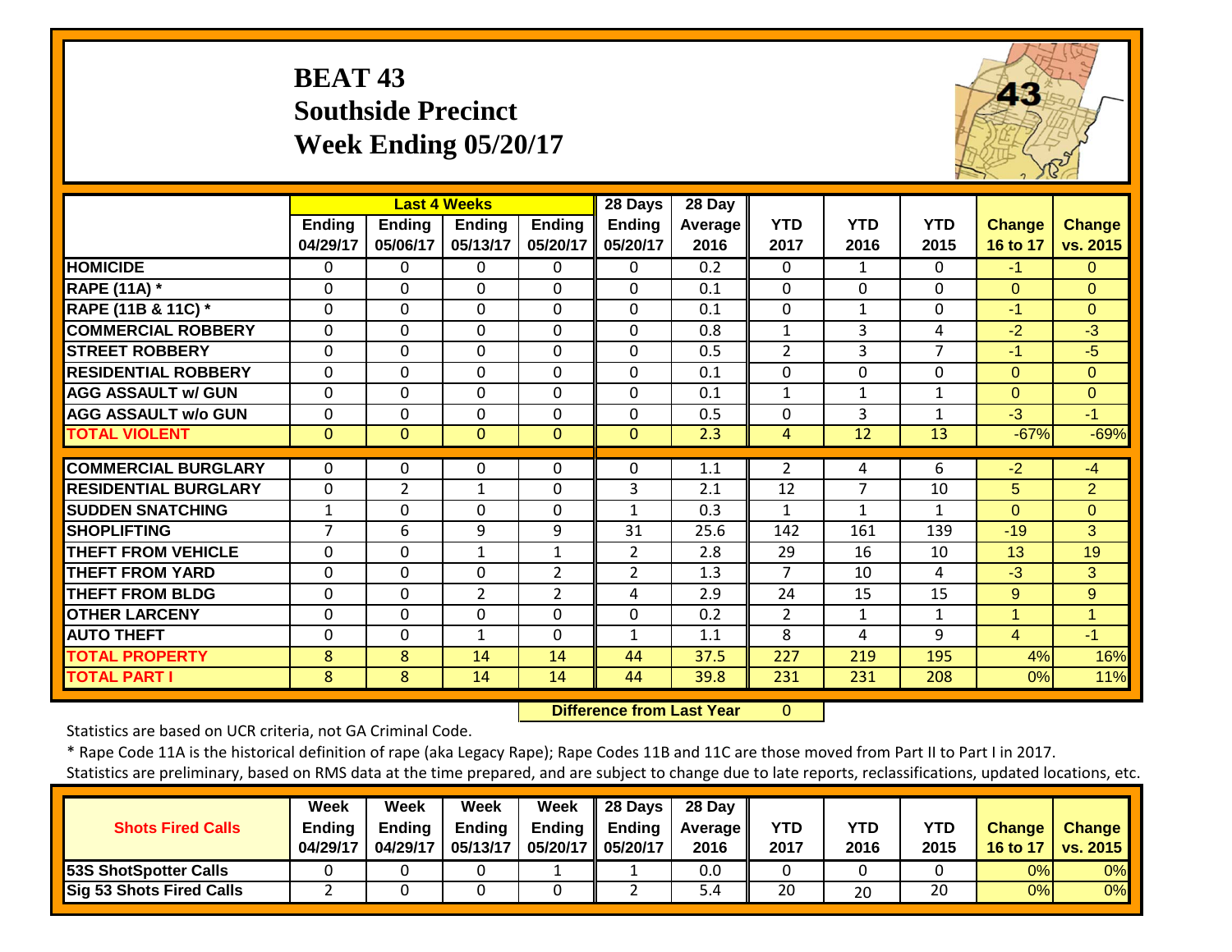# BEAT 43
## Southside Precinct
## Week Ending 05/20/17

| | Last 4 Weeks | | | | 28 Days | 28 Day | | | | | |
|---|---|---|---|---|---|---|---|---|---|---|---|
| | Ending 04/29/17 | Ending 05/06/17 | Ending 05/13/17 | Ending 05/20/17 | Ending 05/20/17 | Average 2016 | YTD 2017 | YTD 2016 | YTD 2015 | Change 16 to 17 | Change vs. 2015 |
| HOMICIDE | 0 | 0 | 0 | 0 | 0 | 0.2 | 0 | 1 | 0 | -1 | 0 |
| RAPE (11A) * | 0 | 0 | 0 | 0 | 0 | 0.1 | 0 | 0 | 0 | 0 | 0 |
| RAPE (11B & 11C) * | 0 | 0 | 0 | 0 | 0 | 0.1 | 0 | 1 | 0 | -1 | 0 |
| COMMERCIAL ROBBERY | 0 | 0 | 0 | 0 | 0 | 0.8 | 1 | 3 | 4 | -2 | -3 |
| STREET ROBBERY | 0 | 0 | 0 | 0 | 0 | 0.5 | 2 | 3 | 7 | -1 | -5 |
| RESIDENTIAL ROBBERY | 0 | 0 | 0 | 0 | 0 | 0.1 | 0 | 0 | 0 | 0 | 0 |
| AGG ASSAULT w/ GUN | 0 | 0 | 0 | 0 | 0 | 0.1 | 1 | 1 | 1 | 0 | 0 |
| AGG ASSAULT w/o GUN | 0 | 0 | 0 | 0 | 0 | 0.5 | 0 | 3 | 1 | -3 | -1 |
| TOTAL VIOLENT | 0 | 0 | 0 | 0 | 0 | 2.3 | 4 | 12 | 13 | -67% | -69% |
| COMMERCIAL BURGLARY | 0 | 0 | 0 | 0 | 0 | 1.1 | 2 | 4 | 6 | -2 | -4 |
| RESIDENTIAL BURGLARY | 0 | 2 | 1 | 0 | 3 | 2.1 | 12 | 7 | 10 | 5 | 2 |
| SUDDEN SNATCHING | 1 | 0 | 0 | 0 | 1 | 0.3 | 1 | 1 | 1 | 0 | 0 |
| SHOPLIFTING | 7 | 6 | 9 | 9 | 31 | 25.6 | 142 | 161 | 139 | -19 | 3 |
| THEFT FROM VEHICLE | 0 | 0 | 1 | 1 | 2 | 2.8 | 29 | 16 | 10 | 13 | 19 |
| THEFT FROM YARD | 0 | 0 | 0 | 2 | 2 | 1.3 | 7 | 10 | 4 | -3 | 3 |
| THEFT FROM BLDG | 0 | 0 | 2 | 2 | 4 | 2.9 | 24 | 15 | 15 | 9 | 9 |
| OTHER LARCENY | 0 | 0 | 0 | 0 | 0 | 0.2 | 2 | 1 | 1 | 1 | 1 |
| AUTO THEFT | 0 | 0 | 1 | 0 | 1 | 1.1 | 8 | 4 | 9 | 4 | -1 |
| TOTAL PROPERTY | 8 | 8 | 14 | 14 | 44 | 37.5 | 227 | 219 | 195 | 4% | 16% |
| TOTAL PART I | 8 | 8 | 14 | 14 | 44 | 39.8 | 231 | 231 | 208 | 0% | 11% |

**Difference from Last Year** 0

Statistics are based on UCR criteria, not GA Criminal Code.

* Rape Code 11A is the historical definition of rape (aka Legacy Rape); Rape Codes 11B and 11C are those moved from Part II to Part I in 2017.

Statistics are preliminary, based on RMS data at the time prepared, and are subject to change due to late reports, reclassifications, updated locations, etc.

| Shots Fired Calls | Week Ending 04/29/17 | Week Ending 04/29/17 | Week Ending 05/13/17 | Week Ending 05/20/17 | 28 Days Ending 05/20/17 | 28 Day Average 2016 | YTD 2017 | YTD 2016 | YTD 2015 | Change 16 to 17 | Change vs. 2015 |
|---|---|---|---|---|---|---|---|---|---|---|---|
| 53S ShotSpotter Calls | 0 | 0 | 0 | 1 | 1 | 0.0 | 0 | 0 | 0 | 0% | 0% |
| Sig 53 Shots Fired Calls | 2 | 0 | 0 | 0 | 2 | 5.4 | 20 | 20 | 20 | 0% | 0% |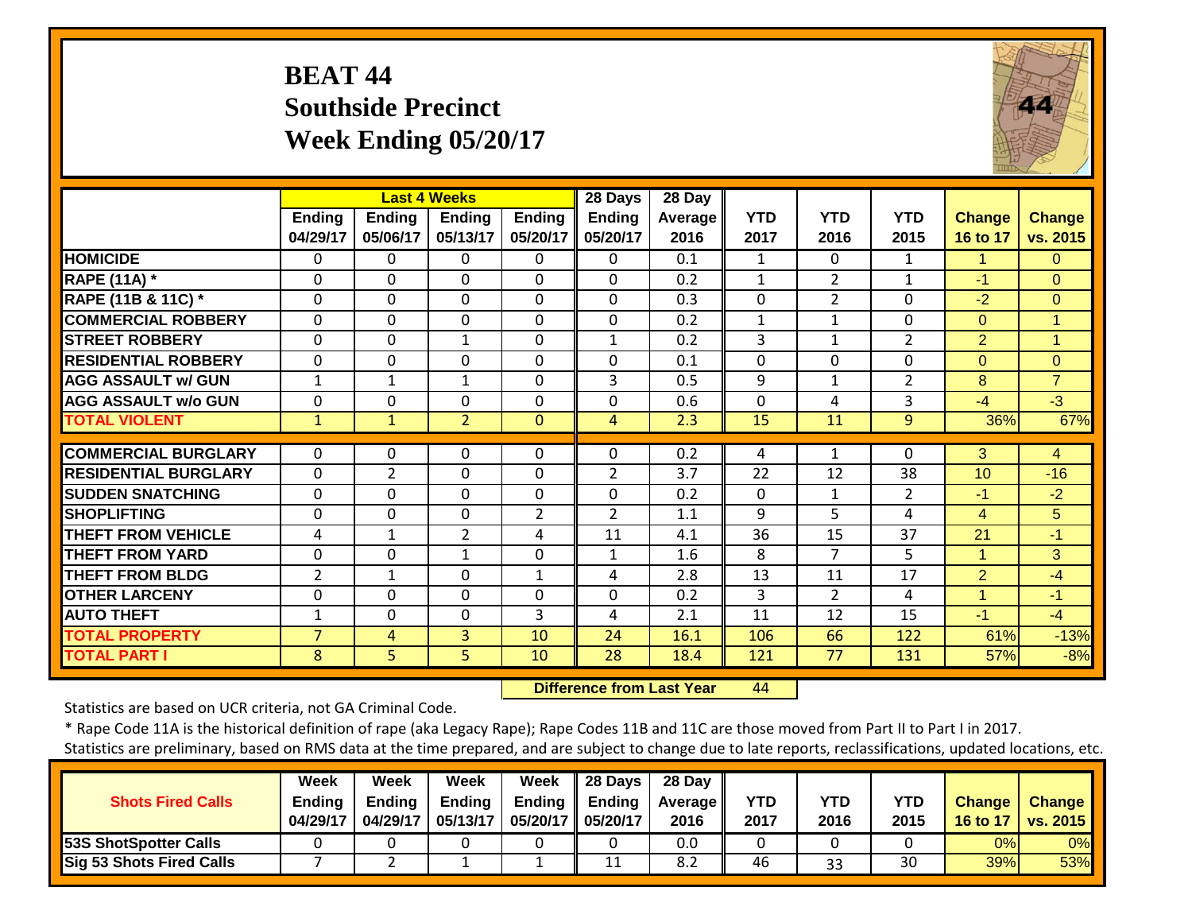# BEAT 44
## Southside Precinct
## Week Ending 05/20/17

| | Last 4 Weeks | | | | 28 Days | 28 Day | | | | | |
|---|---|---|---|---|---|---|---|---|---|---|---|
| | Ending 04/29/17 | Ending 05/06/17 | Ending 05/13/17 | Ending 05/20/17 | Ending 05/20/17 | Average 2016 | YTD 2017 | YTD 2016 | YTD 2015 | Change 16 to 17 | Change vs. 2015 |
| HOMICIDE | 0 | 0 | 0 | 0 | 0 | 0.1 | 1 | 0 | 1 | 1 | 0 |
| RAPE (11A) * | 0 | 0 | 0 | 0 | 0 | 0.2 | 1 | 2 | 1 | -1 | 0 |
| RAPE (11B & 11C) * | 0 | 0 | 0 | 0 | 0 | 0.3 | 0 | 2 | 0 | -2 | 0 |
| COMMERCIAL ROBBERY | 0 | 0 | 0 | 0 | 0 | 0.2 | 1 | 1 | 0 | 0 | 1 |
| STREET ROBBERY | 0 | 0 | 1 | 0 | 1 | 0.2 | 3 | 1 | 2 | 2 | 1 |
| RESIDENTIAL ROBBERY | 0 | 0 | 0 | 0 | 0 | 0.1 | 0 | 0 | 0 | 0 | 0 |
| AGG ASSAULT w/ GUN | 1 | 1 | 1 | 0 | 3 | 0.5 | 9 | 1 | 2 | 8 | 7 |
| AGG ASSAULT w/o GUN | 0 | 0 | 0 | 0 | 0 | 0.6 | 0 | 4 | 3 | -4 | -3 |
| TOTAL VIOLENT | 1 | 1 | 2 | 0 | 4 | 2.3 | 15 | 11 | 9 | 36% | 67% |
| COMMERCIAL BURGLARY | 0 | 0 | 0 | 0 | 0 | 0.2 | 4 | 1 | 0 | 3 | 4 |
| RESIDENTIAL BURGLARY | 0 | 2 | 0 | 0 | 2 | 3.7 | 22 | 12 | 38 | 10 | -16 |
| SUDDEN SNATCHING | 0 | 0 | 0 | 0 | 0 | 0.2 | 0 | 1 | 2 | -1 | -2 |
| SHOPLIFTING | 0 | 0 | 0 | 2 | 2 | 1.1 | 9 | 5 | 4 | 4 | 5 |
| THEFT FROM VEHICLE | 4 | 1 | 2 | 4 | 11 | 4.1 | 36 | 15 | 37 | 21 | -1 |
| THEFT FROM YARD | 0 | 0 | 1 | 0 | 1 | 1.6 | 8 | 7 | 5 | 1 | 3 |
| THEFT FROM BLDG | 2 | 1 | 0 | 1 | 4 | 2.8 | 13 | 11 | 17 | 2 | -4 |
| OTHER LARCENY | 0 | 0 | 0 | 0 | 0 | 0.2 | 3 | 2 | 4 | 1 | -1 |
| AUTO THEFT | 1 | 0 | 0 | 3 | 4 | 2.1 | 11 | 12 | 15 | -1 | -4 |
| TOTAL PROPERTY | 7 | 4 | 3 | 10 | 24 | 16.1 | 106 | 66 | 122 | 61% | -13% |
| TOTAL PART I | 8 | 5 | 5 | 10 | 28 | 18.4 | 121 | 77 | 131 | 57% | -8% |

**Difference from Last Year** 44

Statistics are based on UCR criteria, not GA Criminal Code.

* Rape Code 11A is the historical definition of rape (aka Legacy Rape); Rape Codes 11B and 11C are those moved from Part II to Part I in 2017.

Statistics are preliminary, based on RMS data at the time prepared, and are subject to change due to late reports, reclassifications, updated locations, etc.

| Shots Fired Calls | Week Ending 04/29/17 | Week Ending 04/29/17 | Week Ending 05/13/17 | Week Ending 05/20/17 | 28 Days Ending 05/20/17 | 28 Day Average 2016 | YTD 2017 | YTD 2016 | YTD 2015 | Change 16 to 17 | Change vs. 2015 |
|---|---|---|---|---|---|---|---|---|---|---|---|
| 53S ShotSpotter Calls | 0 | 0 | 0 | 0 | 0 | 0.0 | 0 | 0 | 0 | 0% | 0% |
| Sig 53 Shots Fired Calls | 7 | 2 | 1 | 1 | 11 | 8.2 | 46 | 33 | 30 | 39% | 53% |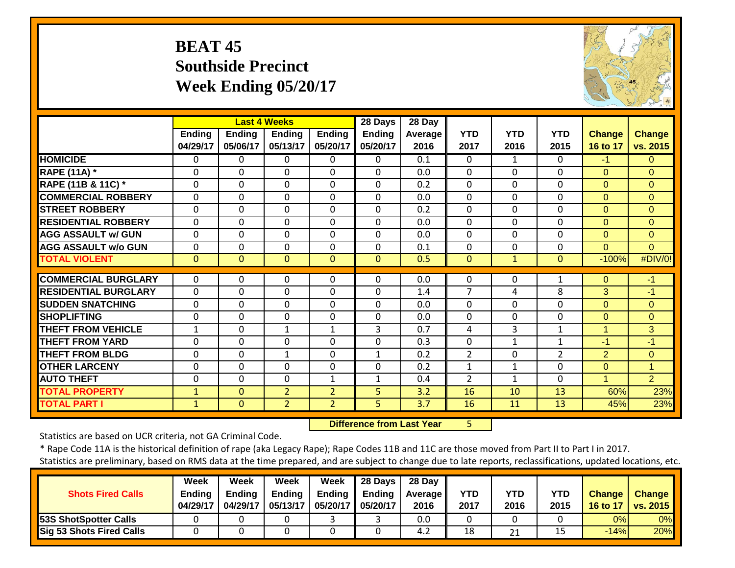# BEAT 45
## Southside Precinct
## Week Ending 05/20/17

| | Last 4 Weeks | | | | 28 Days | 28 Day | | | | | |
|---|---|---|---|---|---|---|---|---|---|---|---|
| | Ending 04/29/17 | Ending 05/06/17 | Ending 05/13/17 | Ending 05/20/17 | Ending 05/20/17 | Average 2016 | YTD 2017 | YTD 2016 | YTD 2015 | Change 16 to 17 | Change vs. 2015 |
| HOMICIDE | 0 | 0 | 0 | 0 | 0 | 0.1 | 0 | 1 | 0 | -1 | 0 |
| RAPE (11A) * | 0 | 0 | 0 | 0 | 0 | 0.0 | 0 | 0 | 0 | 0 | 0 |
| RAPE (11B & 11C) * | 0 | 0 | 0 | 0 | 0 | 0.2 | 0 | 0 | 0 | 0 | 0 |
| COMMERCIAL ROBBERY | 0 | 0 | 0 | 0 | 0 | 0.0 | 0 | 0 | 0 | 0 | 0 |
| STREET ROBBERY | 0 | 0 | 0 | 0 | 0 | 0.2 | 0 | 0 | 0 | 0 | 0 |
| RESIDENTIAL ROBBERY | 0 | 0 | 0 | 0 | 0 | 0.0 | 0 | 0 | 0 | 0 | 0 |
| AGG ASSAULT w/ GUN | 0 | 0 | 0 | 0 | 0 | 0.0 | 0 | 0 | 0 | 0 | 0 |
| AGG ASSAULT w/o GUN | 0 | 0 | 0 | 0 | 0 | 0.1 | 0 | 0 | 0 | 0 | 0 |
| TOTAL VIOLENT | 0 | 0 | 0 | 0 | 0 | 0.5 | 0 | 1 | 0 | -100% | #DIV/0! |
| COMMERCIAL BURGLARY | 0 | 0 | 0 | 0 | 0 | 0.0 | 0 | 0 | 1 | 0 | -1 |
| RESIDENTIAL BURGLARY | 0 | 0 | 0 | 0 | 0 | 1.4 | 7 | 4 | 8 | 3 | -1 |
| SUDDEN SNATCHING | 0 | 0 | 0 | 0 | 0 | 0.0 | 0 | 0 | 0 | 0 | 0 |
| SHOPLIFTING | 0 | 0 | 0 | 0 | 0 | 0.0 | 0 | 0 | 0 | 0 | 0 |
| THEFT FROM VEHICLE | 1 | 0 | 1 | 1 | 3 | 0.7 | 4 | 3 | 1 | 1 | 3 |
| THEFT FROM YARD | 0 | 0 | 0 | 0 | 0 | 0.3 | 0 | 1 | 1 | -1 | -1 |
| THEFT FROM BLDG | 0 | 0 | 1 | 0 | 1 | 0.2 | 2 | 0 | 2 | 2 | 0 |
| OTHER LARCENY | 0 | 0 | 0 | 0 | 0 | 0.2 | 1 | 1 | 0 | 0 | 1 |
| AUTO THEFT | 0 | 0 | 0 | 1 | 1 | 0.4 | 2 | 1 | 0 | 1 | 2 |
| TOTAL PROPERTY | 1 | 0 | 2 | 2 | 5 | 3.2 | 16 | 10 | 13 | 60% | 23% |
| TOTAL PART I | 1 | 0 | 2 | 2 | 5 | 3.7 | 16 | 11 | 13 | 45% | 23% |

**Difference from Last Year** 5

Statistics are based on UCR criteria, not GA Criminal Code.

* Rape Code 11A is the historical definition of rape (aka Legacy Rape); Rape Codes 11B and 11C are those moved from Part II to Part I in 2017.

Statistics are preliminary, based on RMS data at the time prepared, and are subject to change due to late reports, reclassifications, updated locations, etc.

| Shots Fired Calls | Week Ending 04/29/17 | Week Ending 04/29/17 | Week Ending 05/13/17 | Week Ending 05/20/17 | 28 Days Ending 05/20/17 | 28 Day Average 2016 | YTD 2017 | YTD 2016 | YTD 2015 | Change 16 to 17 | Change vs. 2015 |
|---|---|---|---|---|---|---|---|---|---|---|---|
| 53S ShotSpotter Calls | 0 | 0 | 0 | 3 | 3 | 0.0 | 0 | 0 | 0 | 0% | 0% |
| Sig 53 Shots Fired Calls | 0 | 0 | 0 | 0 | 0 | 4.2 | 18 | 21 | 15 | -14% | 20% |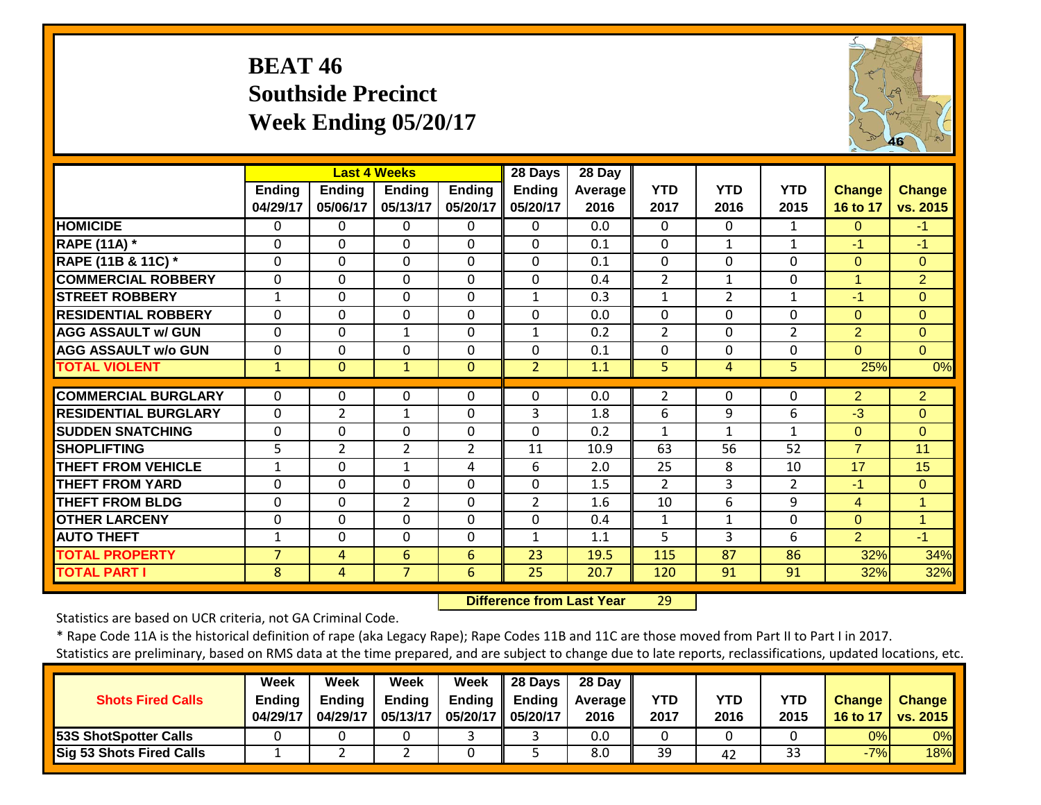# BEAT 46
## Southside Precinct
## Week Ending 05/20/17

| | Last 4 Weeks | | | | 28 Days | 28 Day | | | | | |
|---|---|---|---|---|---|---|---|---|---|---|---|
| | Ending 04/29/17 | Ending 05/06/17 | Ending 05/13/17 | Ending 05/20/17 | Ending 05/20/17 | Average 2016 | YTD 2017 | YTD 2016 | YTD 2015 | Change 16 to 17 | Change vs. 2015 |
| HOMICIDE | 0 | 0 | 0 | 0 | 0 | 0.0 | 0 | 0 | 1 | 0 | -1 |
| RAPE (11A) * | 0 | 0 | 0 | 0 | 0 | 0.1 | 0 | 1 | 1 | -1 | -1 |
| RAPE (11B & 11C) * | 0 | 0 | 0 | 0 | 0 | 0.1 | 0 | 0 | 0 | 0 | 0 |
| COMMERCIAL ROBBERY | 0 | 0 | 0 | 0 | 0 | 0.4 | 2 | 1 | 0 | 1 | 2 |
| STREET ROBBERY | 1 | 0 | 0 | 0 | 1 | 0.3 | 1 | 2 | 1 | -1 | 0 |
| RESIDENTIAL ROBBERY | 0 | 0 | 0 | 0 | 0 | 0.0 | 0 | 0 | 0 | 0 | 0 |
| AGG ASSAULT w/ GUN | 0 | 0 | 1 | 0 | 1 | 0.2 | 2 | 0 | 2 | 2 | 0 |
| AGG ASSAULT w/o GUN | 0 | 0 | 0 | 0 | 0 | 0.1 | 0 | 0 | 0 | 0 | 0 |
| TOTAL VIOLENT | 1 | 0 | 1 | 0 | 2 | 1.1 | 5 | 4 | 5 | 25% | 0% |
| COMMERCIAL BURGLARY | 0 | 0 | 0 | 0 | 0 | 0.0 | 2 | 0 | 0 | 2 | 2 |
| RESIDENTIAL BURGLARY | 0 | 2 | 1 | 0 | 3 | 1.8 | 6 | 9 | 6 | -3 | 0 |
| SUDDEN SNATCHING | 0 | 0 | 0 | 0 | 0 | 0.2 | 1 | 1 | 1 | 0 | 0 |
| SHOPLIFTING | 5 | 2 | 2 | 2 | 11 | 10.9 | 63 | 56 | 52 | 7 | 11 |
| THEFT FROM VEHICLE | 1 | 0 | 1 | 4 | 6 | 2.0 | 25 | 8 | 10 | 17 | 15 |
| THEFT FROM YARD | 0 | 0 | 0 | 0 | 0 | 1.5 | 2 | 3 | 2 | -1 | 0 |
| THEFT FROM BLDG | 0 | 0 | 2 | 0 | 2 | 1.6 | 10 | 6 | 9 | 4 | 1 |
| OTHER LARCENY | 0 | 0 | 0 | 0 | 0 | 0.4 | 1 | 1 | 0 | 0 | 1 |
| AUTO THEFT | 1 | 0 | 0 | 0 | 1 | 1.1 | 5 | 3 | 6 | 2 | -1 |
| TOTAL PROPERTY | 7 | 4 | 6 | 6 | 23 | 19.5 | 115 | 87 | 86 | 32% | 34% |
| TOTAL PART I | 8 | 4 | 7 | 6 | 25 | 20.7 | 120 | 91 | 91 | 32% | 32% |

**Difference from Last Year** 29

Statistics are based on UCR criteria, not GA Criminal Code.

* Rape Code 11A is the historical definition of rape (aka Legacy Rape); Rape Codes 11B and 11C are those moved from Part II to Part I in 2017.

Statistics are preliminary, based on RMS data at the time prepared, and are subject to change due to late reports, reclassifications, updated locations, etc.

| Shots Fired Calls | Week Ending 04/29/17 | Week Ending 04/29/17 | Week Ending 05/13/17 | Week Ending 05/20/17 | 28 Days Ending 05/20/17 | 28 Day Average 2016 | YTD 2017 | YTD 2016 | YTD 2015 | Change 16 to 17 | Change vs. 2015 |
|---|---|---|---|---|---|---|---|---|---|---|---|
| 53S ShotSpotter Calls | 0 | 0 | 0 | 3 | 3 | 0.0 | 0 | 0 | 0 | 0% | 0% |
| Sig 53 Shots Fired Calls | 1 | 2 | 2 | 0 | 5 | 8.0 | 39 | 42 | 33 | -7% | 18% |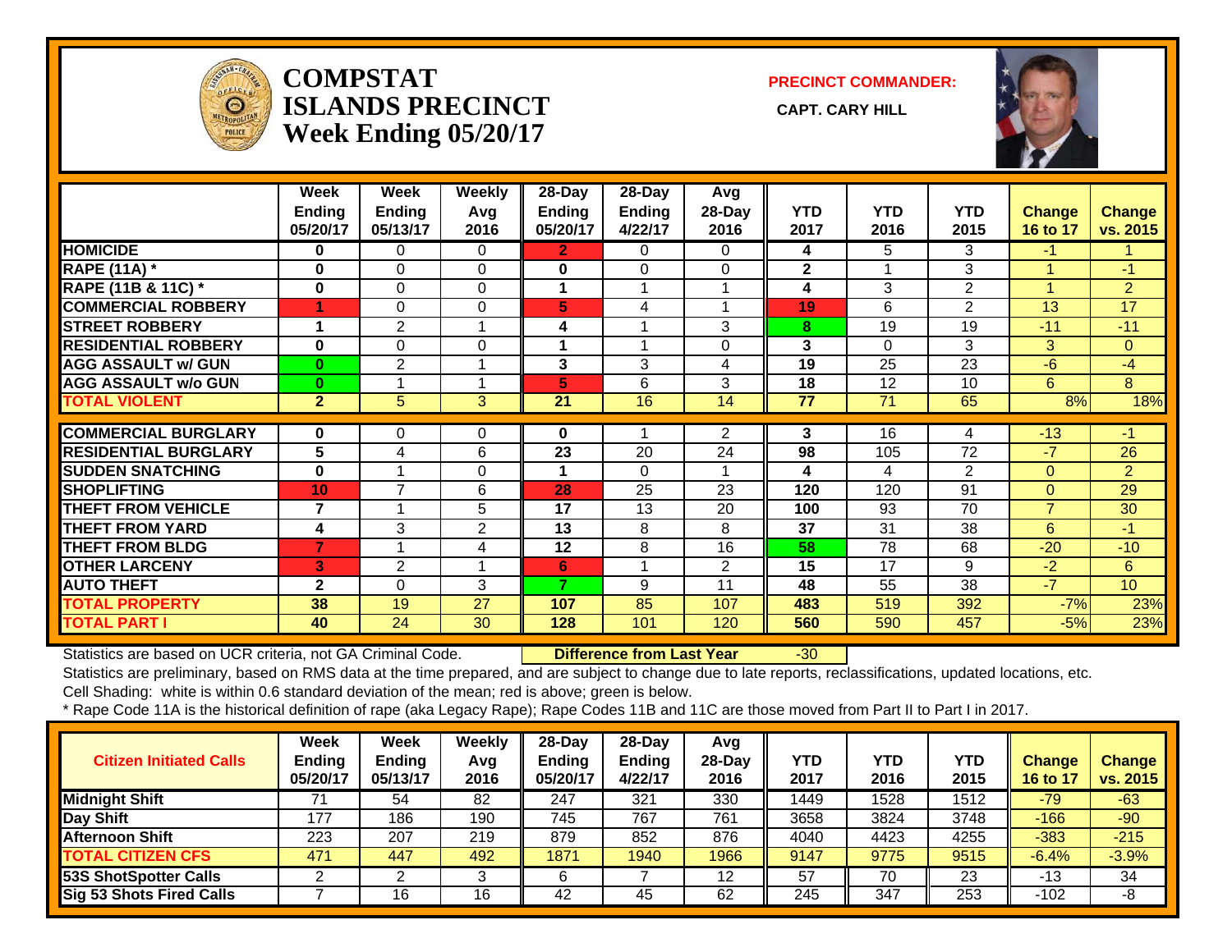# COMPSTAT
# ISLANDS PRECINCT
# Week Ending 05/20/17

**PRECINCT COMMANDER:**

**CAPT. CARY HILL**

| | Week Ending 05/20/17 | Week Ending 05/13/17 | Weekly Avg 2016 | 28-Day Ending 05/20/17 | 28-Day Ending 4/22/17 | Avg 28-Day 2016 | YTD 2017 | YTD 2016 | YTD 2015 | Change 16 to 17 | Change vs. 2015 |
|---|---|---|---|---|---|---|---|---|---|---|---|
| **HOMICIDE** | 0 | 0 | 0 | 2 | 0 | 0 | 4 | 5 | 3 | -1 | 1 |
| **RAPE (11A) *** | 0 | 0 | 0 | 0 | 0 | 0 | 2 | 1 | 3 | 1 | -1 |
| **RAPE (11B & 11C) *** | 0 | 0 | 0 | 1 | 1 | 1 | 4 | 3 | 2 | 1 | 2 |
| **COMMERCIAL ROBBERY** | 1 | 0 | 0 | 5 | 4 | 1 | 19 | 6 | 2 | 13 | 17 |
| **STREET ROBBERY** | 1 | 2 | 1 | 4 | 1 | 3 | 8 | 19 | 19 | -11 | -11 |
| **RESIDENTIAL ROBBERY** | 0 | 0 | 0 | 1 | 1 | 0 | 3 | 0 | 3 | 3 | 0 |
| **AGG ASSAULT w/ GUN** | 0 | 2 | 1 | 3 | 3 | 4 | 19 | 25 | 23 | -6 | -4 |
| **AGG ASSAULT w/o GUN** | 0 | 1 | 1 | 5 | 6 | 3 | 18 | 12 | 10 | 6 | 8 |
| **TOTAL VIOLENT** | 2 | 5 | 3 | 21 | 16 | 14 | 77 | 71 | 65 | 8% | 18% |
| **COMMERCIAL BURGLARY** | 0 | 0 | 0 | 0 | 1 | 2 | 3 | 16 | 4 | -13 | -1 |
| **RESIDENTIAL BURGLARY** | 5 | 4 | 6 | 23 | 20 | 24 | 98 | 105 | 72 | -7 | 26 |
| **SUDDEN SNATCHING** | 0 | 1 | 0 | 1 | 0 | 1 | 4 | 4 | 2 | 0 | 2 |
| **SHOPLIFTING** | 10 | 7 | 6 | 28 | 25 | 23 | 120 | 120 | 91 | 0 | 29 |
| **THEFT FROM VEHICLE** | 7 | 1 | 5 | 17 | 13 | 20 | 100 | 93 | 70 | 7 | 30 |
| **THEFT FROM YARD** | 4 | 3 | 2 | 13 | 8 | 8 | 37 | 31 | 38 | 6 | -1 |
| **THEFT FROM BLDG** | 7 | 1 | 4 | 12 | 8 | 16 | 58 | 78 | 68 | -20 | -10 |
| **OTHER LARCENY** | 3 | 2 | 1 | 6 | 1 | 2 | 15 | 17 | 9 | -2 | 6 |
| **AUTO THEFT** | 2 | 0 | 3 | 7 | 9 | 11 | 48 | 55 | 38 | -7 | 10 |
| **TOTAL PROPERTY** | 38 | 19 | 27 | 107 | 85 | 107 | 483 | 519 | 392 | -7% | 23% |
| **TOTAL PART I** | 40 | 24 | 30 | 128 | 101 | 120 | 560 | 590 | 457 | -5% | 23% |

Statistics are based on UCR criteria, not GA Criminal Code. **Difference from Last Year** -30

Statistics are preliminary, based on RMS data at the time prepared, and are subject to change due to late reports, reclassifications, updated locations, etc.

Cell Shading: white is within 0.6 standard deviation of the mean; red is above; green is below.

* Rape Code 11A is the historical definition of rape (aka Legacy Rape); Rape Codes 11B and 11C are those moved from Part II to Part I in 2017.

| Citizen Initiated Calls | Week Ending 05/20/17 | Week Ending 05/13/17 | Weekly Avg 2016 | 28-Day Ending 05/20/17 | 28-Day Ending 4/22/17 | Avg 28-Day 2016 | YTD 2017 | YTD 2016 | YTD 2015 | Change 16 to 17 | Change vs. 2015 |
|---|---|---|---|---|---|---|---|---|---|---|---|
| **Midnight Shift** | 71 | 54 | 82 | 247 | 321 | 330 | 1449 | 1528 | 1512 | -79 | -63 |
| **Day Shift** | 177 | 186 | 190 | 745 | 767 | 761 | 3658 | 3824 | 3748 | -166 | -90 |
| **Afternoon Shift** | 223 | 207 | 219 | 879 | 852 | 876 | 4040 | 4423 | 4255 | -383 | -215 |
| **TOTAL CITIZEN CFS** | 471 | 447 | 492 | 1871 | 1940 | 1966 | 9147 | 9775 | 9515 | -6.4% | -3.9% |
| **53S ShotSpotter Calls** | 2 | 2 | 3 | 6 | 7 | 12 | 57 | 70 | 23 | -13 | 34 |
| **Sig 53 Shots Fired Calls** | 7 | 16 | 16 | 42 | 45 | 62 | 245 | 347 | 253 | -102 | -8 |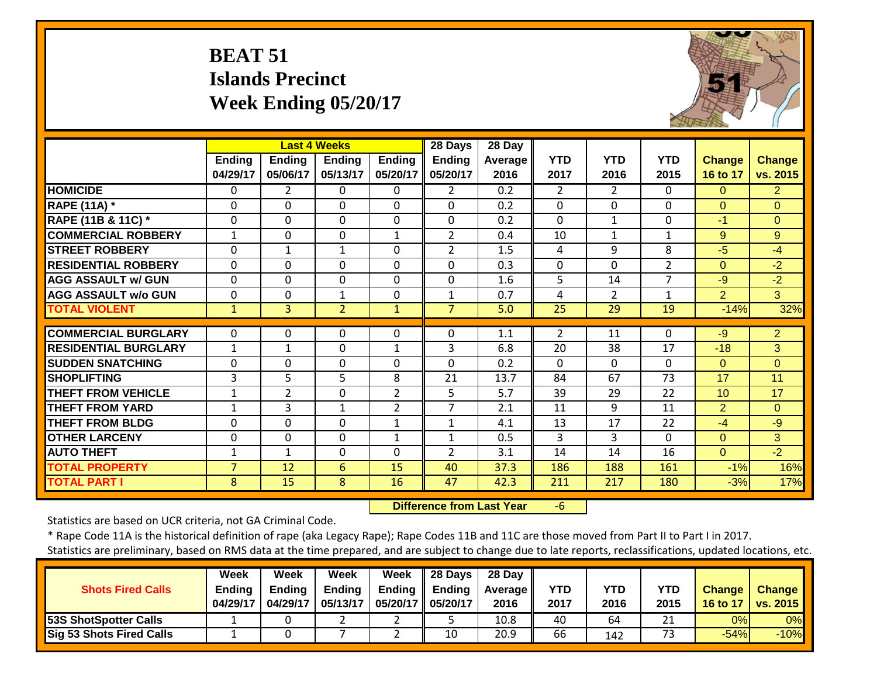# BEAT 51
## Islands Precinct
## Week Ending 05/20/17

| | Last 4 Weeks | | | | 28 Days | 28 Day | | | | | |
|---|---|---|---|---|---|---|---|---|---|---|---|
| | Ending 04/29/17 | Ending 05/06/17 | Ending 05/13/17 | Ending 05/20/17 | Ending 05/20/17 | Average 2016 | YTD 2017 | YTD 2016 | YTD 2015 | Change 16 to 17 | Change vs. 2015 |
| HOMICIDE | 0 | 2 | 0 | 0 | 2 | 0.2 | 2 | 2 | 0 | 0 | 2 |
| RAPE (11A) * | 0 | 0 | 0 | 0 | 0 | 0.2 | 0 | 0 | 0 | 0 | 0 |
| RAPE (11B & 11C) * | 0 | 0 | 0 | 0 | 0 | 0.2 | 0 | 1 | 0 | -1 | 0 |
| COMMERCIAL ROBBERY | 1 | 0 | 0 | 1 | 2 | 0.4 | 10 | 1 | 1 | 9 | 9 |
| STREET ROBBERY | 0 | 1 | 1 | 0 | 2 | 1.5 | 4 | 9 | 8 | -5 | -4 |
| RESIDENTIAL ROBBERY | 0 | 0 | 0 | 0 | 0 | 0.3 | 0 | 0 | 2 | 0 | -2 |
| AGG ASSAULT w/ GUN | 0 | 0 | 0 | 0 | 0 | 1.6 | 5 | 14 | 7 | -9 | -2 |
| AGG ASSAULT w/o GUN | 0 | 0 | 1 | 0 | 1 | 0.7 | 4 | 2 | 1 | 2 | 3 |
| TOTAL VIOLENT | 1 | 3 | 2 | 1 | 7 | 5.0 | 25 | 29 | 19 | -14% | 32% |
| COMMERCIAL BURGLARY | 0 | 0 | 0 | 0 | 0 | 1.1 | 2 | 11 | 0 | -9 | 2 |
| RESIDENTIAL BURGLARY | 1 | 1 | 0 | 1 | 3 | 6.8 | 20 | 38 | 17 | -18 | 3 |
| SUDDEN SNATCHING | 0 | 0 | 0 | 0 | 0 | 0.2 | 0 | 0 | 0 | 0 | 0 |
| SHOPLIFTING | 3 | 5 | 5 | 8 | 21 | 13.7 | 84 | 67 | 73 | 17 | 11 |
| THEFT FROM VEHICLE | 1 | 2 | 0 | 2 | 5 | 5.7 | 39 | 29 | 22 | 10 | 17 |
| THEFT FROM YARD | 1 | 3 | 1 | 2 | 7 | 2.1 | 11 | 9 | 11 | 2 | 0 |
| THEFT FROM BLDG | 0 | 0 | 0 | 1 | 1 | 4.1 | 13 | 17 | 22 | -4 | -9 |
| OTHER LARCENY | 0 | 0 | 0 | 1 | 1 | 0.5 | 3 | 3 | 0 | 0 | 3 |
| AUTO THEFT | 1 | 1 | 0 | 0 | 2 | 3.1 | 14 | 14 | 16 | 0 | -2 |
| TOTAL PROPERTY | 7 | 12 | 6 | 15 | 40 | 37.3 | 186 | 188 | 161 | -1% | 16% |
| TOTAL PART I | 8 | 15 | 8 | 16 | 47 | 42.3 | 211 | 217 | 180 | -3% | 17% |

**Difference from Last Year** -6

Statistics are based on UCR criteria, not GA Criminal Code.

* Rape Code 11A is the historical definition of rape (aka Legacy Rape); Rape Codes 11B and 11C are those moved from Part II to Part I in 2017.

Statistics are preliminary, based on RMS data at the time prepared, and are subject to change due to late reports, reclassifications, updated locations, etc.

| Shots Fired Calls | Week Ending 04/29/17 | Week Ending 04/29/17 | Week Ending 05/13/17 | Week Ending 05/20/17 | 28 Days Ending 05/20/17 | 28 Day Average 2016 | YTD 2017 | YTD 2016 | YTD 2015 | Change 16 to 17 | Change vs. 2015 |
|---|---|---|---|---|---|---|---|---|---|---|---|
| 53S ShotSpotter Calls | 1 | 0 | 2 | 2 | 5 | 10.8 | 40 | 64 | 21 | 0% | 0% |
| Sig 53 Shots Fired Calls | 1 | 0 | 7 | 2 | 10 | 20.9 | 66 | 142 | 73 | -54% | -10% |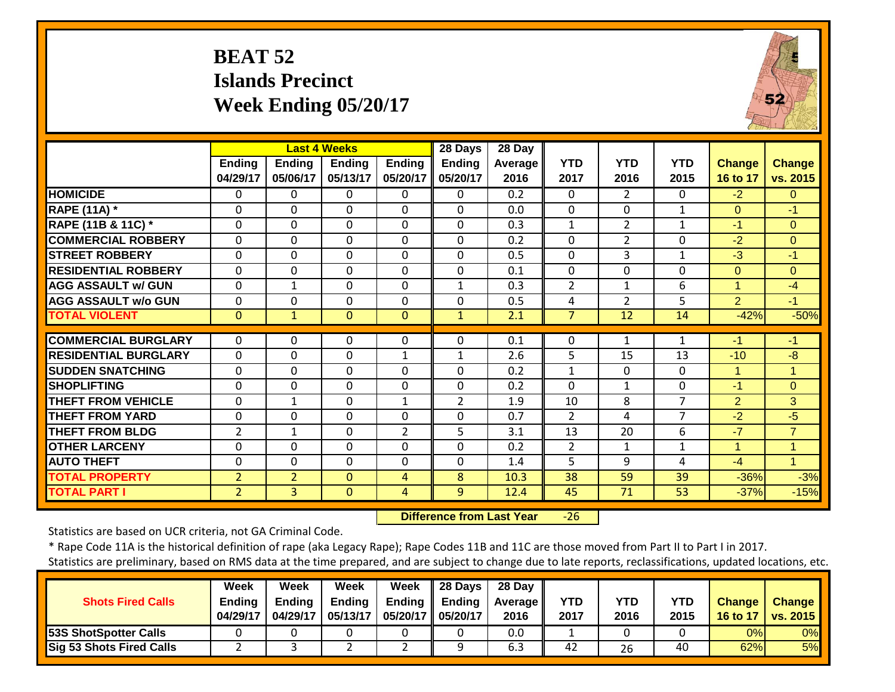# BEAT 52
## Islands Precinct
## Week Ending 05/20/17

| | Last 4 Weeks | | | | 28 Days | 28 Day | | | | | |
|---|---|---|---|---|---|---|---|---|---|---|---|
| | Ending 04/29/17 | Ending 05/06/17 | Ending 05/13/17 | Ending 05/20/17 | Ending 05/20/17 | Average 2016 | YTD 2017 | YTD 2016 | YTD 2015 | Change 16 to 17 | Change vs. 2015 |
| HOMICIDE | 0 | 0 | 0 | 0 | 0 | 0.2 | 0 | 2 | 0 | -2 | 0 |
| RAPE (11A) * | 0 | 0 | 0 | 0 | 0 | 0.0 | 0 | 0 | 1 | 0 | -1 |
| RAPE (11B & 11C) * | 0 | 0 | 0 | 0 | 0 | 0.3 | 1 | 2 | 1 | -1 | 0 |
| COMMERCIAL ROBBERY | 0 | 0 | 0 | 0 | 0 | 0.2 | 0 | 2 | 0 | -2 | 0 |
| STREET ROBBERY | 0 | 0 | 0 | 0 | 0 | 0.5 | 0 | 3 | 1 | -3 | -1 |
| RESIDENTIAL ROBBERY | 0 | 0 | 0 | 0 | 0 | 0.1 | 0 | 0 | 0 | 0 | 0 |
| AGG ASSAULT w/ GUN | 0 | 1 | 0 | 0 | 1 | 0.3 | 2 | 1 | 6 | 1 | -4 |
| AGG ASSAULT w/o GUN | 0 | 0 | 0 | 0 | 0 | 0.5 | 4 | 2 | 5 | 2 | -1 |
| TOTAL VIOLENT | 0 | 1 | 0 | 0 | 1 | 2.1 | 7 | 12 | 14 | -42% | -50% |
| COMMERCIAL BURGLARY | 0 | 0 | 0 | 0 | 0 | 0.1 | 0 | 1 | 1 | -1 | -1 |
| RESIDENTIAL BURGLARY | 0 | 0 | 0 | 1 | 1 | 2.6 | 5 | 15 | 13 | -10 | -8 |
| SUDDEN SNATCHING | 0 | 0 | 0 | 0 | 0 | 0.2 | 1 | 0 | 0 | 1 | 1 |
| SHOPLIFTING | 0 | 0 | 0 | 0 | 0 | 0.2 | 0 | 1 | 0 | -1 | 0 |
| THEFT FROM VEHICLE | 0 | 1 | 0 | 1 | 2 | 1.9 | 10 | 8 | 7 | 2 | 3 |
| THEFT FROM YARD | 0 | 0 | 0 | 0 | 0 | 0.7 | 2 | 4 | 7 | -2 | -5 |
| THEFT FROM BLDG | 2 | 1 | 0 | 2 | 5 | 3.1 | 13 | 20 | 6 | -7 | 7 |
| OTHER LARCENY | 0 | 0 | 0 | 0 | 0 | 0.2 | 2 | 1 | 1 | 1 | 1 |
| AUTO THEFT | 0 | 0 | 0 | 0 | 0 | 1.4 | 5 | 9 | 4 | -4 | 1 |
| TOTAL PROPERTY | 2 | 2 | 0 | 4 | 8 | 10.3 | 38 | 59 | 39 | -36% | -3% |
| TOTAL PART I | 2 | 3 | 0 | 4 | 9 | 12.4 | 45 | 71 | 53 | -37% | -15% |

**Difference from Last Year** -26

Statistics are based on UCR criteria, not GA Criminal Code.

* Rape Code 11A is the historical definition of rape (aka Legacy Rape); Rape Codes 11B and 11C are those moved from Part II to Part I in 2017.

Statistics are preliminary, based on RMS data at the time prepared, and are subject to change due to late reports, reclassifications, updated locations, etc.

| Shots Fired Calls | Week Ending 04/29/17 | Week Ending 04/29/17 | Week Ending 05/13/17 | Week Ending 05/20/17 | 28 Days Ending 05/20/17 | 28 Day Average 2016 | YTD 2017 | YTD 2016 | YTD 2015 | Change 16 to 17 | Change vs. 2015 |
|---|---|---|---|---|---|---|---|---|---|---|---|
| 53S ShotSpotter Calls | 0 | 0 | 0 | 0 | 0 | 0.0 | 1 | 0 | 0 | 0% | 0% |
| Sig 53 Shots Fired Calls | 2 | 3 | 2 | 2 | 9 | 6.3 | 42 | 26 | 40 | 62% | 5% |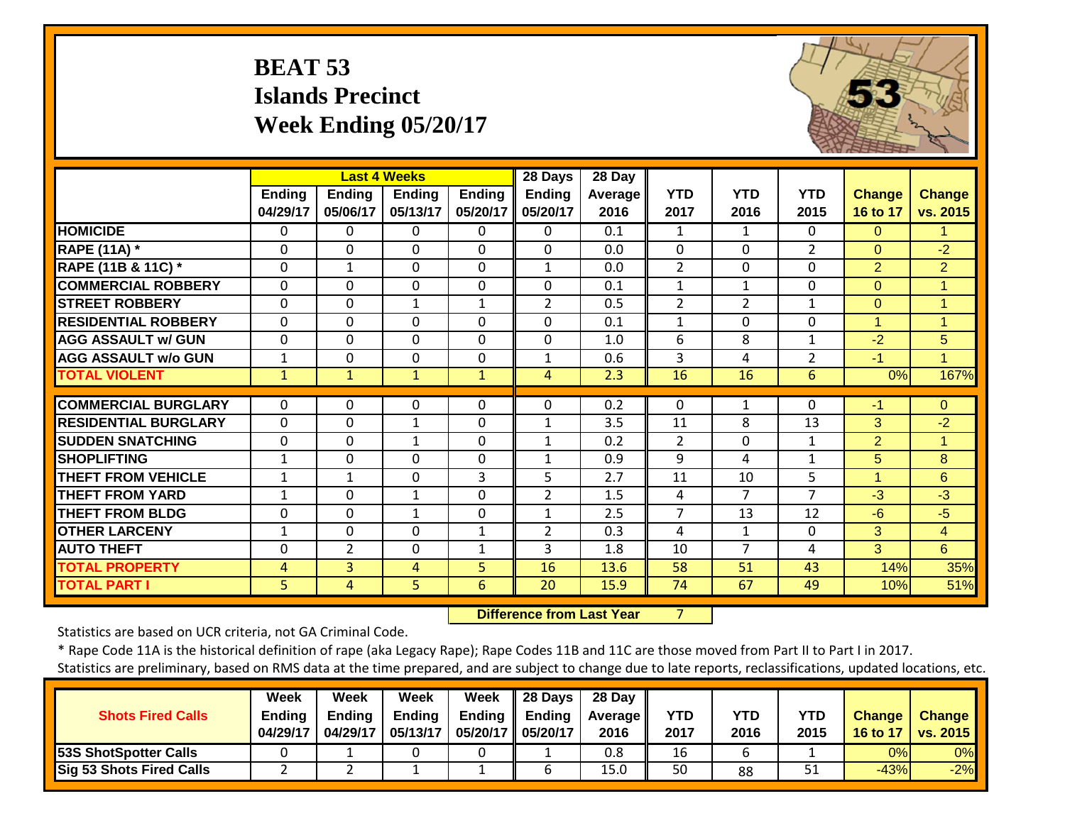# BEAT 53
## Islands Precinct
## Week Ending 05/20/17

| | Last 4 Weeks | | | | 28 Days | 28 Day | | | | | |
|---|---|---|---|---|---|---|---|---|---|---|---|
| | Ending 04/29/17 | Ending 05/06/17 | Ending 05/13/17 | Ending 05/20/17 | Ending 05/20/17 | Average 2016 | YTD 2017 | YTD 2016 | YTD 2015 | Change 16 to 17 | Change vs. 2015 |
| HOMICIDE | 0 | 0 | 0 | 0 | 0 | 0.1 | 1 | 1 | 0 | 0 | 1 |
| RAPE (11A) * | 0 | 0 | 0 | 0 | 0 | 0.0 | 0 | 0 | 2 | 0 | -2 |
| RAPE (11B & 11C) * | 0 | 1 | 0 | 0 | 1 | 0.0 | 2 | 0 | 0 | 2 | 2 |
| COMMERCIAL ROBBERY | 0 | 0 | 0 | 0 | 0 | 0.1 | 1 | 1 | 0 | 0 | 1 |
| STREET ROBBERY | 0 | 0 | 1 | 1 | 2 | 0.5 | 2 | 2 | 1 | 0 | 1 |
| RESIDENTIAL ROBBERY | 0 | 0 | 0 | 0 | 0 | 0.1 | 1 | 0 | 0 | 1 | 1 |
| AGG ASSAULT w/ GUN | 0 | 0 | 0 | 0 | 0 | 1.0 | 6 | 8 | 1 | -2 | 5 |
| AGG ASSAULT w/o GUN | 1 | 0 | 0 | 0 | 1 | 0.6 | 3 | 4 | 2 | -1 | 1 |
| TOTAL VIOLENT | 1 | 1 | 1 | 1 | 4 | 2.3 | 16 | 16 | 6 | 0% | 167% |
| COMMERCIAL BURGLARY | 0 | 0 | 0 | 0 | 0 | 0.2 | 0 | 1 | 0 | -1 | 0 |
| RESIDENTIAL BURGLARY | 0 | 0 | 1 | 0 | 1 | 3.5 | 11 | 8 | 13 | 3 | -2 |
| SUDDEN SNATCHING | 0 | 0 | 1 | 0 | 1 | 0.2 | 2 | 0 | 1 | 2 | 1 |
| SHOPLIFTING | 1 | 0 | 0 | 0 | 1 | 0.9 | 9 | 4 | 1 | 5 | 8 |
| THEFT FROM VEHICLE | 1 | 1 | 0 | 3 | 5 | 2.7 | 11 | 10 | 5 | 1 | 6 |
| THEFT FROM YARD | 1 | 0 | 1 | 0 | 2 | 1.5 | 4 | 7 | 7 | -3 | -3 |
| THEFT FROM BLDG | 0 | 0 | 1 | 0 | 1 | 2.5 | 7 | 13 | 12 | -6 | -5 |
| OTHER LARCENY | 1 | 0 | 0 | 1 | 2 | 0.3 | 4 | 1 | 0 | 3 | 4 |
| AUTO THEFT | 0 | 2 | 0 | 1 | 3 | 1.8 | 10 | 7 | 4 | 3 | 6 |
| TOTAL PROPERTY | 4 | 3 | 4 | 5 | 16 | 13.6 | 58 | 51 | 43 | 14% | 35% |
| TOTAL PART I | 5 | 4 | 5 | 6 | 20 | 15.9 | 74 | 67 | 49 | 10% | 51% |

**Difference from Last Year** 7

Statistics are based on UCR criteria, not GA Criminal Code.

* Rape Code 11A is the historical definition of rape (aka Legacy Rape); Rape Codes 11B and 11C are those moved from Part II to Part I in 2017.

Statistics are preliminary, based on RMS data at the time prepared, and are subject to change due to late reports, reclassifications, updated locations, etc.

| Shots Fired Calls | Week Ending 04/29/17 | Week Ending 04/29/17 | Week Ending 05/13/17 | Week Ending 05/20/17 | 28 Days Ending 05/20/17 | 28 Day Average 2016 | YTD 2017 | YTD 2016 | YTD 2015 | Change 16 to 17 | Change vs. 2015 |
|---|---|---|---|---|---|---|---|---|---|---|---|
| 53S ShotSpotter Calls | 0 | 1 | 0 | 0 | 1 | 0.8 | 16 | 6 | 1 | 0% | 0% |
| Sig 53 Shots Fired Calls | 2 | 2 | 1 | 1 | 6 | 15.0 | 50 | 88 | 51 | -43% | -2% |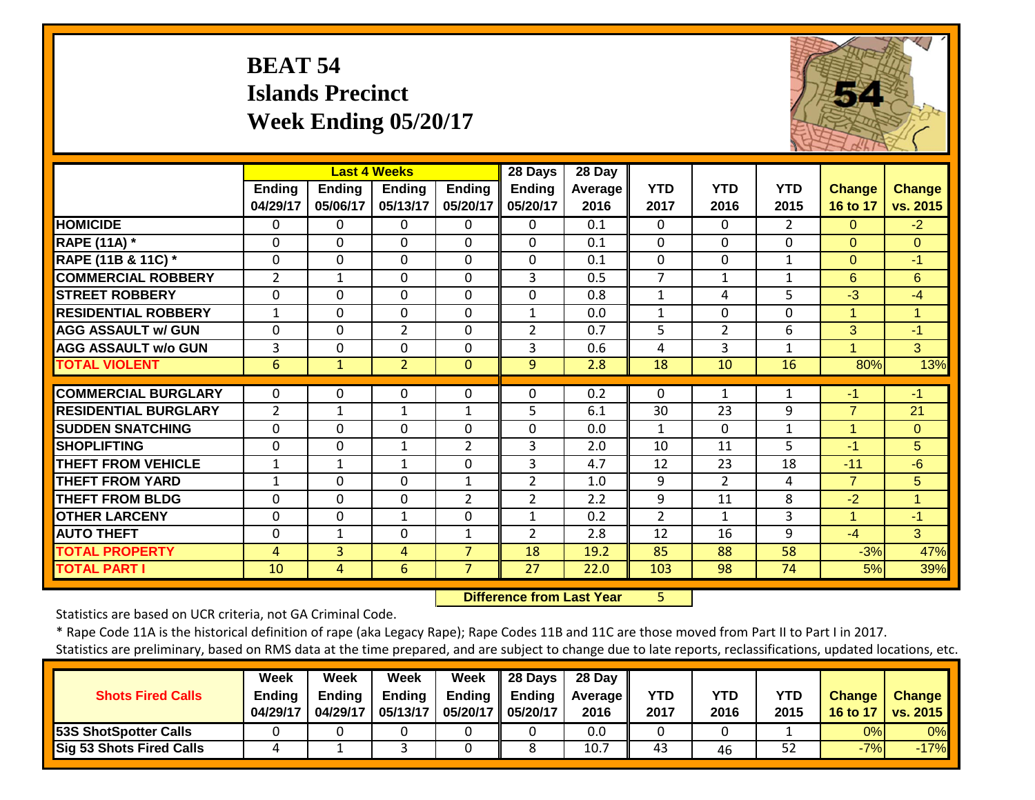# BEAT 54
## Islands Precinct
## Week Ending 05/20/17

| | Last 4 Weeks | | | | 28 Days | 28 Day | | | | | |
|---|---|---|---|---|---|---|---|---|---|---|---|
| | Ending 04/29/17 | Ending 05/06/17 | Ending 05/13/17 | Ending 05/20/17 | Ending 05/20/17 | Average 2016 | YTD 2017 | YTD 2016 | YTD 2015 | Change 16 to 17 | Change vs. 2015 |
| HOMICIDE | 0 | 0 | 0 | 0 | 0 | 0.1 | 0 | 0 | 2 | 0 | -2 |
| RAPE (11A) * | 0 | 0 | 0 | 0 | 0 | 0.1 | 0 | 0 | 0 | 0 | 0 |
| RAPE (11B & 11C) * | 0 | 0 | 0 | 0 | 0 | 0.1 | 0 | 0 | 1 | 0 | -1 |
| COMMERCIAL ROBBERY | 2 | 1 | 0 | 0 | 3 | 0.5 | 7 | 1 | 1 | 6 | 6 |
| STREET ROBBERY | 0 | 0 | 0 | 0 | 0 | 0.8 | 1 | 4 | 5 | -3 | -4 |
| RESIDENTIAL ROBBERY | 1 | 0 | 0 | 0 | 1 | 0.0 | 1 | 0 | 0 | 1 | 1 |
| AGG ASSAULT w/ GUN | 0 | 0 | 2 | 0 | 2 | 0.7 | 5 | 2 | 6 | 3 | -1 |
| AGG ASSAULT w/o GUN | 3 | 0 | 0 | 0 | 3 | 0.6 | 4 | 3 | 1 | 1 | 3 |
| TOTAL VIOLENT | 6 | 1 | 2 | 0 | 9 | 2.8 | 18 | 10 | 16 | 80% | 13% |
| COMMERCIAL BURGLARY | 0 | 0 | 0 | 0 | 0 | 0.2 | 0 | 1 | 1 | -1 | -1 |
| RESIDENTIAL BURGLARY | 2 | 1 | 1 | 1 | 5 | 6.1 | 30 | 23 | 9 | 7 | 21 |
| SUDDEN SNATCHING | 0 | 0 | 0 | 0 | 0 | 0.0 | 1 | 0 | 1 | 1 | 0 |
| SHOPLIFTING | 0 | 0 | 1 | 2 | 3 | 2.0 | 10 | 11 | 5 | -1 | 5 |
| THEFT FROM VEHICLE | 1 | 1 | 1 | 0 | 3 | 4.7 | 12 | 23 | 18 | -11 | -6 |
| THEFT FROM YARD | 1 | 0 | 0 | 1 | 2 | 1.0 | 9 | 2 | 4 | 7 | 5 |
| THEFT FROM BLDG | 0 | 0 | 0 | 2 | 2 | 2.2 | 9 | 11 | 8 | -2 | 1 |
| OTHER LARCENY | 0 | 0 | 1 | 0 | 1 | 0.2 | 2 | 1 | 3 | 1 | -1 |
| AUTO THEFT | 0 | 1 | 0 | 1 | 2 | 2.8 | 12 | 16 | 9 | -4 | 3 |
| TOTAL PROPERTY | 4 | 3 | 4 | 7 | 18 | 19.2 | 85 | 88 | 58 | -3% | 47% |
| TOTAL PART I | 10 | 4 | 6 | 7 | 27 | 22.0 | 103 | 98 | 74 | 5% | 39% |

**Difference from Last Year** 5

Statistics are based on UCR criteria, not GA Criminal Code.

* Rape Code 11A is the historical definition of rape (aka Legacy Rape); Rape Codes 11B and 11C are those moved from Part II to Part I in 2017.

Statistics are preliminary, based on RMS data at the time prepared, and are subject to change due to late reports, reclassifications, updated locations, etc.

| Shots Fired Calls | Week Ending 04/29/17 | Week Ending 04/29/17 | Week Ending 05/13/17 | Week Ending 05/20/17 | 28 Days Ending 05/20/17 | 28 Day Average 2016 | YTD 2017 | YTD 2016 | YTD 2015 | Change 16 to 17 | Change vs. 2015 |
|---|---|---|---|---|---|---|---|---|---|---|---|
| 53S ShotSpotter Calls | 0 | 0 | 0 | 0 | 0 | 0.0 | 0 | 0 | 1 | 0% | 0% |
| Sig 53 Shots Fired Calls | 4 | 1 | 3 | 0 | 8 | 10.7 | 43 | 46 | 52 | -7% | -17% |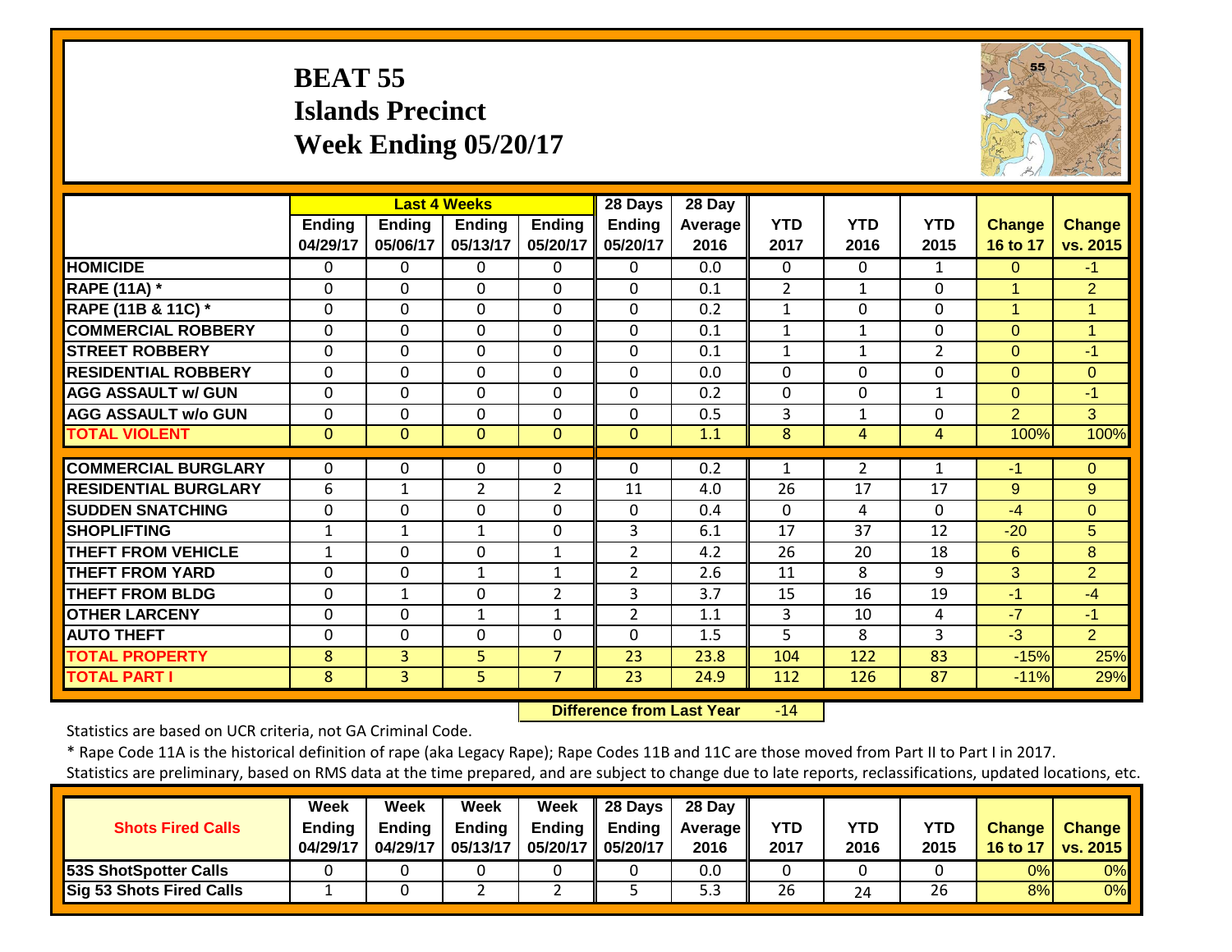# BEAT 55
## Islands Precinct
## Week Ending 05/20/17

| | Last 4 Weeks | | | | 28 Days | 28 Day | | | | | |
|---|---|---|---|---|---|---|---|---|---|---|---|
| | Ending 04/29/17 | Ending 05/06/17 | Ending 05/13/17 | Ending 05/20/17 | Ending 05/20/17 | Average 2016 | YTD 2017 | YTD 2016 | YTD 2015 | Change 16 to 17 | Change vs. 2015 |
| HOMICIDE | 0 | 0 | 0 | 0 | 0 | 0.0 | 0 | 0 | 1 | 0 | -1 |
| RAPE (11A) * | 0 | 0 | 0 | 0 | 0 | 0.1 | 2 | 1 | 0 | 1 | 2 |
| RAPE (11B & 11C) * | 0 | 0 | 0 | 0 | 0 | 0.2 | 1 | 0 | 0 | 1 | 1 |
| COMMERCIAL ROBBERY | 0 | 0 | 0 | 0 | 0 | 0.1 | 1 | 1 | 0 | 0 | 1 |
| STREET ROBBERY | 0 | 0 | 0 | 0 | 0 | 0.1 | 1 | 1 | 2 | 0 | -1 |
| RESIDENTIAL ROBBERY | 0 | 0 | 0 | 0 | 0 | 0.0 | 0 | 0 | 0 | 0 | 0 |
| AGG ASSAULT w/ GUN | 0 | 0 | 0 | 0 | 0 | 0.2 | 0 | 0 | 1 | 0 | -1 |
| AGG ASSAULT w/o GUN | 0 | 0 | 0 | 0 | 0 | 0.5 | 3 | 1 | 0 | 2 | 3 |
| TOTAL VIOLENT | 0 | 0 | 0 | 0 | 0 | 1.1 | 8 | 4 | 4 | 100% | 100% |
| COMMERCIAL BURGLARY | 0 | 0 | 0 | 0 | 0 | 0.2 | 1 | 2 | 1 | -1 | 0 |
| RESIDENTIAL BURGLARY | 6 | 1 | 2 | 2 | 11 | 4.0 | 26 | 17 | 17 | 9 | 9 |
| SUDDEN SNATCHING | 0 | 0 | 0 | 0 | 0 | 0.4 | 0 | 4 | 0 | -4 | 0 |
| SHOPLIFTING | 1 | 1 | 1 | 0 | 3 | 6.1 | 17 | 37 | 12 | -20 | 5 |
| THEFT FROM VEHICLE | 1 | 0 | 0 | 1 | 2 | 4.2 | 26 | 20 | 18 | 6 | 8 |
| THEFT FROM YARD | 0 | 0 | 1 | 1 | 2 | 2.6 | 11 | 8 | 9 | 3 | 2 |
| THEFT FROM BLDG | 0 | 1 | 0 | 2 | 3 | 3.7 | 15 | 16 | 19 | -1 | -4 |
| OTHER LARCENY | 0 | 0 | 1 | 1 | 2 | 1.1 | 3 | 10 | 4 | -7 | -1 |
| AUTO THEFT | 0 | 0 | 0 | 0 | 0 | 1.5 | 5 | 8 | 3 | -3 | 2 |
| TOTAL PROPERTY | 8 | 3 | 5 | 7 | 23 | 23.8 | 104 | 122 | 83 | -15% | 25% |
| TOTAL PART I | 8 | 3 | 5 | 7 | 23 | 24.9 | 112 | 126 | 87 | -11% | 29% |

**Difference from Last Year** -14

Statistics are based on UCR criteria, not GA Criminal Code.

* Rape Code 11A is the historical definition of rape (aka Legacy Rape); Rape Codes 11B and 11C are those moved from Part II to Part I in 2017.

Statistics are preliminary, based on RMS data at the time prepared, and are subject to change due to late reports, reclassifications, updated locations, etc.

| Shots Fired Calls | Week Ending 04/29/17 | Week Ending 04/29/17 | Week Ending 05/13/17 | Week Ending 05/20/17 | 28 Days Ending 05/20/17 | 28 Day Average 2016 | YTD 2017 | YTD 2016 | YTD 2015 | Change 16 to 17 | Change vs. 2015 |
|---|---|---|---|---|---|---|---|---|---|---|---|
| 53S ShotSpotter Calls | 0 | 0 | 0 | 0 | 0 | 0.0 | 0 | 0 | 0 | 0% | 0% |
| Sig 53 Shots Fired Calls | 1 | 0 | 2 | 2 | 5 | 5.3 | 26 | 24 | 26 | 8% | 0% |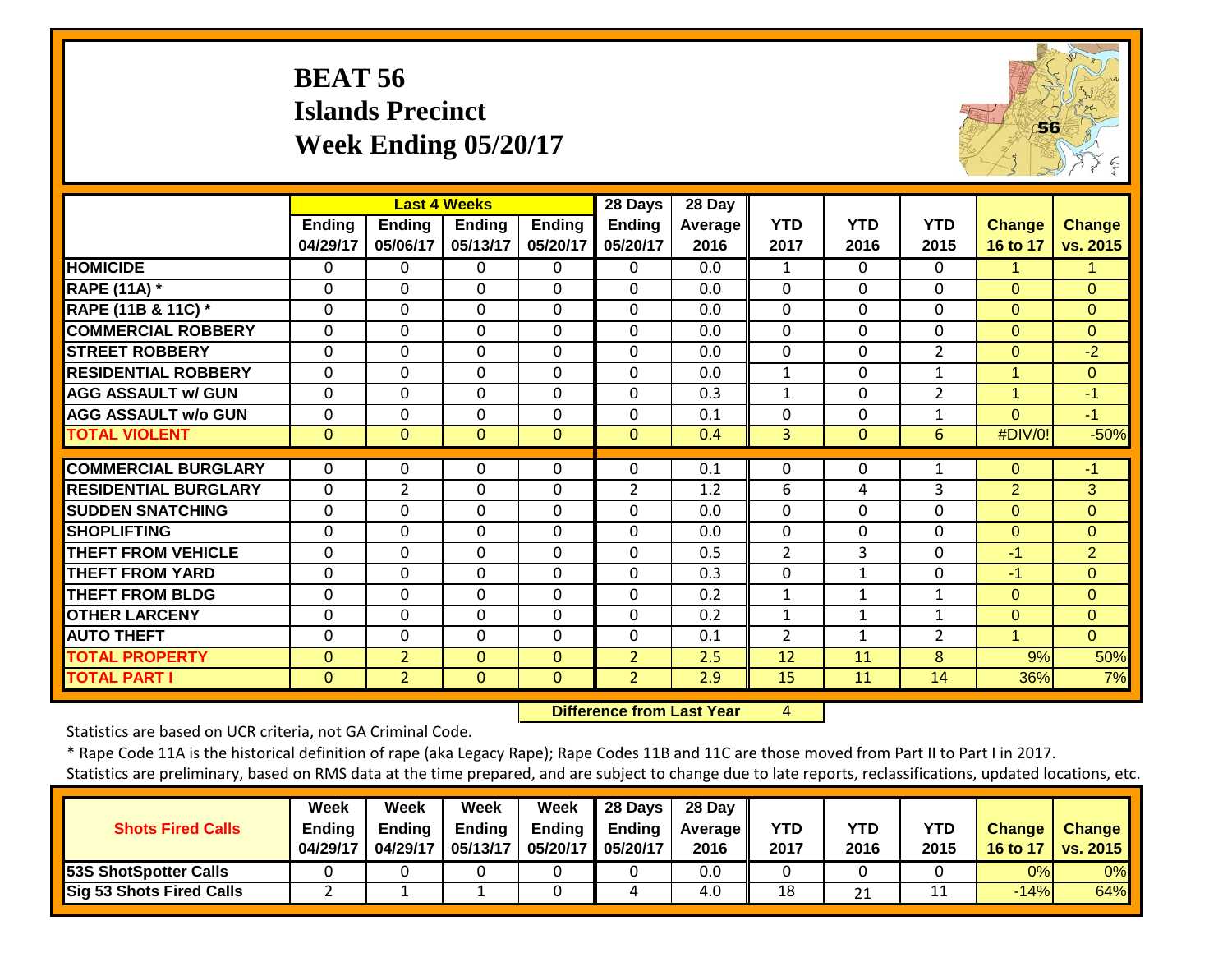# BEAT 56
## Islands Precinct
## Week Ending 05/20/17

| | Last 4 Weeks | | | | 28 Days | 28 Day | | | | | |
|---|---|---|---|---|---|---|---|---|---|---|---|
| | Ending 04/29/17 | Ending 05/06/17 | Ending 05/13/17 | Ending 05/20/17 | Ending 05/20/17 | Average 2016 | YTD 2017 | YTD 2016 | YTD 2015 | Change 16 to 17 | Change vs. 2015 |
| HOMICIDE | 0 | 0 | 0 | 0 | 0 | 0.0 | 1 | 0 | 0 | 1 | 1 |
| RAPE (11A) * | 0 | 0 | 0 | 0 | 0 | 0.0 | 0 | 0 | 0 | 0 | 0 |
| RAPE (11B & 11C) * | 0 | 0 | 0 | 0 | 0 | 0.0 | 0 | 0 | 0 | 0 | 0 |
| COMMERCIAL ROBBERY | 0 | 0 | 0 | 0 | 0 | 0.0 | 0 | 0 | 0 | 0 | 0 |
| STREET ROBBERY | 0 | 0 | 0 | 0 | 0 | 0.0 | 0 | 0 | 2 | 0 | -2 |
| RESIDENTIAL ROBBERY | 0 | 0 | 0 | 0 | 0 | 0.0 | 1 | 0 | 1 | 1 | 0 |
| AGG ASSAULT w/ GUN | 0 | 0 | 0 | 0 | 0 | 0.3 | 1 | 0 | 2 | 1 | -1 |
| AGG ASSAULT w/o GUN | 0 | 0 | 0 | 0 | 0 | 0.1 | 0 | 0 | 1 | 0 | -1 |
| TOTAL VIOLENT | 0 | 0 | 0 | 0 | 0 | 0.4 | 3 | 0 | 6 | #DIV/0! | -50% |
| COMMERCIAL BURGLARY | 0 | 0 | 0 | 0 | 0 | 0.1 | 0 | 0 | 1 | 0 | -1 |
| RESIDENTIAL BURGLARY | 0 | 2 | 0 | 0 | 2 | 1.2 | 6 | 4 | 3 | 2 | 3 |
| SUDDEN SNATCHING | 0 | 0 | 0 | 0 | 0 | 0.0 | 0 | 0 | 0 | 0 | 0 |
| SHOPLIFTING | 0 | 0 | 0 | 0 | 0 | 0.0 | 0 | 0 | 0 | 0 | 0 |
| THEFT FROM VEHICLE | 0 | 0 | 0 | 0 | 0 | 0.5 | 2 | 3 | 0 | -1 | 2 |
| THEFT FROM YARD | 0 | 0 | 0 | 0 | 0 | 0.3 | 0 | 1 | 0 | -1 | 0 |
| THEFT FROM BLDG | 0 | 0 | 0 | 0 | 0 | 0.2 | 1 | 1 | 1 | 0 | 0 |
| OTHER LARCENY | 0 | 0 | 0 | 0 | 0 | 0.2 | 1 | 1 | 1 | 0 | 0 |
| AUTO THEFT | 0 | 0 | 0 | 0 | 0 | 0.1 | 2 | 1 | 2 | 1 | 0 |
| TOTAL PROPERTY | 0 | 2 | 0 | 0 | 2 | 2.5 | 12 | 11 | 8 | 9% | 50% |
| TOTAL PART I | 0 | 2 | 0 | 0 | 2 | 2.9 | 15 | 11 | 14 | 36% | 7% |

**Difference from Last Year** 4

Statistics are based on UCR criteria, not GA Criminal Code.

* Rape Code 11A is the historical definition of rape (aka Legacy Rape); Rape Codes 11B and 11C are those moved from Part II to Part I in 2017.

Statistics are preliminary, based on RMS data at the time prepared, and are subject to change due to late reports, reclassifications, updated locations, etc.

| Shots Fired Calls | Week Ending 04/29/17 | Week Ending 04/29/17 | Week Ending 05/13/17 | Week Ending 05/20/17 | 28 Days Ending 05/20/17 | 28 Day Average 2016 | YTD 2017 | YTD 2016 | YTD 2015 | Change 16 to 17 | Change vs. 2015 |
|---|---|---|---|---|---|---|---|---|---|---|---|
| 53S ShotSpotter Calls | 0 | 0 | 0 | 0 | 0 | 0.0 | 0 | 0 | 0 | 0% | 0% |
| Sig 53 Shots Fired Calls | 2 | 1 | 1 | 0 | 4 | 4.0 | 18 | 21 | 11 | -14% | 64% |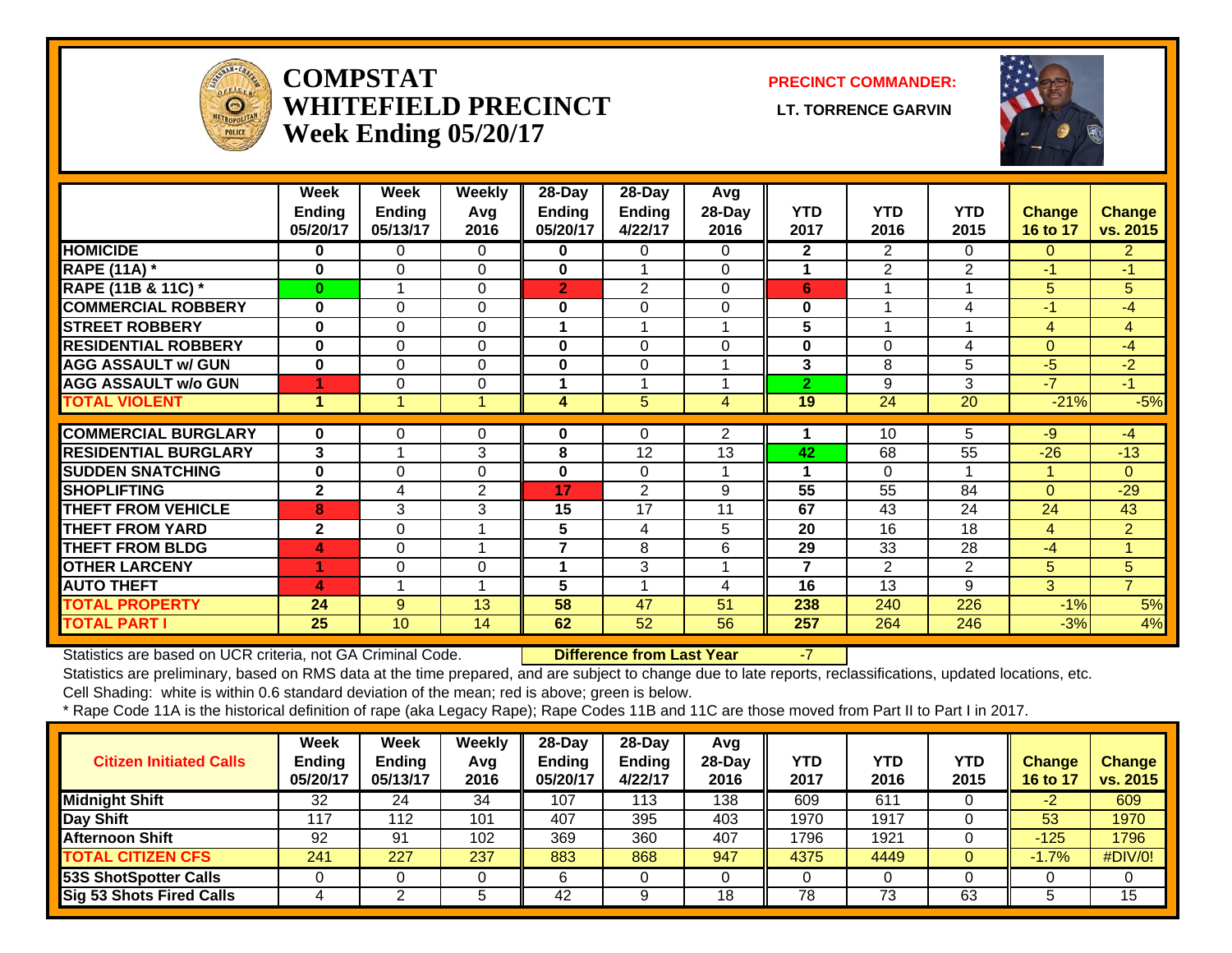# COMPSTAT WHITEFIELD PRECINCT Week Ending 05/20/17

**PRECINCT COMMANDER:**

**LT. TORRENCE GARVIN**

| | Week Ending 05/20/17 | Week Ending 05/13/17 | Weekly Avg 2016 | 28-Day Ending 05/20/17 | 28-Day Ending 4/22/17 | Avg 28-Day 2016 | YTD 2017 | YTD 2016 | YTD 2015 | Change 16 to 17 | Change vs. 2015 |
|---|---|---|---|---|---|---|---|---|---|---|---|
| HOMICIDE | 0 | 0 | 0 | 0 | 0 | 0 | 2 | 2 | 0 | 0 | 2 |
| RAPE (11A) * | 0 | 0 | 0 | 0 | 1 | 0 | 1 | 2 | 2 | -1 | -1 |
| RAPE (11B & 11C) * | 0 | 1 | 0 | 2 | 2 | 0 | 6 | 1 | 1 | 5 | 5 |
| COMMERCIAL ROBBERY | 0 | 0 | 0 | 0 | 0 | 0 | 0 | 1 | 4 | -1 | -4 |
| STREET ROBBERY | 0 | 0 | 0 | 1 | 1 | 1 | 5 | 1 | 1 | 4 | 4 |
| RESIDENTIAL ROBBERY | 0 | 0 | 0 | 0 | 0 | 0 | 0 | 0 | 4 | 0 | -4 |
| AGG ASSAULT w/ GUN | 0 | 0 | 0 | 0 | 0 | 1 | 3 | 8 | 5 | -5 | -2 |
| AGG ASSAULT w/o GUN | 1 | 0 | 0 | 1 | 1 | 1 | 2 | 9 | 3 | -7 | -1 |
| TOTAL VIOLENT | 1 | 1 | 1 | 4 | 5 | 4 | 19 | 24 | 20 | -21% | -5% |
| COMMERCIAL BURGLARY | 0 | 0 | 0 | 0 | 0 | 2 | 1 | 10 | 5 | -9 | -4 |
| RESIDENTIAL BURGLARY | 3 | 1 | 3 | 8 | 12 | 13 | 42 | 68 | 55 | -26 | -13 |
| SUDDEN SNATCHING | 0 | 0 | 0 | 0 | 0 | 1 | 1 | 0 | 1 | 1 | 0 |
| SHOPLIFTING | 2 | 4 | 2 | 17 | 2 | 9 | 55 | 55 | 84 | 0 | -29 |
| THEFT FROM VEHICLE | 8 | 3 | 3 | 15 | 17 | 11 | 67 | 43 | 24 | 24 | 43 |
| THEFT FROM YARD | 2 | 0 | 1 | 5 | 4 | 5 | 20 | 16 | 18 | 4 | 2 |
| THEFT FROM BLDG | 4 | 0 | 1 | 7 | 8 | 6 | 29 | 33 | 28 | -4 | 1 |
| OTHER LARCENY | 1 | 0 | 0 | 1 | 3 | 1 | 7 | 2 | 2 | 5 | 5 |
| AUTO THEFT | 4 | 1 | 1 | 5 | 1 | 4 | 16 | 13 | 9 | 3 | 7 |
| TOTAL PROPERTY | 24 | 9 | 13 | 58 | 47 | 51 | 238 | 240 | 226 | -1% | 5% |
| TOTAL PART I | 25 | 10 | 14 | 62 | 52 | 56 | 257 | 264 | 246 | -3% | 4% |

Statistics are based on UCR criteria, not GA Criminal Code. **Difference from Last Year** -7

Statistics are preliminary, based on RMS data at the time prepared, and are subject to change due to late reports, reclassifications, updated locations, etc.

Cell Shading: white is within 0.6 standard deviation of the mean; red is above; green is below.

* Rape Code 11A is the historical definition of rape (aka Legacy Rape); Rape Codes 11B and 11C are those moved from Part II to Part I in 2017.

| Citizen Initiated Calls | Week Ending 05/20/17 | Week Ending 05/13/17 | Weekly Avg 2016 | 28-Day Ending 05/20/17 | 28-Day Ending 4/22/17 | Avg 28-Day 2016 | YTD 2017 | YTD 2016 | YTD 2015 | Change 16 to 17 | Change vs. 2015 |
|---|---|---|---|---|---|---|---|---|---|---|---|
| Midnight Shift | 32 | 24 | 34 | 107 | 113 | 138 | 609 | 611 | 0 | -2 | 609 |
| Day Shift | 117 | 112 | 101 | 407 | 395 | 403 | 1970 | 1917 | 0 | 53 | 1970 |
| Afternoon Shift | 92 | 91 | 102 | 369 | 360 | 407 | 1796 | 1921 | 0 | -125 | 1796 |
| TOTAL CITIZEN CFS | 241 | 227 | 237 | 883 | 868 | 947 | 4375 | 4449 | 0 | -1.7% | #DIV/0! |
| 53S ShotSpotter Calls | 0 | 0 | 0 | 6 | 0 | 0 | 0 | 0 | 0 | 0 | 0 |
| Sig 53 Shots Fired Calls | 4 | 2 | 5 | 42 | 9 | 18 | 78 | 73 | 63 | 5 | 15 |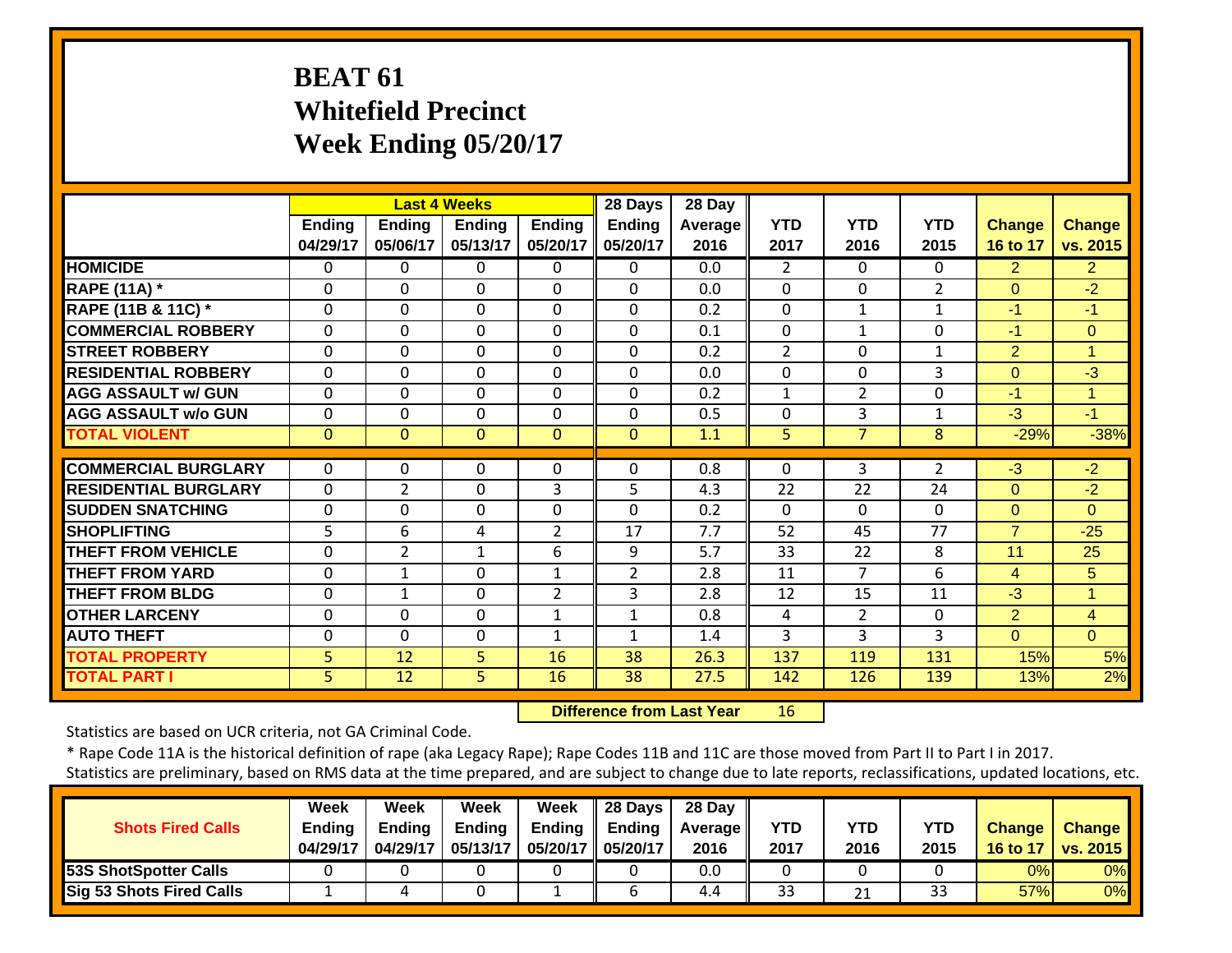# BEAT 61
## Whitefield Precinct
## Week Ending 05/20/17

| | Last 4 Weeks | | | | 28 Days | 28 Day | | | | | |
|---|---|---|---|---|---|---|---|---|---|---|---|
| | Ending 04/29/17 | Ending 05/06/17 | Ending 05/13/17 | Ending 05/20/17 | Ending 05/20/17 | Average 2016 | YTD 2017 | YTD 2016 | YTD 2015 | Change 16 to 17 | Change vs. 2015 |
| HOMICIDE | 0 | 0 | 0 | 0 | 0 | 0.0 | 2 | 0 | 0 | 2 | 2 |
| RAPE (11A) * | 0 | 0 | 0 | 0 | 0 | 0.0 | 0 | 0 | 2 | 0 | -2 |
| RAPE (11B & 11C) * | 0 | 0 | 0 | 0 | 0 | 0.2 | 0 | 1 | 1 | -1 | -1 |
| COMMERCIAL ROBBERY | 0 | 0 | 0 | 0 | 0 | 0.1 | 0 | 1 | 0 | -1 | 0 |
| STREET ROBBERY | 0 | 0 | 0 | 0 | 0 | 0.2 | 2 | 0 | 1 | 2 | 1 |
| RESIDENTIAL ROBBERY | 0 | 0 | 0 | 0 | 0 | 0.0 | 0 | 0 | 3 | 0 | -3 |
| AGG ASSAULT w/ GUN | 0 | 0 | 0 | 0 | 0 | 0.2 | 1 | 2 | 0 | -1 | 1 |
| AGG ASSAULT w/o GUN | 0 | 0 | 0 | 0 | 0 | 0.5 | 0 | 3 | 1 | -3 | -1 |
| TOTAL VIOLENT | 0 | 0 | 0 | 0 | 0 | 1.1 | 5 | 7 | 8 | -29% | -38% |
| COMMERCIAL BURGLARY | 0 | 0 | 0 | 0 | 0 | 0.8 | 0 | 3 | 2 | -3 | -2 |
| RESIDENTIAL BURGLARY | 0 | 2 | 0 | 3 | 5 | 4.3 | 22 | 22 | 24 | 0 | -2 |
| SUDDEN SNATCHING | 0 | 0 | 0 | 0 | 0 | 0.2 | 0 | 0 | 0 | 0 | 0 |
| SHOPLIFTING | 5 | 6 | 4 | 2 | 17 | 7.7 | 52 | 45 | 77 | 7 | -25 |
| THEFT FROM VEHICLE | 0 | 2 | 1 | 6 | 9 | 5.7 | 33 | 22 | 8 | 11 | 25 |
| THEFT FROM YARD | 0 | 1 | 0 | 1 | 2 | 2.8 | 11 | 7 | 6 | 4 | 5 |
| THEFT FROM BLDG | 0 | 1 | 0 | 2 | 3 | 2.8 | 12 | 15 | 11 | -3 | 1 |
| OTHER LARCENY | 0 | 0 | 0 | 1 | 1 | 0.8 | 4 | 2 | 0 | 2 | 4 |
| AUTO THEFT | 0 | 0 | 0 | 1 | 1 | 1.4 | 3 | 3 | 3 | 0 | 0 |
| TOTAL PROPERTY | 5 | 12 | 5 | 16 | 38 | 26.3 | 137 | 119 | 131 | 15% | 5% |
| TOTAL PART I | 5 | 12 | 5 | 16 | 38 | 27.5 | 142 | 126 | 139 | 13% | 2% |

**Difference from Last Year** 16

Statistics are based on UCR criteria, not GA Criminal Code.

* Rape Code 11A is the historical definition of rape (aka Legacy Rape); Rape Codes 11B and 11C are those moved from Part II to Part I in 2017.

Statistics are preliminary, based on RMS data at the time prepared, and are subject to change due to late reports, reclassifications, updated locations, etc.

| Shots Fired Calls | Week Ending 04/29/17 | Week Ending 04/29/17 | Week Ending 05/13/17 | Week Ending 05/20/17 | 28 Days Ending 05/20/17 | 28 Day Average 2016 | YTD 2017 | YTD 2016 | YTD 2015 | Change 16 to 17 | Change vs. 2015 |
|---|---|---|---|---|---|---|---|---|---|---|---|
| 53S ShotSpotter Calls | 0 | 0 | 0 | 0 | 0 | 0.0 | 0 | 0 | 0 | 0% | 0% |
| Sig 53 Shots Fired Calls | 1 | 4 | 0 | 1 | 6 | 4.4 | 33 | 21 | 33 | 57% | 0% |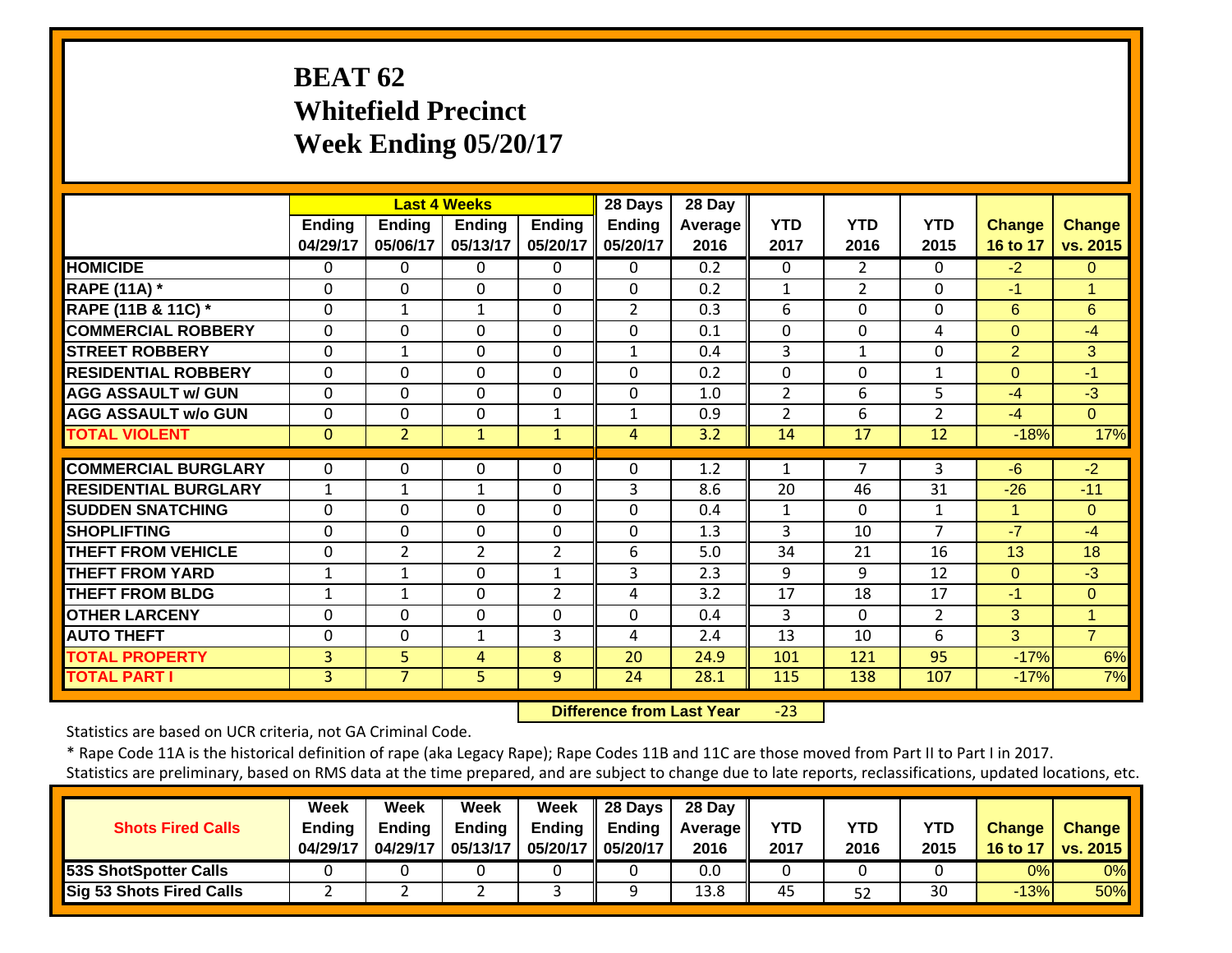# BEAT 62
# Whitefield Precinct
# Week Ending 05/20/17

| | Last 4 Weeks | | | | 28 Days | 28 Day | | | | | |
|---|---|---|---|---|---|---|---|---|---|---|---|
| | Ending 04/29/17 | Ending 05/06/17 | Ending 05/13/17 | Ending 05/20/17 | Ending 05/20/17 | Average 2016 | YTD 2017 | YTD 2016 | YTD 2015 | Change 16 to 17 | Change vs. 2015 |
| HOMICIDE | 0 | 0 | 0 | 0 | 0 | 0.2 | 0 | 2 | 0 | -2 | 0 |
| RAPE (11A) * | 0 | 0 | 0 | 0 | 0 | 0.2 | 1 | 2 | 0 | -1 | 1 |
| RAPE (11B & 11C) * | 0 | 1 | 1 | 0 | 2 | 0.3 | 6 | 0 | 0 | 6 | 6 |
| COMMERCIAL ROBBERY | 0 | 0 | 0 | 0 | 0 | 0.1 | 0 | 0 | 4 | 0 | -4 |
| STREET ROBBERY | 0 | 1 | 0 | 0 | 1 | 0.4 | 3 | 1 | 0 | 2 | 3 |
| RESIDENTIAL ROBBERY | 0 | 0 | 0 | 0 | 0 | 0.2 | 0 | 0 | 1 | 0 | -1 |
| AGG ASSAULT w/ GUN | 0 | 0 | 0 | 0 | 0 | 1.0 | 2 | 6 | 5 | -4 | -3 |
| AGG ASSAULT w/o GUN | 0 | 0 | 0 | 1 | 1 | 0.9 | 2 | 6 | 2 | -4 | 0 |
| TOTAL VIOLENT | 0 | 2 | 1 | 1 | 4 | 3.2 | 14 | 17 | 12 | -18% | 17% |
| COMMERCIAL BURGLARY | 0 | 0 | 0 | 0 | 0 | 1.2 | 1 | 7 | 3 | -6 | -2 |
| RESIDENTIAL BURGLARY | 1 | 1 | 1 | 0 | 3 | 8.6 | 20 | 46 | 31 | -26 | -11 |
| SUDDEN SNATCHING | 0 | 0 | 0 | 0 | 0 | 0.4 | 1 | 0 | 1 | 1 | 0 |
| SHOPLIFTING | 0 | 0 | 0 | 0 | 0 | 1.3 | 3 | 10 | 7 | -7 | -4 |
| THEFT FROM VEHICLE | 0 | 2 | 2 | 2 | 6 | 5.0 | 34 | 21 | 16 | 13 | 18 |
| THEFT FROM YARD | 1 | 1 | 0 | 1 | 3 | 2.3 | 9 | 9 | 12 | 0 | -3 |
| THEFT FROM BLDG | 1 | 1 | 0 | 2 | 4 | 3.2 | 17 | 18 | 17 | -1 | 0 |
| OTHER LARCENY | 0 | 0 | 0 | 0 | 0 | 0.4 | 3 | 0 | 2 | 3 | 1 |
| AUTO THEFT | 0 | 0 | 1 | 3 | 4 | 2.4 | 13 | 10 | 6 | 3 | 7 |
| TOTAL PROPERTY | 3 | 5 | 4 | 8 | 20 | 24.9 | 101 | 121 | 95 | -17% | 6% |
| TOTAL PART I | 3 | 7 | 5 | 9 | 24 | 28.1 | 115 | 138 | 107 | -17% | 7% |

**Difference from Last Year** -23

Statistics are based on UCR criteria, not GA Criminal Code.

* Rape Code 11A is the historical definition of rape (aka Legacy Rape); Rape Codes 11B and 11C are those moved from Part II to Part I in 2017.

Statistics are preliminary, based on RMS data at the time prepared, and are subject to change due to late reports, reclassifications, updated locations, etc.

| Shots Fired Calls | Week Ending 04/29/17 | Week Ending 04/29/17 | Week Ending 05/13/17 | Week Ending 05/20/17 | 28 Days Ending 05/20/17 | 28 Day Average 2016 | YTD 2017 | YTD 2016 | YTD 2015 | Change 16 to 17 | Change vs. 2015 |
|---|---|---|---|---|---|---|---|---|---|---|---|
| 53S ShotSpotter Calls | 0 | 0 | 0 | 0 | 0 | 0.0 | 0 | 0 | 0 | 0% | 0% |
| Sig 53 Shots Fired Calls | 2 | 2 | 2 | 3 | 9 | 13.8 | 45 | 52 | 30 | -13% | 50% |